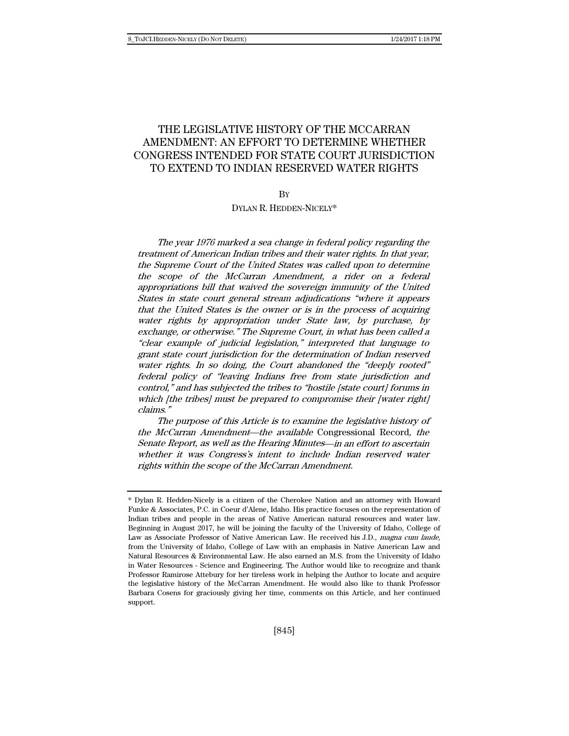# THE LEGISLATIVE HISTORY OF THE MCCARRAN AMENDMENT: AN EFFORT TO DETERMINE WHETHER CONGRESS INTENDED FOR STATE COURT JURISDICTION TO EXTEND TO INDIAN RESERVED WATER RIGHTS

BY

DYLAN R. HEDDEN-NICELY*

*The year 1976 marked a sea change in federal policy regarding the treatment of American Indian tribes and their water rights. In that year, the Supreme Court of the United States was called upon to determine the scope of the McCarran Amendment, a rider upon a federal appropriations bill that waived the sovereign immunity of the United States in state court general stream adjudications "where it appears that the United States is the owner or is in the process of acquiring water rights by appropriation under State law, by purchase, by exchange, or otherwise." The Supreme Court, in what has been called a "clear example of judicial legislation," interpreted that language to grant state court jurisdiction for the determination of Indian reserved water rights. In so doing, the Court abandoned the "deeply rooted" federal policy of "leaving Indians free from state jurisdiction and control," and has subjected the tribes to "hostile [state court] forums in which [the tribes] must be prepared to compromise their [water right] claims."*

*The purpose of this Article is to examine the legislative history of the McCarran Amendment—the available* Congressional Record*, the Senate Report, as well as the Hearing Minutes—in an effort to ascertain whether it was Congress's intent to include Indian reserved water rights within the scope of the McCarran Amendment.*

---

\* Dylan R. Hedden-Nicely is a citizen of the Cherokee Nation and an attorney with Howard Funke & Associates, P.C. in Coeur d'Alene, Idaho. His practice focuses on the representation of Indian tribes and people in the areas of Native American natural resources and water law. Beginning in August 2017, he will be joining the faculty of the University of Idaho, College of Law as Associate Professor of Native American Law. He received his J.D., *magna cum laude*, from the University of Idaho, College of Law with an emphasis in Native American Law and Natural Resources & Environmental Law. He also earned an M.S. from the University of Idaho in Water Resources - Science and Engineering. The Author would like to recognize and thank Professor Ramirose Attebury for her tireless work in helping the Author to locate and acquire the legislative history of the McCarran Amendment. He would also like to thank Professor Barbara Cosens for graciously giving her time, comments on this Article, and her continued support.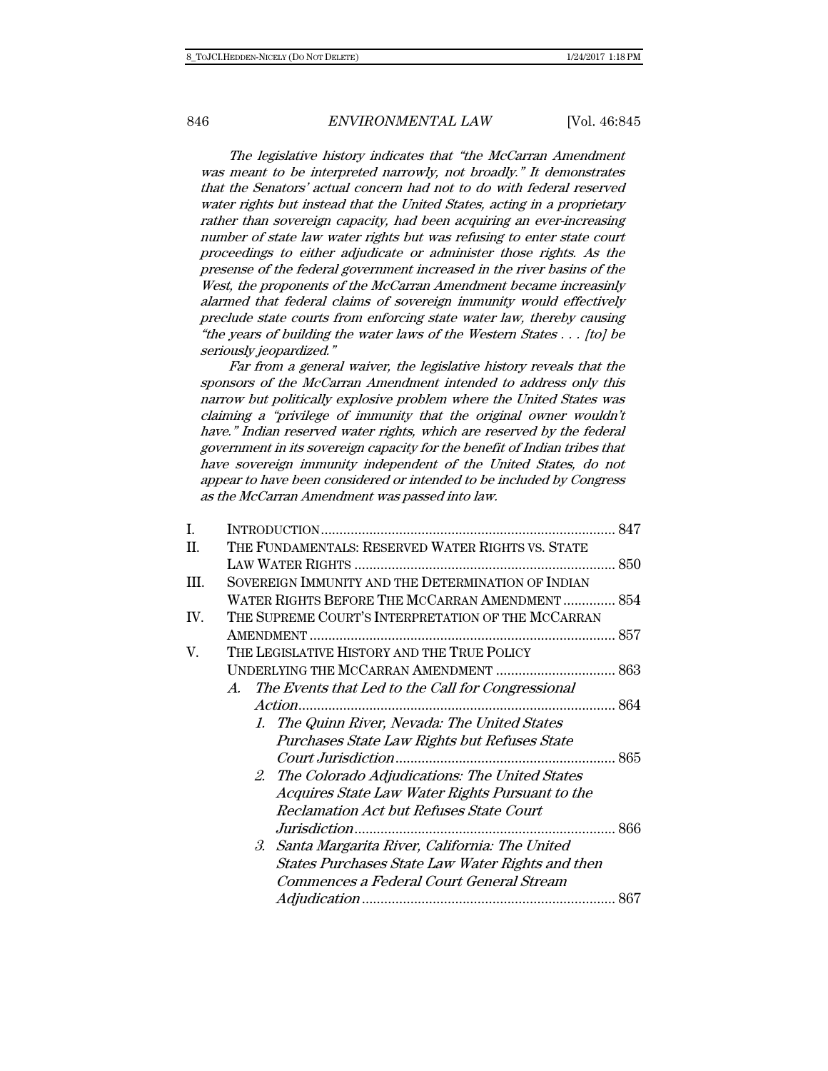*The legislative history indicates that "the McCarran Amendment was meant to be interpreted narrowly, not broadly." It demonstrates that the Senators' actual concern had not to do with federal reserved water rights but instead that the United States, acting in a proprietary rather than sovereign capacity, had been acquiring an ever-increasing number of state law water rights but was refusing to enter state court proceedings to either adjudicate or administer those rights. As the presense of the federal government increased in the river basins of the West, the proponents of the McCarran Amendment became increasinly alarmed that federal claims of sovereign immunity would effectively preclude state courts from enforcing state water law, thereby causing "the years of building the water laws of the Western States . . . [to] be seriously jeopardized."*

*Far from a general waiver, the legislative history reveals that the sponsors of the McCarran Amendment intended to address only this narrow but politically explosive problem where the United States was claiming a "privilege of immunity that the original owner wouldn't have." Indian reserved water rights, which are reserved by the federal government in its sovereign capacity for the benefit of Indian tribes that have sovereign immunity independent of the United States, do not appear to have been considered or intended to be included by Congress as the McCarran Amendment was passed into law.*

I. INTRODUCTION .............................................................................. 847
II. THE FUNDAMENTALS: RESERVED WATER RIGHTS VS. STATE LAW WATER RIGHTS ..................................................................... 850
III. SOVEREIGN IMMUNITY AND THE DETERMINATION OF INDIAN WATER RIGHTS BEFORE THE MCCARRAN AMENDMENT .............. 854
IV. THE SUPREME COURT'S INTERPRETATION OF THE MCCARRAN AMENDMENT .................................................................................. 857
V. THE LEGISLATIVE HISTORY AND THE TRUE POLICY UNDERLYING THE MCCARRAN AMENDMENT ................................ 863
   A. *The Events that Led to the Call for Congressional Action* ..................................................................................... 864
      1. *The Quinn River, Nevada: The United States Purchases State Law Rights but Refuses State Court Jurisdiction* .......................................................... 865
      2. *The Colorado Adjudications: The United States Acquires State Law Water Rights Pursuant to the Reclamation Act but Refuses State Court Jurisdiction* ..................................................................... 866
      3. *Santa Margarita River, California: The United States Purchases State Law Water Rights and then Commences a Federal Court General Stream Adjudication* ................................................................... 867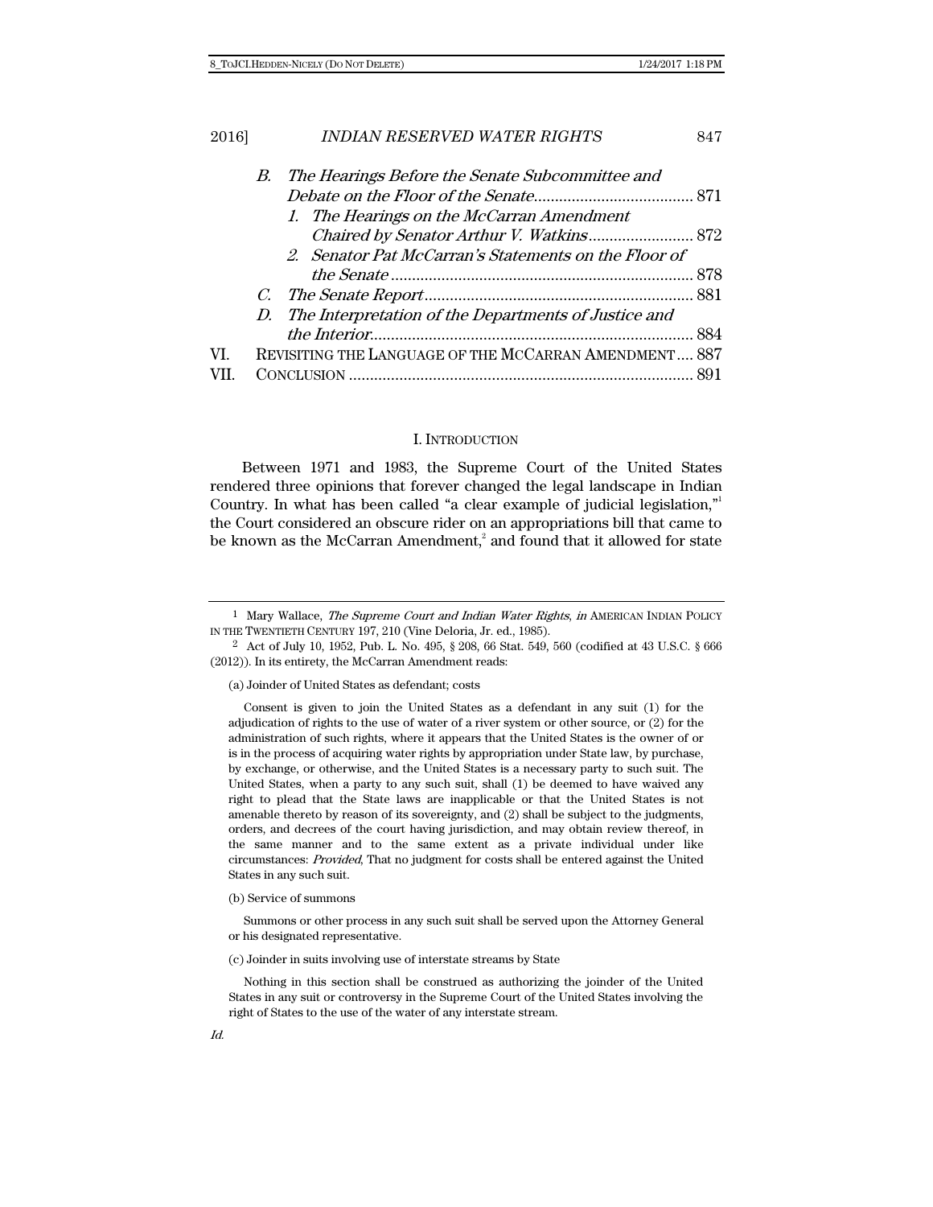B. *The Hearings Before the Senate Subcommittee and Debate on the Floor of the Senate* ..... 871
   1. *The Hearings on the McCarran Amendment Chaired by Senator Arthur V. Watkins* ..... 872
   2. *Senator Pat McCarran's Statements on the Floor of the Senate* ..... 878
C. *The Senate Report* ..... 881
D. *The Interpretation of the Departments of Justice and the Interior* ..... 884

VI. REVISITING THE LANGUAGE OF THE MCCARRAN AMENDMENT ..... 887

VII. CONCLUSION ..... 891

## I. INTRODUCTION

Between 1971 and 1983, the Supreme Court of the United States rendered three opinions that forever changed the legal landscape in Indian Country. In what has been called "a clear example of judicial legislation,"[1] the Court considered an obscure rider on an appropriations bill that came to be known as the McCarran Amendment,[2] and found that it allowed for state

---

[1] Mary Wallace, *The Supreme Court and Indian Water Rights*, *in* AMERICAN INDIAN POLICY IN THE TWENTIETH CENTURY 197, 210 (Vine Deloria, Jr. ed., 1985).

[2] Act of July 10, 1952, Pub. L. No. 495, § 208, 66 Stat. 549, 560 (codified at 43 U.S.C. § 666 (2012)). In its entirety, the McCarran Amendment reads:

> (a) Joinder of United States as defendant; costs
>
> Consent is given to join the United States as a defendant in any suit (1) for the adjudication of rights to the use of water of a river system or other source, or (2) for the administration of such rights, where it appears that the United States is the owner of or is in the process of acquiring water rights by appropriation under State law, by purchase, by exchange, or otherwise, and the United States is a necessary party to such suit. The United States, when a party to any such suit, shall (1) be deemed to have waived any right to plead that the State laws are inapplicable or that the United States is not amenable thereto by reason of its sovereignty, and (2) shall be subject to the judgments, orders, and decrees of the court having jurisdiction, and may obtain review thereof, in the same manner and to the same extent as a private individual under like circumstances: *Provided*, That no judgment for costs shall be entered against the United States in any such suit.
>
> (b) Service of summons
>
> Summons or other process in any such suit shall be served upon the Attorney General or his designated representative.
>
> (c) Joinder in suits involving use of interstate streams by State
>
> Nothing in this section shall be construed as authorizing the joinder of the United States in any suit or controversy in the Supreme Court of the United States involving the right of States to the use of the water of any interstate stream.

*Id.*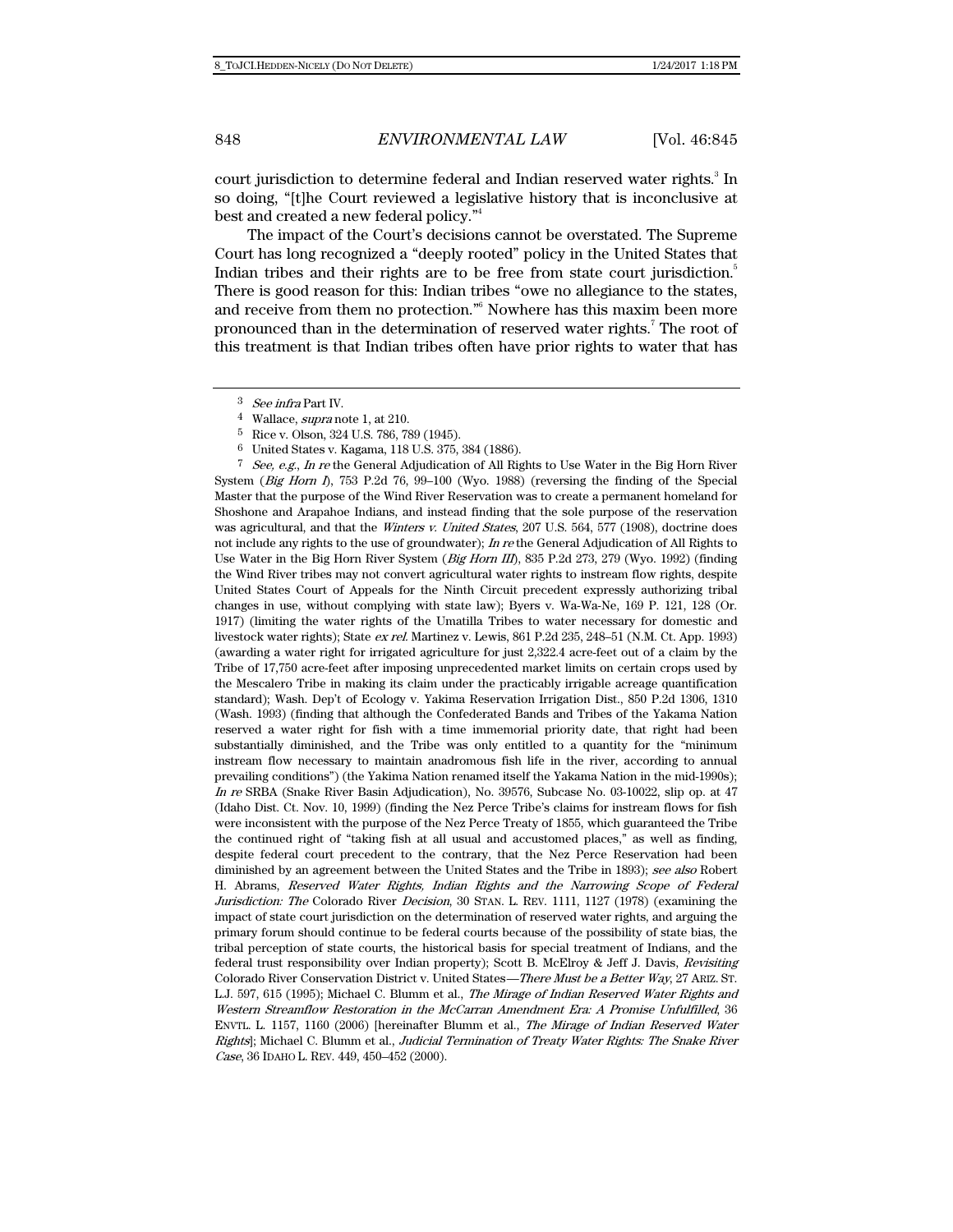court jurisdiction to determine federal and Indian reserved water rights.[3] In so doing, "[t]he Court reviewed a legislative history that is inconclusive at best and created a new federal policy."[4]

The impact of the Court's decisions cannot be overstated. The Supreme Court has long recognized a "deeply rooted" policy in the United States that Indian tribes and their rights are to be free from state court jurisdiction.[5] There is good reason for this: Indian tribes "owe no allegiance to the states, and receive from them no protection."[6] Nowhere has this maxim been more pronounced than in the determination of reserved water rights.[7] The root of this treatment is that Indian tribes often have prior rights to water that has

---

[3] *See infra* Part IV.

[4] Wallace, *supra* note 1, at 210.

[5] Rice v. Olson, 324 U.S. 786, 789 (1945).

[6] United States v. Kagama, 118 U.S. 375, 384 (1886).

[7] *See, e.g.*, *In re* the General Adjudication of All Rights to Use Water in the Big Horn River System (*Big Horn I*), 753 P.2d 76, 99–100 (Wyo. 1988) (reversing the finding of the Special Master that the purpose of the Wind River Reservation was to create a permanent homeland for Shoshone and Arapahoe Indians, and instead finding that the sole purpose of the reservation was agricultural, and that the *Winters v. United States*, 207 U.S. 564, 577 (1908), doctrine does not include any rights to the use of groundwater); *In re* the General Adjudication of All Rights to Use Water in the Big Horn River System (*Big Horn III*), 835 P.2d 273, 279 (Wyo. 1992) (finding the Wind River tribes may not convert agricultural water rights to instream flow rights, despite United States Court of Appeals for the Ninth Circuit precedent expressly authorizing tribal changes in use, without complying with state law); Byers v. Wa-Wa-Ne, 169 P. 121, 128 (Or. 1917) (limiting the water rights of the Umatilla Tribes to water necessary for domestic and livestock water rights); State *ex rel.* Martinez v. Lewis, 861 P.2d 235, 248–51 (N.M. Ct. App. 1993) (awarding a water right for irrigated agriculture for just 2,322.4 acre-feet out of a claim by the Tribe of 17,750 acre-feet after imposing unprecedented market limits on certain crops used by the Mescalero Tribe in making its claim under the practicably irrigable acreage quantification standard); Wash. Dep't of Ecology v. Yakima Reservation Irrigation Dist., 850 P.2d 1306, 1310 (Wash. 1993) (finding that although the Confederated Bands and Tribes of the Yakama Nation reserved a water right for fish with a time immemorial priority date, that right had been substantially diminished, and the Tribe was only entitled to a quantity for the "minimum instream flow necessary to maintain anadromous fish life in the river, according to annual prevailing conditions") (the Yakima Nation renamed itself the Yakama Nation in the mid-1990s); *In re* SRBA (Snake River Basin Adjudication), No. 39576, Subcase No. 03-10022, slip op. at 47 (Idaho Dist. Ct. Nov. 10, 1999) (finding the Nez Perce Tribe's claims for instream flows for fish were inconsistent with the purpose of the Nez Perce Treaty of 1855, which guaranteed the Tribe the continued right of "taking fish at all usual and accustomed places," as well as finding, despite federal court precedent to the contrary, that the Nez Perce Reservation had been diminished by an agreement between the United States and the Tribe in 1893); *see also* Robert H. Abrams, *Reserved Water Rights, Indian Rights and the Narrowing Scope of Federal Jurisdiction: The* Colorado River *Decision*, 30 STAN. L. REV. 1111, 1127 (1978) (examining the impact of state court jurisdiction on the determination of reserved water rights, and arguing the primary forum should continue to be federal courts because of the possibility of state bias, the tribal perception of state courts, the historical basis for special treatment of Indians, and the federal trust responsibility over Indian property); Scott B. McElroy & Jeff J. Davis, *Revisiting* Colorado River Conservation District v. United States*—There Must be a Better Way*, 27 ARIZ. ST. L.J. 597, 615 (1995); Michael C. Blumm et al., *The Mirage of Indian Reserved Water Rights and Western Streamflow Restoration in the McCarran Amendment Era: A Promise Unfulfilled*, 36 ENVTL. L. 1157, 1160 (2006) [hereinafter Blumm et al., *The Mirage of Indian Reserved Water Rights*]; Michael C. Blumm et al., *Judicial Termination of Treaty Water Rights: The Snake River Case*, 36 IDAHO L. REV. 449, 450–452 (2000).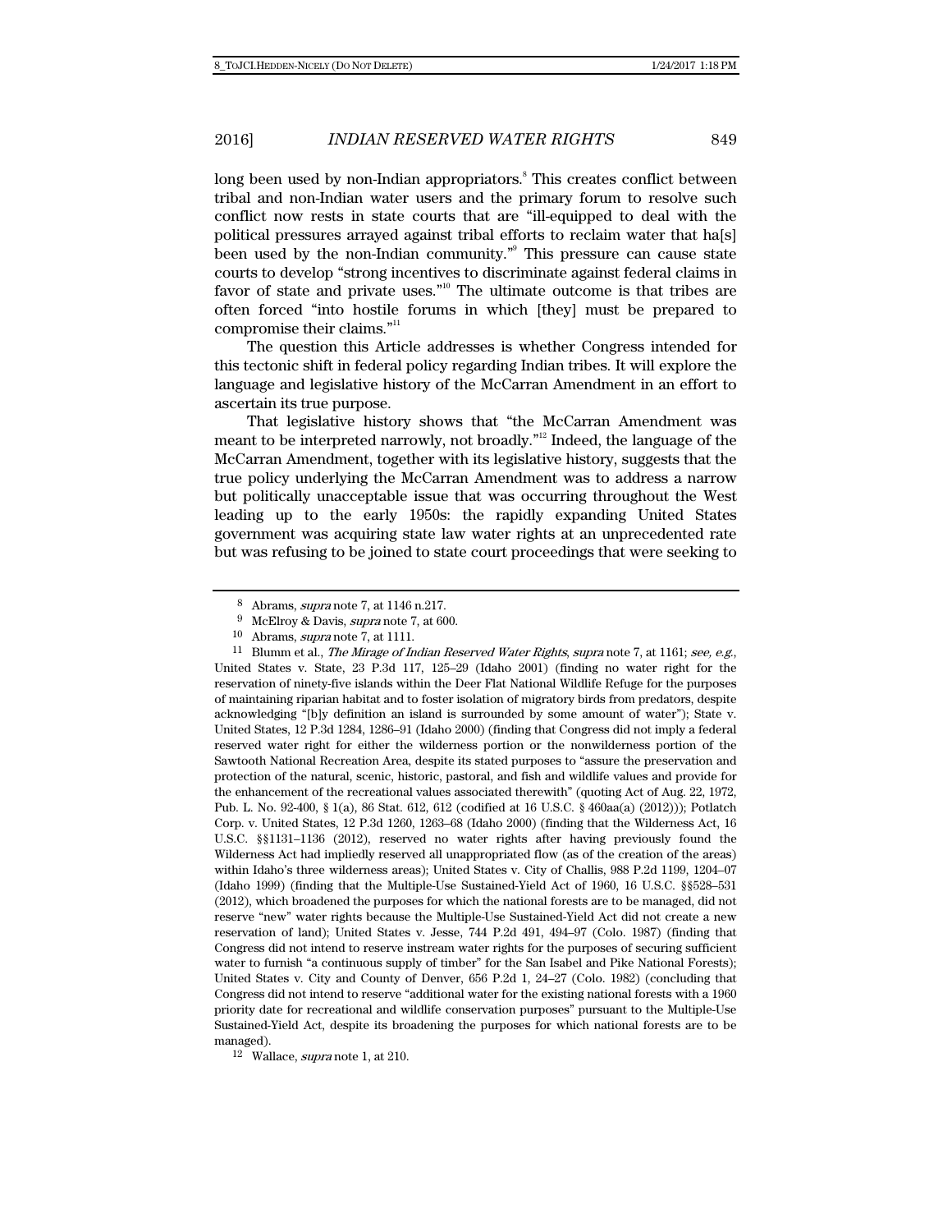long been used by non-Indian appropriators.[8] This creates conflict between tribal and non-Indian water users and the primary forum to resolve such conflict now rests in state courts that are "ill-equipped to deal with the political pressures arrayed against tribal efforts to reclaim water that ha[s] been used by the non-Indian community."[9] This pressure can cause state courts to develop "strong incentives to discriminate against federal claims in favor of state and private uses."[10] The ultimate outcome is that tribes are often forced "into hostile forums in which [they] must be prepared to compromise their claims."[11]

The question this Article addresses is whether Congress intended for this tectonic shift in federal policy regarding Indian tribes. It will explore the language and legislative history of the McCarran Amendment in an effort to ascertain its true purpose.

That legislative history shows that "the McCarran Amendment was meant to be interpreted narrowly, not broadly."[12] Indeed, the language of the McCarran Amendment, together with its legislative history, suggests that the true policy underlying the McCarran Amendment was to address a narrow but politically unacceptable issue that was occurring throughout the West leading up to the early 1950s: the rapidly expanding United States government was acquiring state law water rights at an unprecedented rate but was refusing to be joined to state court proceedings that were seeking to

---

8 Abrams, *supra* note 7, at 1146 n.217.

9 McElroy & Davis, *supra* note 7, at 600.

10 Abrams, *supra* note 7, at 1111.

11 Blumm et al., *The Mirage of Indian Reserved Water Rights*, *supra* note 7, at 1161; *see, e.g.*, United States v. State, 23 P.3d 117, 125–29 (Idaho 2001) (finding no water right for the reservation of ninety-five islands within the Deer Flat National Wildlife Refuge for the purposes of maintaining riparian habitat and to foster isolation of migratory birds from predators, despite acknowledging "[b]y definition an island is surrounded by some amount of water"); State v. United States, 12 P.3d 1284, 1286–91 (Idaho 2000) (finding that Congress did not imply a federal reserved water right for either the wilderness portion or the nonwilderness portion of the Sawtooth National Recreation Area, despite its stated purposes to "assure the preservation and protection of the natural, scenic, historic, pastoral, and fish and wildlife values and provide for the enhancement of the recreational values associated therewith" (quoting Act of Aug. 22, 1972, Pub. L. No. 92-400, § 1(a), 86 Stat. 612, 612 (codified at 16 U.S.C. § 460aa(a) (2012))); Potlatch Corp. v. United States, 12 P.3d 1260, 1263–68 (Idaho 2000) (finding that the Wilderness Act, 16 U.S.C. §§1131–1136 (2012), reserved no water rights after having previously found the Wilderness Act had impliedly reserved all unappropriated flow (as of the creation of the areas) within Idaho's three wilderness areas); United States v. City of Challis, 988 P.2d 1199, 1204–07 (Idaho 1999) (finding that the Multiple-Use Sustained-Yield Act of 1960, 16 U.S.C. §§528–531 (2012), which broadened the purposes for which the national forests are to be managed, did not reserve "new" water rights because the Multiple-Use Sustained-Yield Act did not create a new reservation of land); United States v. Jesse, 744 P.2d 491, 494–97 (Colo. 1987) (finding that Congress did not intend to reserve instream water rights for the purposes of securing sufficient water to furnish "a continuous supply of timber" for the San Isabel and Pike National Forests); United States v. City and County of Denver, 656 P.2d 1, 24–27 (Colo. 1982) (concluding that Congress did not intend to reserve "additional water for the existing national forests with a 1960 priority date for recreational and wildlife conservation purposes" pursuant to the Multiple-Use Sustained-Yield Act, despite its broadening the purposes for which national forests are to be managed).

12 Wallace, *supra* note 1, at 210.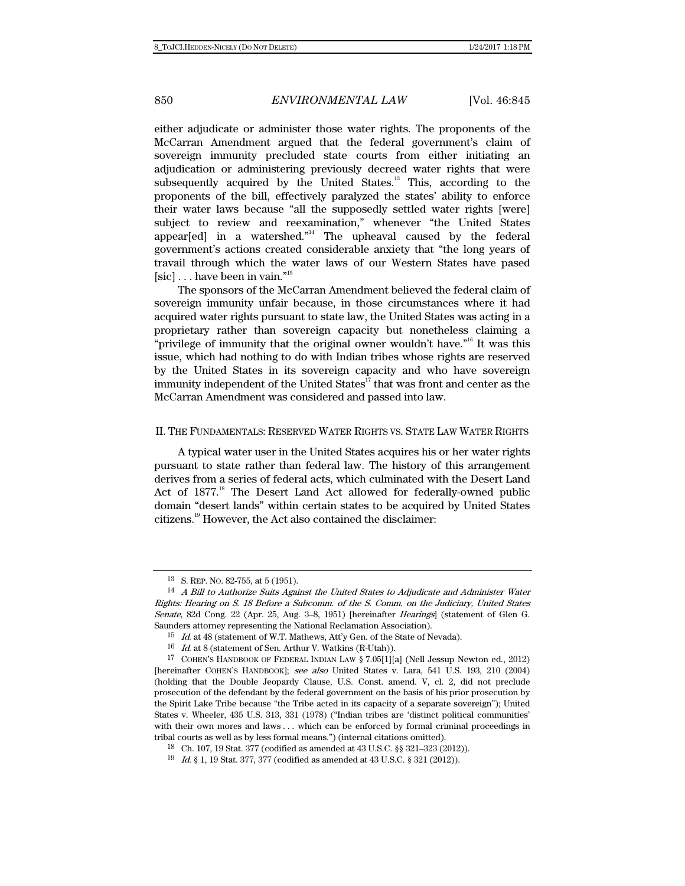either adjudicate or administer those water rights. The proponents of the McCarran Amendment argued that the federal government's claim of sovereign immunity precluded state courts from either initiating an adjudication or administering previously decreed water rights that were subsequently acquired by the United States.[13] This, according to the proponents of the bill, effectively paralyzed the states' ability to enforce their water laws because "all the supposedly settled water rights [were] subject to review and reexamination," whenever "the United States appear[ed] in a watershed."[14] The upheaval caused by the federal government's actions created considerable anxiety that "the long years of travail through which the water laws of our Western States have pased [sic] . . . have been in vain."[15]

The sponsors of the McCarran Amendment believed the federal claim of sovereign immunity unfair because, in those circumstances where it had acquired water rights pursuant to state law, the United States was acting in a proprietary rather than sovereign capacity but nonetheless claiming a "privilege of immunity that the original owner wouldn't have."[16] It was this issue, which had nothing to do with Indian tribes whose rights are reserved by the United States in its sovereign capacity and who have sovereign immunity independent of the United States[17] that was front and center as the McCarran Amendment was considered and passed into law.

## II. The Fundamentals: Reserved Water Rights vs. State Law Water Rights

A typical water user in the United States acquires his or her water rights pursuant to state rather than federal law. The history of this arrangement derives from a series of federal acts, which culminated with the Desert Land Act of 1877.[18] The Desert Land Act allowed for federally-owned public domain "desert lands" within certain states to be acquired by United States citizens.[19] However, the Act also contained the disclaimer:

---

13 S. Rep. No. 82-755, at 5 (1951).

14 *A Bill to Authorize Suits Against the United States to Adjudicate and Administer Water Rights: Hearing on S. 18 Before a Subcomm. of the S. Comm. on the Judiciary, United States Senate*, 82d Cong. 22 (Apr. 25, Aug. 3–8, 1951) [hereinafter *Hearings*] (statement of Glen G. Saunders attorney representing the National Reclamation Association).

15 *Id.* at 48 (statement of W.T. Mathews, Att'y Gen. of the State of Nevada).

16 *Id.* at 8 (statement of Sen. Arthur V. Watkins (R-Utah)).

17 Cohen's Handbook of Federal Indian Law § 7.05[1][a] (Nell Jessup Newton ed., 2012) [hereinafter Cohen's Handbook]; *see also* United States v. Lara, 541 U.S. 193, 210 (2004) (holding that the Double Jeopardy Clause, U.S. Const. amend. V, cl. 2, did not preclude prosecution of the defendant by the federal government on the basis of his prior prosecution by the Spirit Lake Tribe because "the Tribe acted in its capacity of a separate sovereign"); United States v. Wheeler, 435 U.S. 313, 331 (1978) ("Indian tribes are 'distinct political communities' with their own mores and laws . . . which can be enforced by formal criminal proceedings in tribal courts as well as by less formal means.") (internal citations omitted).

18 Ch. 107, 19 Stat. 377 (codified as amended at 43 U.S.C. §§ 321–323 (2012)).

19 *Id.* § 1, 19 Stat. 377, 377 (codified as amended at 43 U.S.C. § 321 (2012)).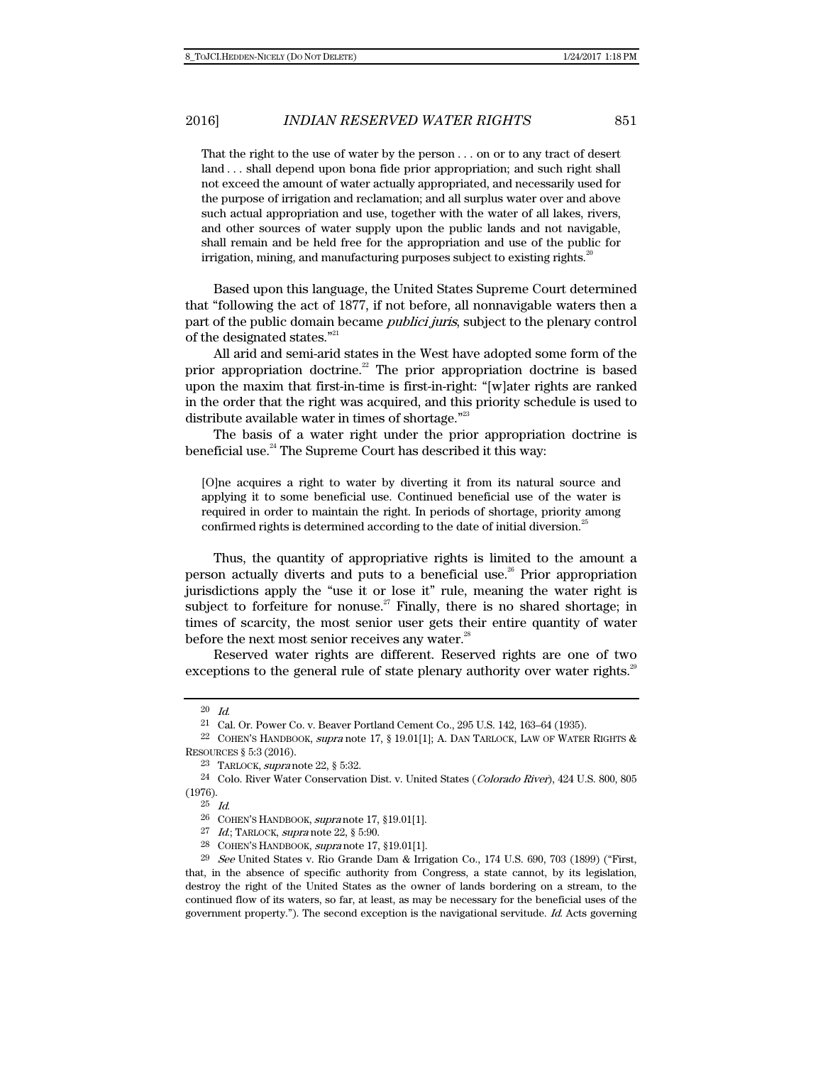> That the right to the use of water by the person . . . on or to any tract of desert land . . . shall depend upon bona fide prior appropriation; and such right shall not exceed the amount of water actually appropriated, and necessarily used for the purpose of irrigation and reclamation; and all surplus water over and above such actual appropriation and use, together with the water of all lakes, rivers, and other sources of water supply upon the public lands and not navigable, shall remain and be held free for the appropriation and use of the public for irrigation, mining, and manufacturing purposes subject to existing rights.[20]

Based upon this language, the United States Supreme Court determined that "following the act of 1877, if not before, all nonnavigable waters then a part of the public domain became *publici juris*, subject to the plenary control of the designated states."[21]

All arid and semi-arid states in the West have adopted some form of the prior appropriation doctrine.[22] The prior appropriation doctrine is based upon the maxim that first-in-time is first-in-right: "[w]ater rights are ranked in the order that the right was acquired, and this priority schedule is used to distribute available water in times of shortage."[23]

The basis of a water right under the prior appropriation doctrine is beneficial use.[24] The Supreme Court has described it this way:

> [O]ne acquires a right to water by diverting it from its natural source and applying it to some beneficial use. Continued beneficial use of the water is required in order to maintain the right. In periods of shortage, priority among confirmed rights is determined according to the date of initial diversion.[25]

Thus, the quantity of appropriative rights is limited to the amount a person actually diverts and puts to a beneficial use.[26] Prior appropriation jurisdictions apply the "use it or lose it" rule, meaning the water right is subject to forfeiture for nonuse.[27] Finally, there is no shared shortage; in times of scarcity, the most senior user gets their entire quantity of water before the next most senior receives any water.[28]

Reserved water rights are different. Reserved rights are one of two exceptions to the general rule of state plenary authority over water rights.[29]

---

20 *Id.*

21 Cal. Or. Power Co. v. Beaver Portland Cement Co., 295 U.S. 142, 163–64 (1935).

22 COHEN'S HANDBOOK, *supra* note 17, § 19.01[1]; A. DAN TARLOCK, LAW OF WATER RIGHTS & RESOURCES § 5:3 (2016).

23 TARLOCK, *supra* note 22, § 5:32.

24 Colo. River Water Conservation Dist. v. United States (*Colorado River*), 424 U.S. 800, 805 (1976).

25 *Id.*

26 COHEN'S HANDBOOK, *supra* note 17, §19.01[1].

27 *Id.*; TARLOCK, *supra* note 22, § 5:90.

28 COHEN'S HANDBOOK, *supra* note 17, §19.01[1].

29 *See* United States v. Rio Grande Dam & Irrigation Co., 174 U.S. 690, 703 (1899) ("First, that, in the absence of specific authority from Congress, a state cannot, by its legislation, destroy the right of the United States as the owner of lands bordering on a stream, to the continued flow of its waters, so far, at least, as may be necessary for the beneficial uses of the government property."). The second exception is the navigational servitude. *Id.* Acts governing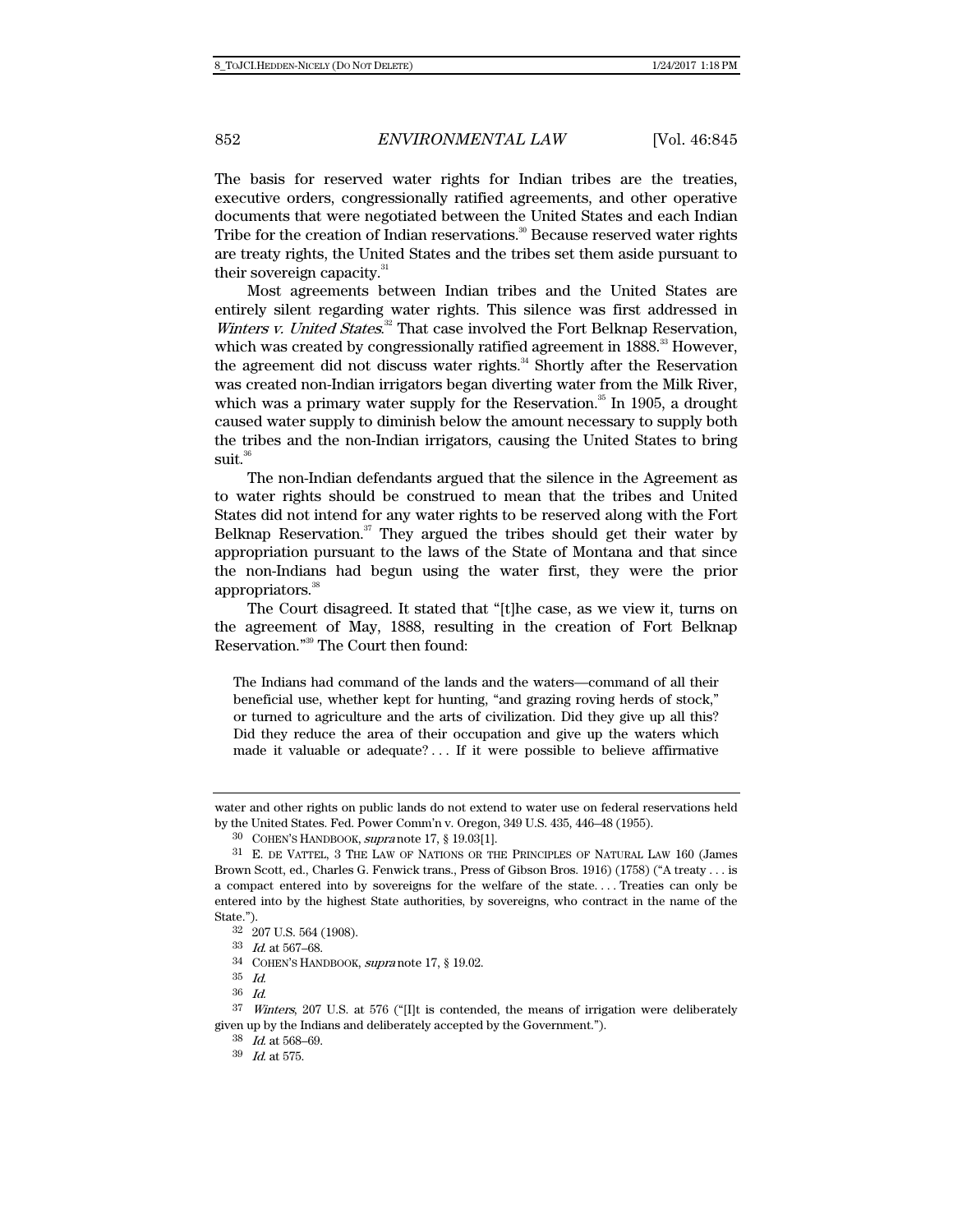The basis for reserved water rights for Indian tribes are the treaties, executive orders, congressionally ratified agreements, and other operative documents that were negotiated between the United States and each Indian Tribe for the creation of Indian reservations.[30] Because reserved water rights are treaty rights, the United States and the tribes set them aside pursuant to their sovereign capacity.[31]

Most agreements between Indian tribes and the United States are entirely silent regarding water rights. This silence was first addressed in *Winters v. United States*.[32] That case involved the Fort Belknap Reservation, which was created by congressionally ratified agreement in 1888.[33] However, the agreement did not discuss water rights.[34] Shortly after the Reservation was created non-Indian irrigators began diverting water from the Milk River, which was a primary water supply for the Reservation.[35] In 1905, a drought caused water supply to diminish below the amount necessary to supply both the tribes and the non-Indian irrigators, causing the United States to bring suit.[36]

The non-Indian defendants argued that the silence in the Agreement as to water rights should be construed to mean that the tribes and United States did not intend for any water rights to be reserved along with the Fort Belknap Reservation.[37] They argued the tribes should get their water by appropriation pursuant to the laws of the State of Montana and that since the non-Indians had begun using the water first, they were the prior appropriators.[38]

The Court disagreed. It stated that "[t]he case, as we view it, turns on the agreement of May, 1888, resulting in the creation of Fort Belknap Reservation."[39] The Court then found:

> The Indians had command of the lands and the waters—command of all their beneficial use, whether kept for hunting, "and grazing roving herds of stock," or turned to agriculture and the arts of civilization. Did they give up all this? Did they reduce the area of their occupation and give up the waters which made it valuable or adequate? . . . If it were possible to believe affirmative

---

water and other rights on public lands do not extend to water use on federal reservations held by the United States. Fed. Power Comm'n v. Oregon, 349 U.S. 435, 446–48 (1955).

30 COHEN'S HANDBOOK, *supra* note 17, § 19.03[1].

31 E. DE VATTEL, 3 THE LAW OF NATIONS OR THE PRINCIPLES OF NATURAL LAW 160 (James Brown Scott, ed., Charles G. Fenwick trans., Press of Gibson Bros. 1916) (1758) ("A treaty . . . is a compact entered into by sovereigns for the welfare of the state. . . . Treaties can only be entered into by the highest State authorities, by sovereigns, who contract in the name of the State.").

32 207 U.S. 564 (1908).

33 *Id.* at 567–68.

34 COHEN'S HANDBOOK, *supra* note 17, § 19.02.

35 *Id.*

36 *Id.*

37 *Winters*, 207 U.S. at 576 ("[I]t is contended, the means of irrigation were deliberately given up by the Indians and deliberately accepted by the Government.").

38 *Id.* at 568–69.

39 *Id.* at 575.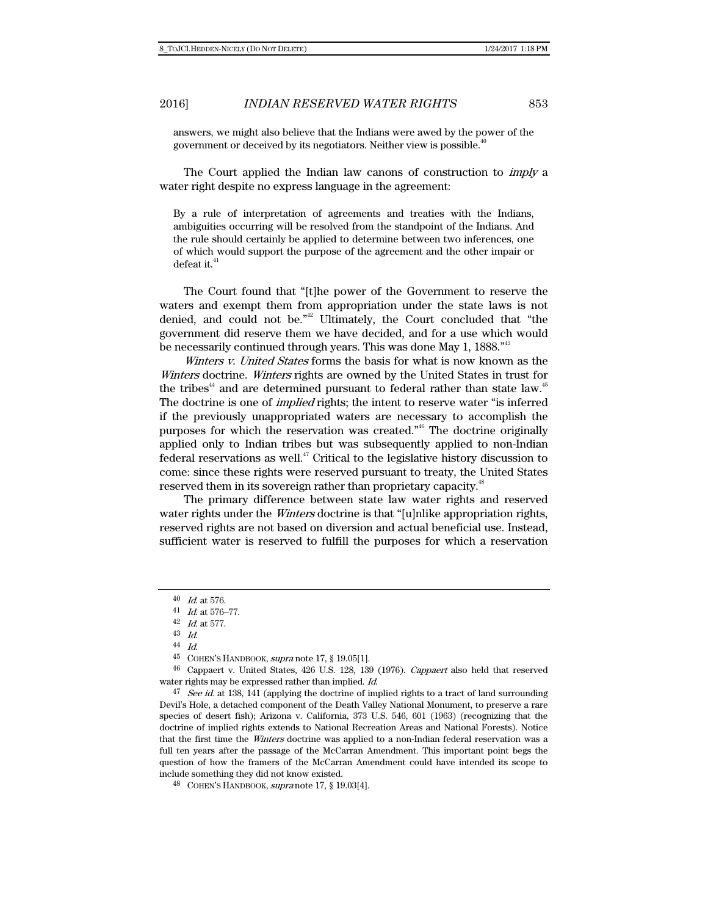answers, we might also believe that the Indians were awed by the power of the government or deceived by its negotiators. Neither view is possible.[40]

The Court applied the Indian law canons of construction to *imply* a water right despite no express language in the agreement:

> By a rule of interpretation of agreements and treaties with the Indians, ambiguities occurring will be resolved from the standpoint of the Indians. And the rule should certainly be applied to determine between two inferences, one of which would support the purpose of the agreement and the other impair or defeat it.[41]

The Court found that "[t]he power of the Government to reserve the waters and exempt them from appropriation under the state laws is not denied, and could not be."[42] Ultimately, the Court concluded that "the government did reserve them we have decided, and for a use which would be necessarily continued through years. This was done May 1, 1888."[43]

*Winters v. United States* forms the basis for what is now known as the *Winters* doctrine. *Winters* rights are owned by the United States in trust for the tribes[44] and are determined pursuant to federal rather than state law.[45] The doctrine is one of *implied* rights; the intent to reserve water "is inferred if the previously unappropriated waters are necessary to accomplish the purposes for which the reservation was created."[46] The doctrine originally applied only to Indian tribes but was subsequently applied to non-Indian federal reservations as well.[47] Critical to the legislative history discussion to come: since these rights were reserved pursuant to treaty, the United States reserved them in its sovereign rather than proprietary capacity.[48]

The primary difference between state law water rights and reserved water rights under the *Winters* doctrine is that "[u]nlike appropriation rights, reserved rights are not based on diversion and actual beneficial use. Instead, sufficient water is reserved to fulfill the purposes for which a reservation

---

40 *Id.* at 576.

41 *Id.* at 576–77.

42 *Id.* at 577.

43 *Id.*

44 *Id.*

45 COHEN'S HANDBOOK, *supra* note 17, § 19.05[1].

46 Cappaert v. United States, 426 U.S. 128, 139 (1976). *Cappaert* also held that reserved water rights may be expressed rather than implied. *Id.*

47 *See id.* at 138, 141 (applying the doctrine of implied rights to a tract of land surrounding Devil's Hole, a detached component of the Death Valley National Monument, to preserve a rare species of desert fish); Arizona v. California, 373 U.S. 546, 601 (1963) (recognizing that the doctrine of implied rights extends to National Recreation Areas and National Forests). Notice that the first time the *Winters* doctrine was applied to a non-Indian federal reservation was a full ten years after the passage of the McCarran Amendment. This important point begs the question of how the framers of the McCarran Amendment could have intended its scope to include something they did not know existed.

48 COHEN'S HANDBOOK, *supra* note 17, § 19.03[4].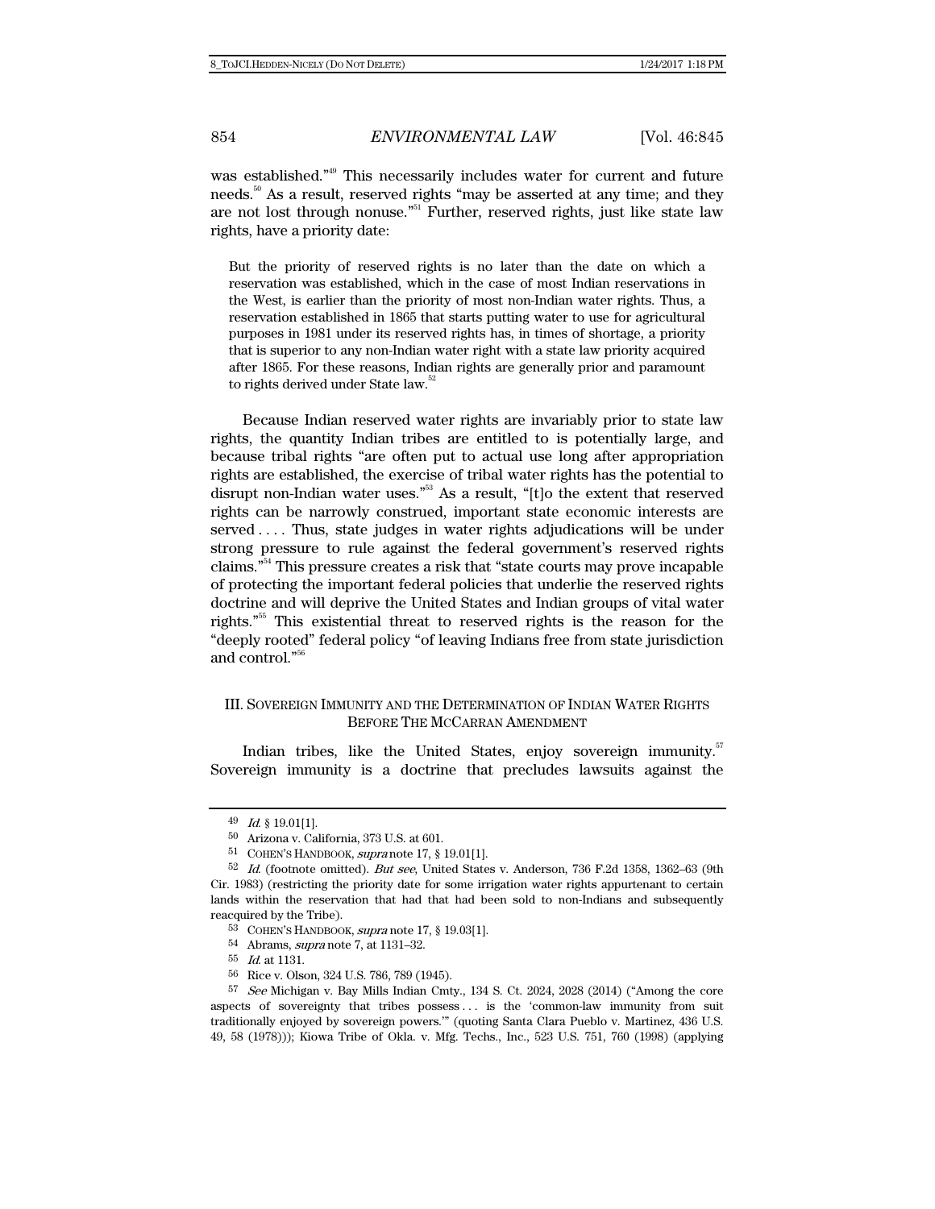was established."[49] This necessarily includes water for current and future needs.[50] As a result, reserved rights "may be asserted at any time; and they are not lost through nonuse."[51] Further, reserved rights, just like state law rights, have a priority date:

> But the priority of reserved rights is no later than the date on which a reservation was established, which in the case of most Indian reservations in the West, is earlier than the priority of most non-Indian water rights. Thus, a reservation established in 1865 that starts putting water to use for agricultural purposes in 1981 under its reserved rights has, in times of shortage, a priority that is superior to any non-Indian water right with a state law priority acquired after 1865. For these reasons, Indian rights are generally prior and paramount to rights derived under State law.[52]

Because Indian reserved water rights are invariably prior to state law rights, the quantity Indian tribes are entitled to is potentially large, and because tribal rights "are often put to actual use long after appropriation rights are established, the exercise of tribal water rights has the potential to disrupt non-Indian water uses."[53] As a result, "[t]o the extent that reserved rights can be narrowly construed, important state economic interests are served . . . . Thus, state judges in water rights adjudications will be under strong pressure to rule against the federal government's reserved rights claims."[54] This pressure creates a risk that "state courts may prove incapable of protecting the important federal policies that underlie the reserved rights doctrine and will deprive the United States and Indian groups of vital water rights."[55] This existential threat to reserved rights is the reason for the "deeply rooted" federal policy "of leaving Indians free from state jurisdiction and control."[56]

## III. SOVEREIGN IMMUNITY AND THE DETERMINATION OF INDIAN WATER RIGHTS BEFORE THE MCCARRAN AMENDMENT

Indian tribes, like the United States, enjoy sovereign immunity.[57] Sovereign immunity is a doctrine that precludes lawsuits against the

---

[49] *Id.* § 19.01[1].

[50] Arizona v. California, 373 U.S. at 601.

[51] COHEN'S HANDBOOK, *supra* note 17, § 19.01[1].

[52] *Id.* (footnote omitted). *But see*, United States v. Anderson, 736 F.2d 1358, 1362–63 (9th Cir. 1983) (restricting the priority date for some irrigation water rights appurtenant to certain lands within the reservation that had that had been sold to non-Indians and subsequently reacquired by the Tribe).

[53] COHEN'S HANDBOOK, *supra* note 17, § 19.03[1].

[54] Abrams, *supra* note 7, at 1131–32.

[55] *Id.* at 1131.

[56] Rice v. Olson, 324 U.S. 786, 789 (1945).

[57] *See* Michigan v. Bay Mills Indian Cmty., 134 S. Ct. 2024, 2028 (2014) ("Among the core aspects of sovereignty that tribes possess . . . is the 'common-law immunity from suit traditionally enjoyed by sovereign powers.'" (quoting Santa Clara Pueblo v. Martinez, 436 U.S. 49, 58 (1978))); Kiowa Tribe of Okla. v. Mfg. Techs., Inc., 523 U.S. 751, 760 (1998) (applying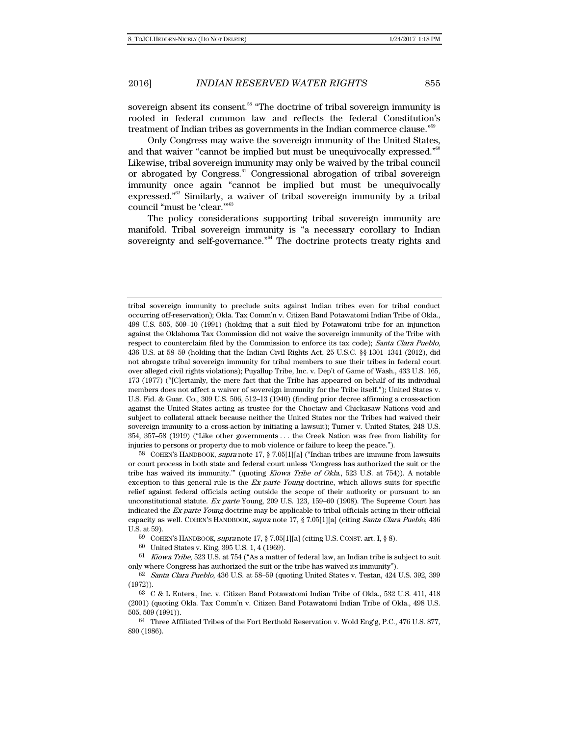sovereign absent its consent.[58] "The doctrine of tribal sovereign immunity is rooted in federal common law and reflects the federal Constitution's treatment of Indian tribes as governments in the Indian commerce clause."[59]

Only Congress may waive the sovereign immunity of the United States, and that waiver "cannot be implied but must be unequivocally expressed."[60] Likewise, tribal sovereign immunity may only be waived by the tribal council or abrogated by Congress.[61] Congressional abrogation of tribal sovereign immunity once again "cannot be implied but must be unequivocally expressed."[62] Similarly, a waiver of tribal sovereign immunity by a tribal council "must be 'clear.'"[63]

The policy considerations supporting tribal sovereign immunity are manifold. Tribal sovereign immunity is "a necessary corollary to Indian sovereignty and self-governance."[64] The doctrine protects treaty rights and

---

tribal sovereign immunity to preclude suits against Indian tribes even for tribal conduct occurring off-reservation); Okla. Tax Comm'n v. Citizen Band Potawatomi Indian Tribe of Okla., 498 U.S. 505, 509–10 (1991) (holding that a suit filed by Potawatomi tribe for an injunction against the Oklahoma Tax Commission did not waive the sovereign immunity of the Tribe with respect to counterclaim filed by the Commission to enforce its tax code); *Santa Clara Pueblo*, 436 U.S. at 58–59 (holding that the Indian Civil Rights Act, 25 U.S.C. §§ 1301–1341 (2012), did not abrogate tribal sovereign immunity for tribal members to sue their tribes in federal court over alleged civil rights violations); Puyallup Tribe, Inc. v. Dep't of Game of Wash., 433 U.S. 165, 173 (1977) ("[C]ertainly, the mere fact that the Tribe has appeared on behalf of its individual members does not affect a waiver of sovereign immunity for the Tribe itself."); United States v. U.S. Fid. & Guar. Co., 309 U.S. 506, 512–13 (1940) (finding prior decree affirming a cross-action against the United States acting as trustee for the Choctaw and Chickasaw Nations void and subject to collateral attack because neither the United States nor the Tribes had waived their sovereign immunity to a cross-action by initiating a lawsuit); Turner v. United States, 248 U.S. 354, 357–58 (1919) ("Like other governments . . . the Creek Nation was free from liability for injuries to persons or property due to mob violence or failure to keep the peace.").

[58] COHEN'S HANDBOOK, *supra* note 17, § 7.05[1][a] ("Indian tribes are immune from lawsuits or court process in both state and federal court unless 'Congress has authorized the suit or the tribe has waived its immunity.'" (quoting *Kiowa Tribe of Okla.*, 523 U.S. at 754)). A notable exception to this general rule is the *Ex parte Young* doctrine, which allows suits for specific relief against federal officials acting outside the scope of their authority or pursuant to an unconstitutional statute. *Ex parte* Young, 209 U.S. 123, 159–60 (1908). The Supreme Court has indicated the *Ex parte Young* doctrine may be applicable to tribal officials acting in their official capacity as well. COHEN'S HANDBOOK, *supra* note 17, § 7.05[1][a] (citing *Santa Clara Pueblo*, 436 U.S. at 59).

[59] COHEN'S HANDBOOK, *supra* note 17, § 7.05[1][a] (citing U.S. CONST. art. I, § 8).

[60] United States v. King, 395 U.S. 1, 4 (1969).

[61] *Kiowa Tribe*, 523 U.S. at 754 ("As a matter of federal law, an Indian tribe is subject to suit only where Congress has authorized the suit or the tribe has waived its immunity").

[62] *Santa Clara Pueblo*, 436 U.S. at 58–59 (quoting United States v. Testan, 424 U.S. 392, 399 (1972)).

[63] C & L Enters., Inc. v. Citizen Band Potawatomi Indian Tribe of Okla., 532 U.S. 411, 418 (2001) (quoting Okla. Tax Comm'n v. Citizen Band Potawatomi Indian Tribe of Okla., 498 U.S. 505, 509 (1991)).

[64] Three Affiliated Tribes of the Fort Berthold Reservation v. Wold Eng'g, P.C., 476 U.S. 877, 890 (1986).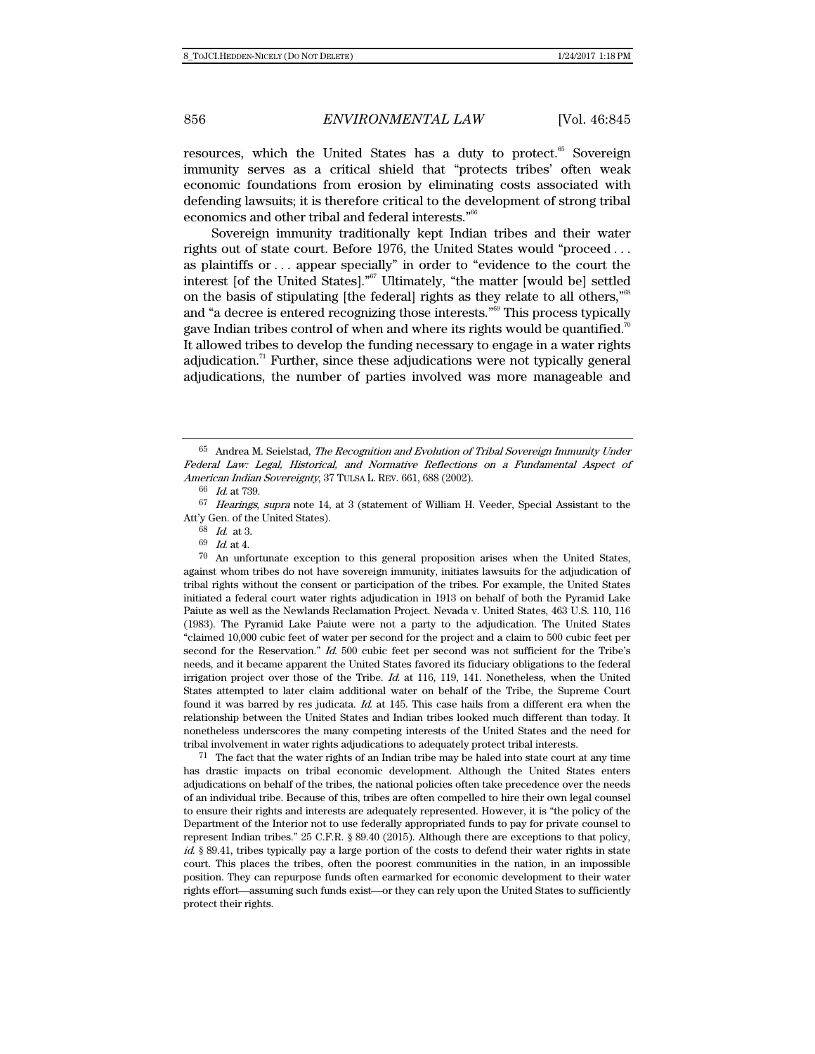resources, which the United States has a duty to protect.[65] Sovereign immunity serves as a critical shield that "protects tribes' often weak economic foundations from erosion by eliminating costs associated with defending lawsuits; it is therefore critical to the development of strong tribal economics and other tribal and federal interests."[66]

Sovereign immunity traditionally kept Indian tribes and their water rights out of state court. Before 1976, the United States would "proceed . . . as plaintiffs or . . . appear specially" in order to "evidence to the court the interest [of the United States]."[67] Ultimately, "the matter [would be] settled on the basis of stipulating [the federal] rights as they relate to all others,"[68] and "a decree is entered recognizing those interests."[69] This process typically gave Indian tribes control of when and where its rights would be quantified.[70] It allowed tribes to develop the funding necessary to engage in a water rights adjudication.[71] Further, since these adjudications were not typically general adjudications, the number of parties involved was more manageable and

---

[65] Andrea M. Seielstad, *The Recognition and Evolution of Tribal Sovereign Immunity Under Federal Law: Legal, Historical, and Normative Reflections on a Fundamental Aspect of American Indian Sovereignty*, 37 TULSA L. REV. 661, 688 (2002).

[66] *Id.* at 739.

[67] *Hearings*, *supra* note 14, at 3 (statement of William H. Veeder, Special Assistant to the Att'y Gen. of the United States).

[68] *Id.* at 3.

[69] *Id.* at 4.

[70] An unfortunate exception to this general proposition arises when the United States, against whom tribes do not have sovereign immunity, initiates lawsuits for the adjudication of tribal rights without the consent or participation of the tribes. For example, the United States initiated a federal court water rights adjudication in 1913 on behalf of both the Pyramid Lake Paiute as well as the Newlands Reclamation Project. Nevada v. United States, 463 U.S. 110, 116 (1983). The Pyramid Lake Paiute were not a party to the adjudication. The United States "claimed 10,000 cubic feet of water per second for the project and a claim to 500 cubic feet per second for the Reservation." *Id.* 500 cubic feet per second was not sufficient for the Tribe's needs, and it became apparent the United States favored its fiduciary obligations to the federal irrigation project over those of the Tribe. *Id.* at 116, 119, 141. Nonetheless, when the United States attempted to later claim additional water on behalf of the Tribe, the Supreme Court found it was barred by res judicata. *Id.* at 145. This case hails from a different era when the relationship between the United States and Indian tribes looked much different than today. It nonetheless underscores the many competing interests of the United States and the need for tribal involvement in water rights adjudications to adequately protect tribal interests.

[71] The fact that the water rights of an Indian tribe may be haled into state court at any time has drastic impacts on tribal economic development. Although the United States enters adjudications on behalf of the tribes, the national policies often take precedence over the needs of an individual tribe. Because of this, tribes are often compelled to hire their own legal counsel to ensure their rights and interests are adequately represented. However, it is "the policy of the Department of the Interior not to use federally appropriated funds to pay for private counsel to represent Indian tribes." 25 C.F.R. § 89.40 (2015). Although there are exceptions to that policy, *id.* § 89.41, tribes typically pay a large portion of the costs to defend their water rights in state court. This places the tribes, often the poorest communities in the nation, in an impossible position. They can repurpose funds often earmarked for economic development to their water rights effort—assuming such funds exist—or they can rely upon the United States to sufficiently protect their rights.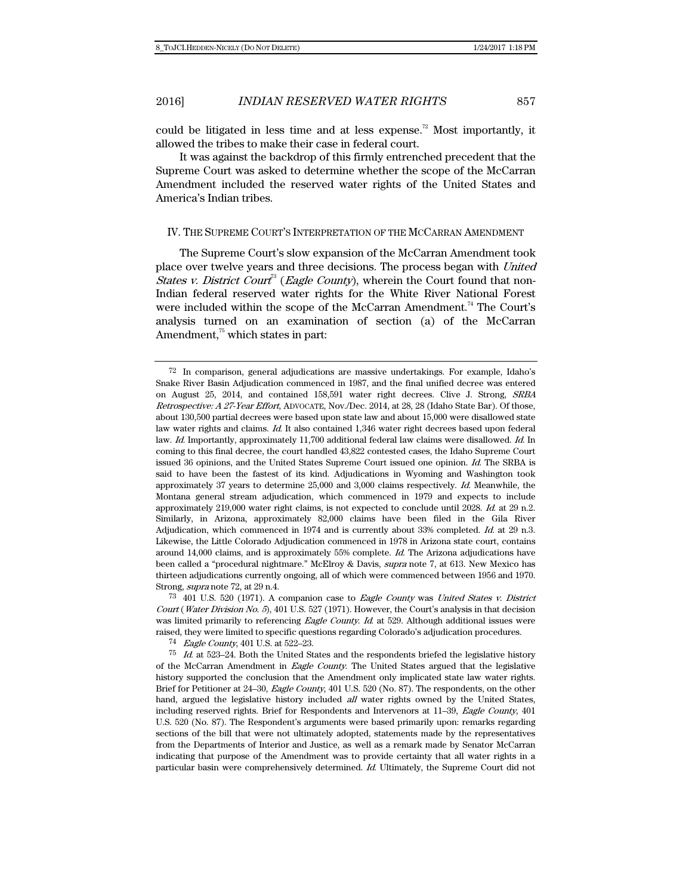could be litigated in less time and at less expense.[72] Most importantly, it allowed the tribes to make their case in federal court.

It was against the backdrop of this firmly entrenched precedent that the Supreme Court was asked to determine whether the scope of the McCarran Amendment included the reserved water rights of the United States and America's Indian tribes.

## IV. The Supreme Court's Interpretation of the McCarran Amendment

The Supreme Court's slow expansion of the McCarran Amendment took place over twelve years and three decisions. The process began with *United States v. District Court*[73] (*Eagle County*), wherein the Court found that non-Indian federal reserved water rights for the White River National Forest were included within the scope of the McCarran Amendment.[74] The Court's analysis turned on an examination of section (a) of the McCarran Amendment,[75] which states in part:

---

72 In comparison, general adjudications are massive undertakings. For example, Idaho's Snake River Basin Adjudication commenced in 1987, and the final unified decree was entered on August 25, 2014, and contained 158,591 water right decrees. Clive J. Strong, *SRBA Retrospective: A 27-Year Effort*, ADVOCATE, Nov./Dec. 2014, at 28, 28 (Idaho State Bar). Of those, about 130,500 partial decrees were based upon state law and about 15,000 were disallowed state law water rights and claims. *Id.* It also contained 1,346 water right decrees based upon federal law. *Id.* Importantly, approximately 11,700 additional federal law claims were disallowed. *Id.* In coming to this final decree, the court handled 43,822 contested cases, the Idaho Supreme Court issued 36 opinions, and the United States Supreme Court issued one opinion. *Id.* The SRBA is said to have been the fastest of its kind. Adjudications in Wyoming and Washington took approximately 37 years to determine 25,000 and 3,000 claims respectively. *Id.* Meanwhile, the Montana general stream adjudication, which commenced in 1979 and expects to include approximately 219,000 water right claims, is not expected to conclude until 2028. *Id.* at 29 n.2. Similarly, in Arizona, approximately 82,000 claims have been filed in the Gila River Adjudication, which commenced in 1974 and is currently about 33% completed. *Id.* at 29 n.3. Likewise, the Little Colorado Adjudication commenced in 1978 in Arizona state court, contains around 14,000 claims, and is approximately 55% complete. *Id.* The Arizona adjudications have been called a "procedural nightmare." McElroy & Davis, *supra* note 7, at 613. New Mexico has thirteen adjudications currently ongoing, all of which were commenced between 1956 and 1970. Strong, *supra* note 72, at 29 n.4.

73 401 U.S. 520 (1971). A companion case to *Eagle County* was *United States v. District Court* (*Water Division No. 5*), 401 U.S. 527 (1971). However, the Court's analysis in that decision was limited primarily to referencing *Eagle County*. *Id.* at 529. Although additional issues were raised, they were limited to specific questions regarding Colorado's adjudication procedures.

74 *Eagle County*, 401 U.S. at 522–23.

75 *Id.* at 523–24. Both the United States and the respondents briefed the legislative history of the McCarran Amendment in *Eagle County*. The United States argued that the legislative history supported the conclusion that the Amendment only implicated state law water rights. Brief for Petitioner at 24–30, *Eagle County*, 401 U.S. 520 (No. 87). The respondents, on the other hand, argued the legislative history included *all* water rights owned by the United States, including reserved rights. Brief for Respondents and Intervenors at 11–39, *Eagle County*, 401 U.S. 520 (No. 87). The Respondent's arguments were based primarily upon: remarks regarding sections of the bill that were not ultimately adopted, statements made by the representatives from the Departments of Interior and Justice, as well as a remark made by Senator McCarran indicating that purpose of the Amendment was to provide certainty that all water rights in a particular basin were comprehensively determined. *Id.* Ultimately, the Supreme Court did not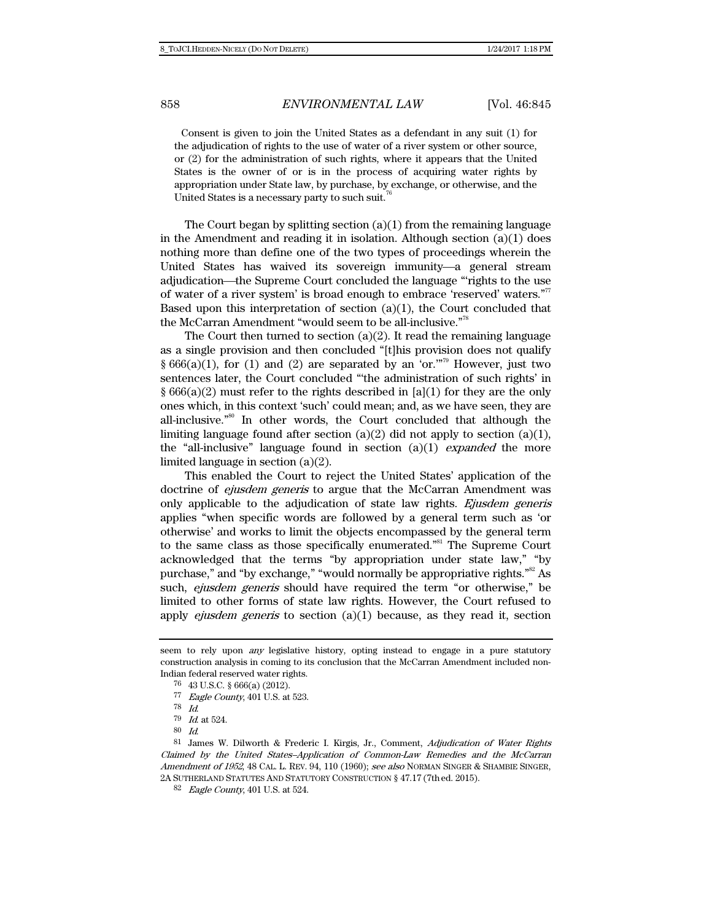> Consent is given to join the United States as a defendant in any suit (1) for the adjudication of rights to the use of water of a river system or other source, or (2) for the administration of such rights, where it appears that the United States is the owner of or is in the process of acquiring water rights by appropriation under State law, by purchase, by exchange, or otherwise, and the United States is a necessary party to such suit.[76]

The Court began by splitting section (a)(1) from the remaining language in the Amendment and reading it in isolation. Although section (a)(1) does nothing more than define one of the two types of proceedings wherein the United States has waived its sovereign immunity—a general stream adjudication—the Supreme Court concluded the language "'rights to the use of water of a river system' is broad enough to embrace 'reserved' waters."[77] Based upon this interpretation of section (a)(1), the Court concluded that the McCarran Amendment "would seem to be all-inclusive."[78]

The Court then turned to section (a)(2). It read the remaining language as a single provision and then concluded "[t]his provision does not qualify § 666(a)(1), for (1) and (2) are separated by an 'or.'"[79] However, just two sentences later, the Court concluded "'the administration of such rights' in § 666(a)(2) must refer to the rights described in [a](1) for they are the only ones which, in this context 'such' could mean; and, as we have seen, they are all-inclusive."[80] In other words, the Court concluded that although the limiting language found after section (a)(2) did not apply to section (a)(1), the "all-inclusive" language found in section (a)(1) *expanded* the more limited language in section (a)(2).

This enabled the Court to reject the United States' application of the doctrine of *ejusdem generis* to argue that the McCarran Amendment was only applicable to the adjudication of state law rights. *Ejusdem generis* applies "when specific words are followed by a general term such as 'or otherwise' and works to limit the objects encompassed by the general term to the same class as those specifically enumerated."[81] The Supreme Court acknowledged that the terms "by appropriation under state law," "by purchase," and "by exchange," "would normally be appropriative rights."[82] As such, *ejusdem generis* should have required the term "or otherwise," be limited to other forms of state law rights. However, the Court refused to apply *ejusdem generis* to section (a)(1) because, as they read it, section

---

seem to rely upon *any* legislative history, opting instead to engage in a pure statutory construction analysis in coming to its conclusion that the McCarran Amendment included non-Indian federal reserved water rights.

[76] 43 U.S.C. § 666(a) (2012).

[77] *Eagle County*, 401 U.S. at 523.

[78] *Id.*

[79] *Id.* at 524.

[80] *Id.*

[81] James W. Dilworth & Frederic I. Kirgis, Jr., Comment, *Adjudication of Water Rights Claimed by the United States–Application of Common-Law Remedies and the McCarran Amendment of 1952*, 48 CAL. L. REV. 94, 110 (1960); *see also* NORMAN SINGER & SHAMBIE SINGER, 2A SUTHERLAND STATUTES AND STATUTORY CONSTRUCTION § 47.17 (7th ed. 2015).

[82] *Eagle County*, 401 U.S. at 524.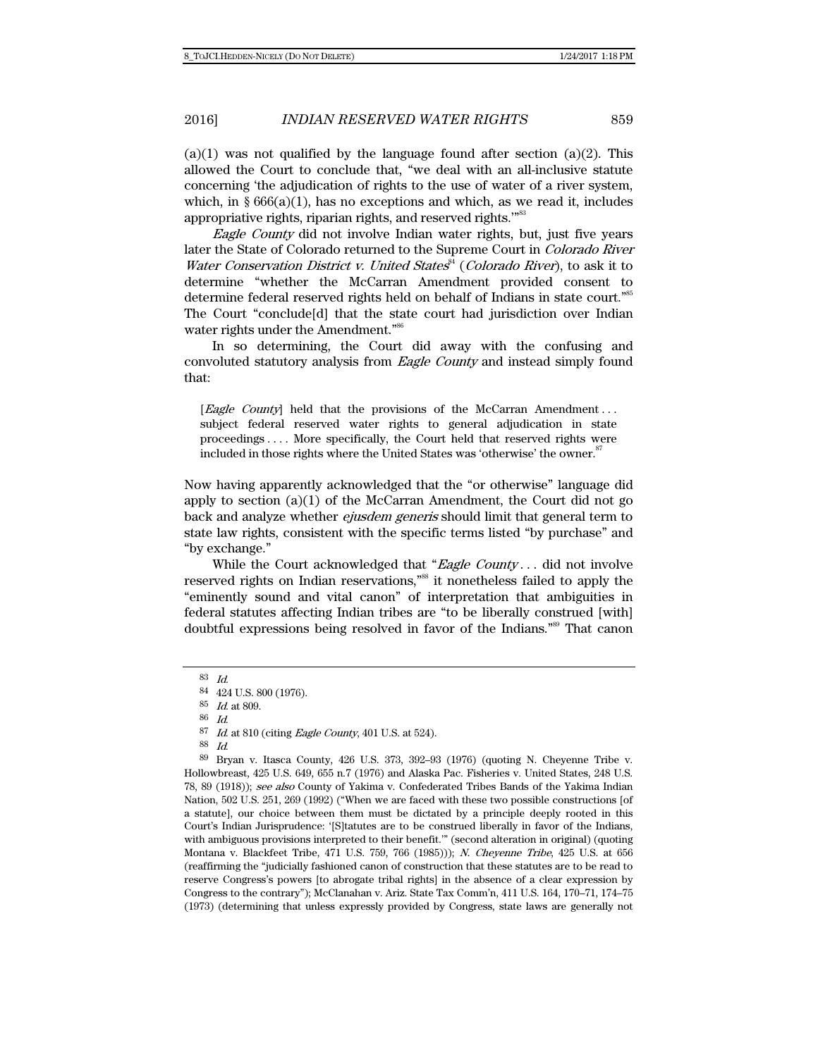(a)(1) was not qualified by the language found after section (a)(2). This allowed the Court to conclude that, "we deal with an all-inclusive statute concerning 'the adjudication of rights to the use of water of a river system, which, in § 666(a)(1), has no exceptions and which, as we read it, includes appropriative rights, riparian rights, and reserved rights.'"[83]

*Eagle County* did not involve Indian water rights, but, just five years later the State of Colorado returned to the Supreme Court in *Colorado River Water Conservation District v. United States*[84] (*Colorado River*), to ask it to determine "whether the McCarran Amendment provided consent to determine federal reserved rights held on behalf of Indians in state court."[85] The Court "conclude[d] that the state court had jurisdiction over Indian water rights under the Amendment."[86]

In so determining, the Court did away with the confusing and convoluted statutory analysis from *Eagle County* and instead simply found that:

> [*Eagle County*] held that the provisions of the McCarran Amendment . . . subject federal reserved water rights to general adjudication in state proceedings . . . . More specifically, the Court held that reserved rights were included in those rights where the United States was 'otherwise' the owner.[87]

Now having apparently acknowledged that the "or otherwise" language did apply to section (a)(1) of the McCarran Amendment, the Court did not go back and analyze whether *ejusdem generis* should limit that general term to state law rights, consistent with the specific terms listed "by purchase" and "by exchange."

While the Court acknowledged that "*Eagle County* . . . did not involve reserved rights on Indian reservations,"[88] it nonetheless failed to apply the "eminently sound and vital canon" of interpretation that ambiguities in federal statutes affecting Indian tribes are "to be liberally construed [with] doubtful expressions being resolved in favor of the Indians."[89] That canon

---

83 *Id.*

84 424 U.S. 800 (1976).

85 *Id.* at 809.

86 *Id.*

87 *Id.* at 810 (citing *Eagle County*, 401 U.S. at 524).

88 *Id.*

89 Bryan v. Itasca County, 426 U.S. 373, 392–93 (1976) (quoting N. Cheyenne Tribe v. Hollowbreast, 425 U.S. 649, 655 n.7 (1976) and Alaska Pac. Fisheries v. United States, 248 U.S. 78, 89 (1918)); *see also* County of Yakima v. Confederated Tribes Bands of the Yakima Indian Nation, 502 U.S. 251, 269 (1992) ("When we are faced with these two possible constructions [of a statute], our choice between them must be dictated by a principle deeply rooted in this Court's Indian Jurisprudence: '[S]tatutes are to be construed liberally in favor of the Indians, with ambiguous provisions interpreted to their benefit.'" (second alteration in original) (quoting Montana v. Blackfeet Tribe, 471 U.S. 759, 766 (1985))); *N. Cheyenne Tribe*, 425 U.S. at 656 (reaffirming the "judicially fashioned canon of construction that these statutes are to be read to reserve Congress's powers [to abrogate tribal rights] in the absence of a clear expression by Congress to the contrary"); McClanahan v. Ariz. State Tax Comm'n, 411 U.S. 164, 170–71, 174–75 (1973) (determining that unless expressly provided by Congress, state laws are generally not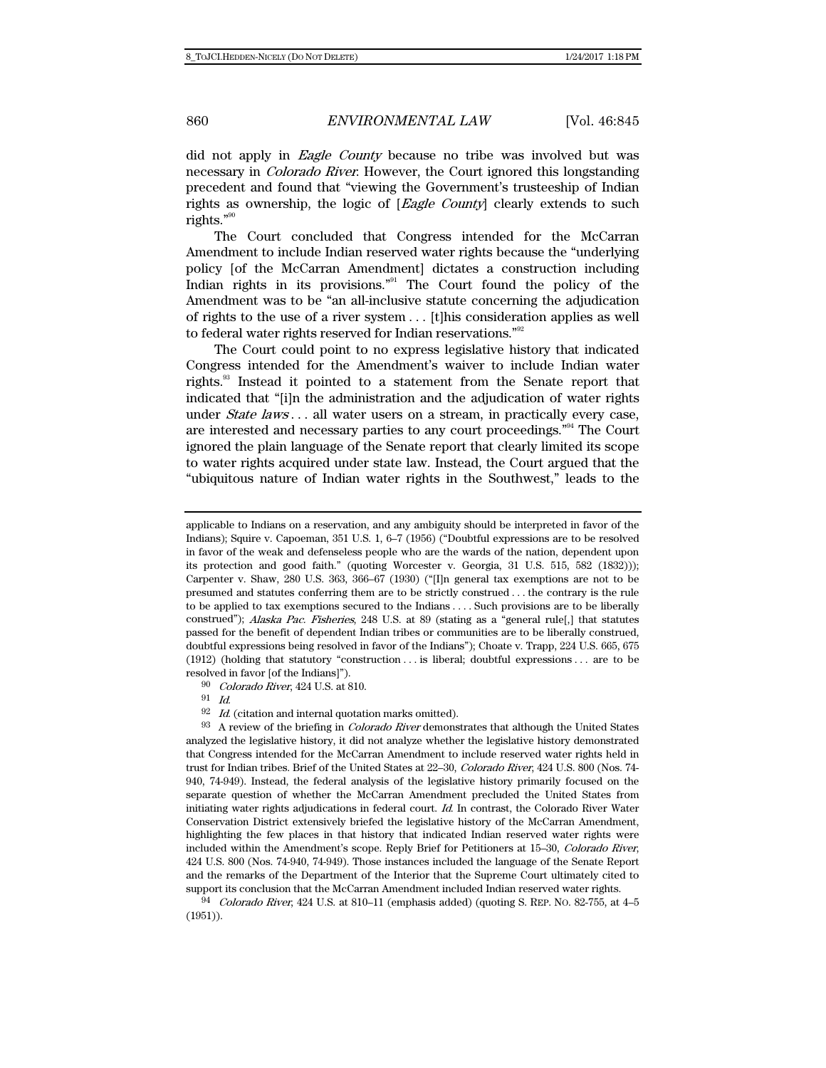did not apply in *Eagle County* because no tribe was involved but was necessary in *Colorado River*. However, the Court ignored this longstanding precedent and found that "viewing the Government's trusteeship of Indian rights as ownership, the logic of [*Eagle County*] clearly extends to such rights."[90]

The Court concluded that Congress intended for the McCarran Amendment to include Indian reserved water rights because the "underlying policy [of the McCarran Amendment] dictates a construction including Indian rights in its provisions."[91] The Court found the policy of the Amendment was to be "an all-inclusive statute concerning the adjudication of rights to the use of a river system . . . [t]his consideration applies as well to federal water rights reserved for Indian reservations."[92]

The Court could point to no express legislative history that indicated Congress intended for the Amendment's waiver to include Indian water rights.[93] Instead it pointed to a statement from the Senate report that indicated that "[i]n the administration and the adjudication of water rights under *State laws* . . . all water users on a stream, in practically every case, are interested and necessary parties to any court proceedings."[94] The Court ignored the plain language of the Senate report that clearly limited its scope to water rights acquired under state law. Instead, the Court argued that the "ubiquitous nature of Indian water rights in the Southwest," leads to the

---

applicable to Indians on a reservation, and any ambiguity should be interpreted in favor of the Indians); Squire v. Capoeman, 351 U.S. 1, 6–7 (1956) ("Doubtful expressions are to be resolved in favor of the weak and defenseless people who are the wards of the nation, dependent upon its protection and good faith." (quoting Worcester v. Georgia, 31 U.S. 515, 582 (1832))); Carpenter v. Shaw, 280 U.S. 363, 366–67 (1930) ("[I]n general tax exemptions are not to be presumed and statutes conferring them are to be strictly construed . . . the contrary is the rule to be applied to tax exemptions secured to the Indians . . . . Such provisions are to be liberally construed"); *Alaska Pac. Fisheries*, 248 U.S. at 89 (stating as a "general rule[,] that statutes passed for the benefit of dependent Indian tribes or communities are to be liberally construed, doubtful expressions being resolved in favor of the Indians"); Choate v. Trapp, 224 U.S. 665, 675 (1912) (holding that statutory "construction . . . is liberal; doubtful expressions . . . are to be resolved in favor [of the Indians]").

[90] *Colorado River*, 424 U.S. at 810.

[91] *Id.*

[92] *Id.* (citation and internal quotation marks omitted).

[93] A review of the briefing in *Colorado River* demonstrates that although the United States analyzed the legislative history, it did not analyze whether the legislative history demonstrated that Congress intended for the McCarran Amendment to include reserved water rights held in trust for Indian tribes. Brief of the United States at 22–30, *Colorado River*, 424 U.S. 800 (Nos. 74-940, 74-949). Instead, the federal analysis of the legislative history primarily focused on the separate question of whether the McCarran Amendment precluded the United States from initiating water rights adjudications in federal court. *Id.* In contrast, the Colorado River Water Conservation District extensively briefed the legislative history of the McCarran Amendment, highlighting the few places in that history that indicated Indian reserved water rights were included within the Amendment's scope. Reply Brief for Petitioners at 15–30, *Colorado River*, 424 U.S. 800 (Nos. 74-940, 74-949). Those instances included the language of the Senate Report and the remarks of the Department of the Interior that the Supreme Court ultimately cited to support its conclusion that the McCarran Amendment included Indian reserved water rights.

[94] *Colorado River*, 424 U.S. at 810–11 (emphasis added) (quoting S. REP. NO. 82-755, at 4–5 (1951)).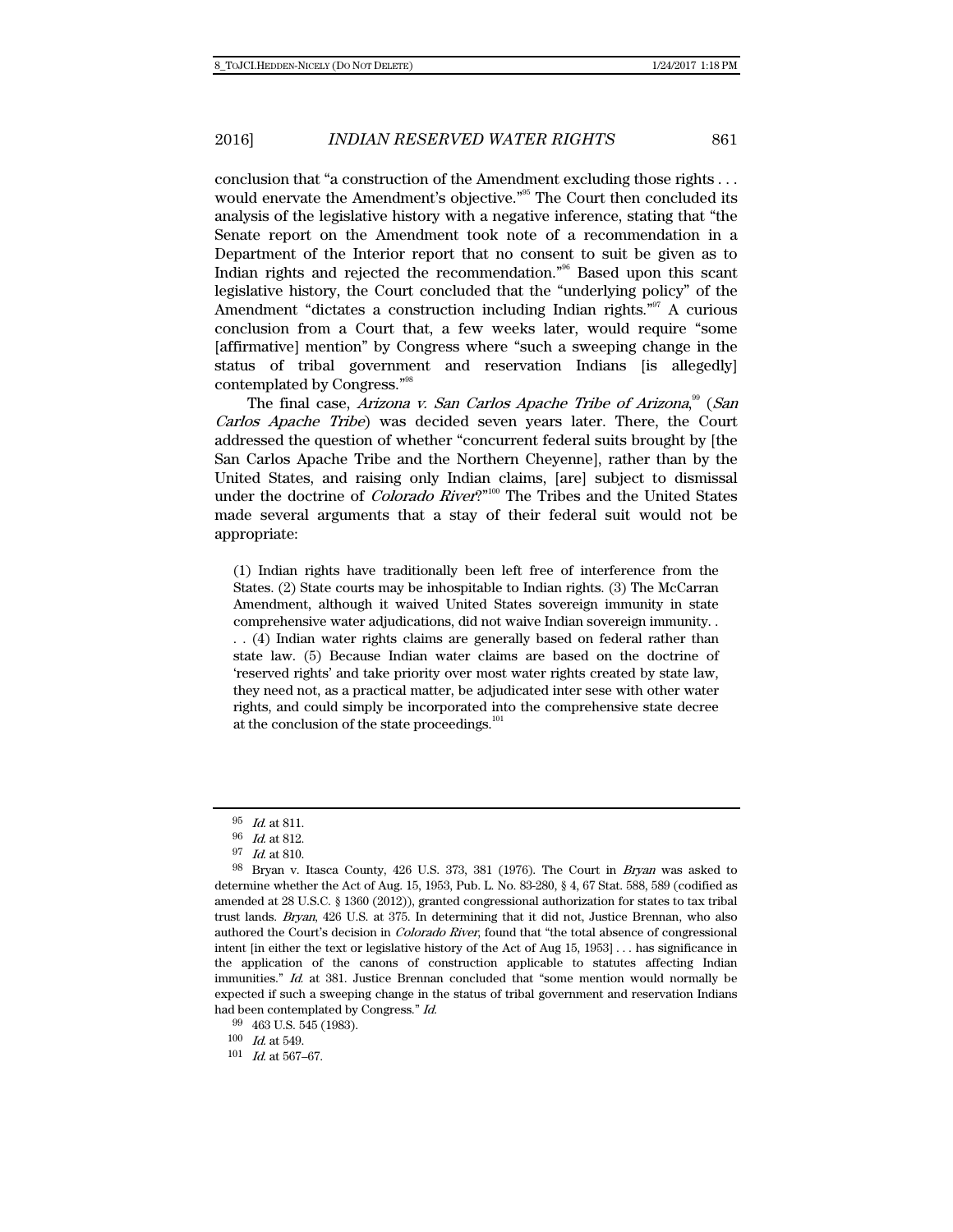conclusion that "a construction of the Amendment excluding those rights . . . would enervate the Amendment's objective."[95] The Court then concluded its analysis of the legislative history with a negative inference, stating that "the Senate report on the Amendment took note of a recommendation in a Department of the Interior report that no consent to suit be given as to Indian rights and rejected the recommendation."[96] Based upon this scant legislative history, the Court concluded that the "underlying policy" of the Amendment "dictates a construction including Indian rights."[97] A curious conclusion from a Court that, a few weeks later, would require "some [affirmative] mention" by Congress where "such a sweeping change in the status of tribal government and reservation Indians [is allegedly] contemplated by Congress."[98]

The final case, *Arizona v. San Carlos Apache Tribe of Arizona*,[99] (*San Carlos Apache Tribe*) was decided seven years later. There, the Court addressed the question of whether "concurrent federal suits brought by [the San Carlos Apache Tribe and the Northern Cheyenne], rather than by the United States, and raising only Indian claims, [are] subject to dismissal under the doctrine of *Colorado River*?"[100] The Tribes and the United States made several arguments that a stay of their federal suit would not be appropriate:

> (1) Indian rights have traditionally been left free of interference from the States. (2) State courts may be inhospitable to Indian rights. (3) The McCarran Amendment, although it waived United States sovereign immunity in state comprehensive water adjudications, did not waive Indian sovereign immunity. . . . (4) Indian water rights claims are generally based on federal rather than state law. (5) Because Indian water claims are based on the doctrine of 'reserved rights' and take priority over most water rights created by state law, they need not, as a practical matter, be adjudicated inter sese with other water rights, and could simply be incorporated into the comprehensive state decree at the conclusion of the state proceedings.[101]

---

[95] *Id.* at 811.

[96] *Id.* at 812.

[97] *Id.* at 810.

[98] Bryan v. Itasca County, 426 U.S. 373, 381 (1976). The Court in *Bryan* was asked to determine whether the Act of Aug. 15, 1953, Pub. L. No. 83-280, § 4, 67 Stat. 588, 589 (codified as amended at 28 U.S.C. § 1360 (2012)), granted congressional authorization for states to tax tribal trust lands. *Bryan*, 426 U.S. at 375. In determining that it did not, Justice Brennan, who also authored the Court's decision in *Colorado River*, found that "the total absence of congressional intent [in either the text or legislative history of the Act of Aug 15, 1953] . . . has significance in the application of the canons of construction applicable to statutes affecting Indian immunities." *Id.* at 381. Justice Brennan concluded that "some mention would normally be expected if such a sweeping change in the status of tribal government and reservation Indians had been contemplated by Congress." *Id.*

[99] 463 U.S. 545 (1983).

[100] *Id.* at 549.

[101] *Id.* at 567–67.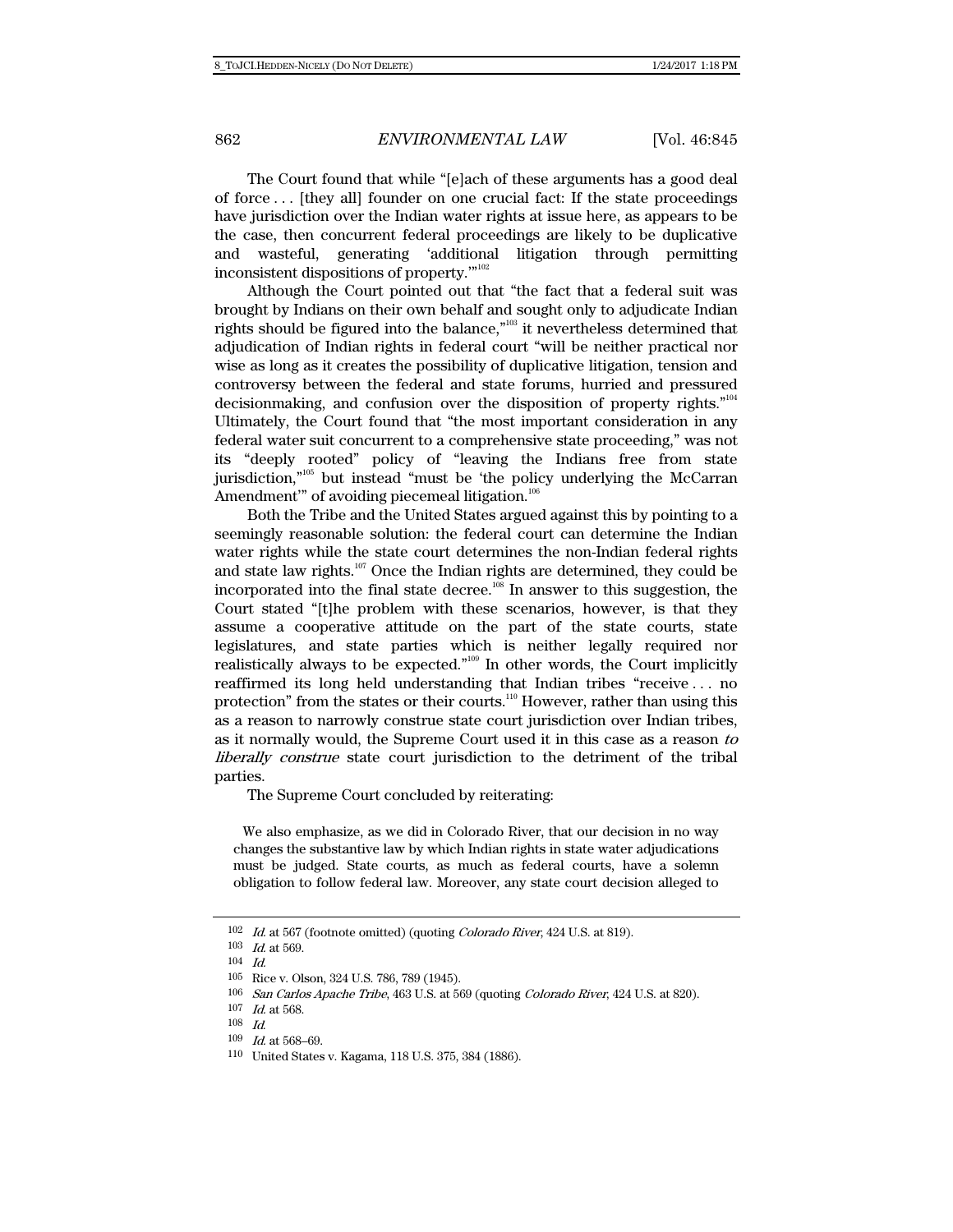The Court found that while "[e]ach of these arguments has a good deal of force . . . [they all] founder on one crucial fact: If the state proceedings have jurisdiction over the Indian water rights at issue here, as appears to be the case, then concurrent federal proceedings are likely to be duplicative and wasteful, generating 'additional litigation through permitting inconsistent dispositions of property.'"[102]

Although the Court pointed out that "the fact that a federal suit was brought by Indians on their own behalf and sought only to adjudicate Indian rights should be figured into the balance,"[103] it nevertheless determined that adjudication of Indian rights in federal court "will be neither practical nor wise as long as it creates the possibility of duplicative litigation, tension and controversy between the federal and state forums, hurried and pressured decisionmaking, and confusion over the disposition of property rights."[104] Ultimately, the Court found that "the most important consideration in any federal water suit concurrent to a comprehensive state proceeding," was not its "deeply rooted" policy of "leaving the Indians free from state jurisdiction,"[105] but instead "must be 'the policy underlying the McCarran Amendment'" of avoiding piecemeal litigation.[106]

Both the Tribe and the United States argued against this by pointing to a seemingly reasonable solution: the federal court can determine the Indian water rights while the state court determines the non-Indian federal rights and state law rights.[107] Once the Indian rights are determined, they could be incorporated into the final state decree.[108] In answer to this suggestion, the Court stated "[t]he problem with these scenarios, however, is that they assume a cooperative attitude on the part of the state courts, state legislatures, and state parties which is neither legally required nor realistically always to be expected."[109] In other words, the Court implicitly reaffirmed its long held understanding that Indian tribes "receive . . . no protection" from the states or their courts.[110] However, rather than using this as a reason to narrowly construe state court jurisdiction over Indian tribes, as it normally would, the Supreme Court used it in this case as a reason *to liberally construe* state court jurisdiction to the detriment of the tribal parties.

The Supreme Court concluded by reiterating:

> We also emphasize, as we did in Colorado River, that our decision in no way changes the substantive law by which Indian rights in state water adjudications must be judged. State courts, as much as federal courts, have a solemn obligation to follow federal law. Moreover, any state court decision alleged to

---

102 *Id.* at 567 (footnote omitted) (quoting *Colorado River*, 424 U.S. at 819).

103 *Id.* at 569.

104 *Id.*

105 Rice v. Olson, 324 U.S. 786, 789 (1945).

106 *San Carlos Apache Tribe*, 463 U.S. at 569 (quoting *Colorado River*, 424 U.S. at 820).

107 *Id.* at 568.

108 *Id.*

109 *Id.* at 568–69.

110 United States v. Kagama, 118 U.S. 375, 384 (1886).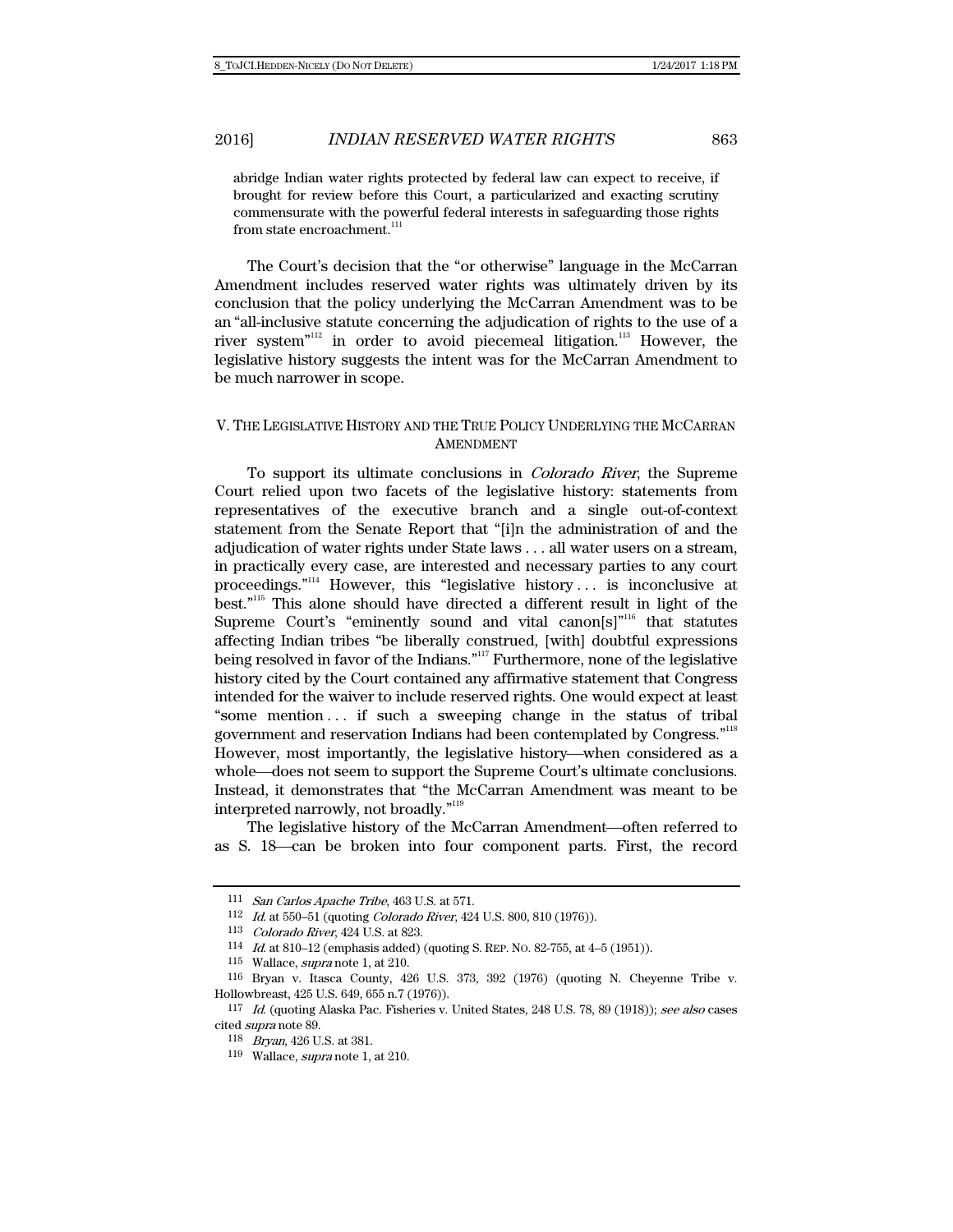abridge Indian water rights protected by federal law can expect to receive, if brought for review before this Court, a particularized and exacting scrutiny commensurate with the powerful federal interests in safeguarding those rights from state encroachment.[111]

The Court's decision that the "or otherwise" language in the McCarran Amendment includes reserved water rights was ultimately driven by its conclusion that the policy underlying the McCarran Amendment was to be an "all-inclusive statute concerning the adjudication of rights to the use of a river system"[112] in order to avoid piecemeal litigation.[113] However, the legislative history suggests the intent was for the McCarran Amendment to be much narrower in scope.

## V. THE LEGISLATIVE HISTORY AND THE TRUE POLICY UNDERLYING THE MCCARRAN AMENDMENT

To support its ultimate conclusions in *Colorado River*, the Supreme Court relied upon two facets of the legislative history: statements from representatives of the executive branch and a single out-of-context statement from the Senate Report that "[i]n the administration of and the adjudication of water rights under State laws . . . all water users on a stream, in practically every case, are interested and necessary parties to any court proceedings."[114] However, this "legislative history . . . is inconclusive at best."[115] This alone should have directed a different result in light of the Supreme Court's "eminently sound and vital canon[s]"[116] that statutes affecting Indian tribes "be liberally construed, [with] doubtful expressions being resolved in favor of the Indians."[117] Furthermore, none of the legislative history cited by the Court contained any affirmative statement that Congress intended for the waiver to include reserved rights. One would expect at least "some mention . . . if such a sweeping change in the status of tribal government and reservation Indians had been contemplated by Congress."[118] However, most importantly, the legislative history—when considered as a whole—does not seem to support the Supreme Court's ultimate conclusions. Instead, it demonstrates that "the McCarran Amendment was meant to be interpreted narrowly, not broadly."[119]

The legislative history of the McCarran Amendment—often referred to as S. 18—can be broken into four component parts. First, the record

---

111 *San Carlos Apache Tribe*, 463 U.S. at 571.

112 *Id.* at 550–51 (quoting *Colorado River*, 424 U.S. 800, 810 (1976)).

113 *Colorado River*, 424 U.S. at 823.

114 *Id.* at 810–12 (emphasis added) (quoting S. REP. NO. 82-755, at 4–5 (1951)).

115 Wallace, *supra* note 1, at 210.

116 Bryan v. Itasca County, 426 U.S. 373, 392 (1976) (quoting N. Cheyenne Tribe v. Hollowbreast, 425 U.S. 649, 655 n.7 (1976)).

117 *Id.* (quoting Alaska Pac. Fisheries v. United States, 248 U.S. 78, 89 (1918)); *see also* cases cited *supra* note 89.

118 *Bryan*, 426 U.S. at 381.

119 Wallace, *supra* note 1, at 210.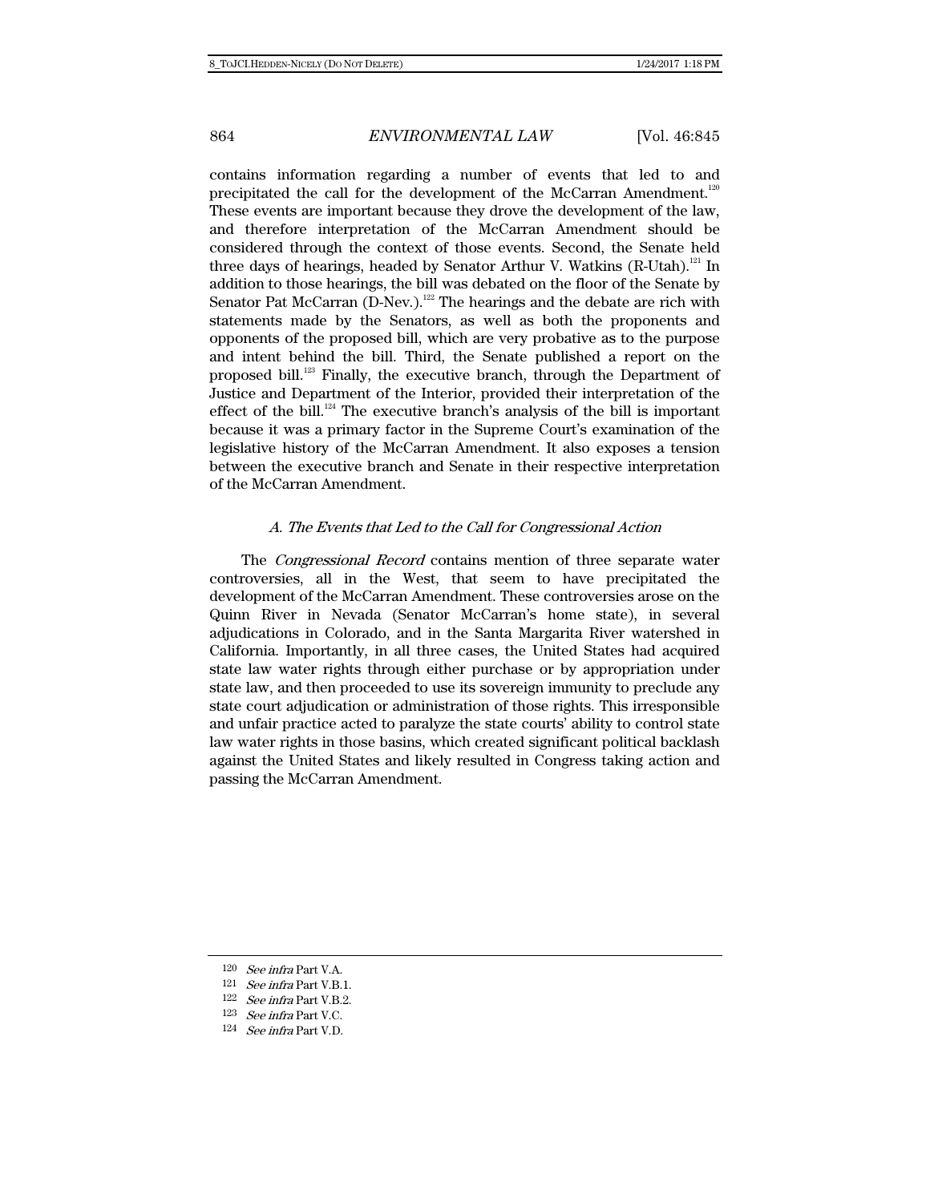contains information regarding a number of events that led to and precipitated the call for the development of the McCarran Amendment.[120] These events are important because they drove the development of the law, and therefore interpretation of the McCarran Amendment should be considered through the context of those events. Second, the Senate held three days of hearings, headed by Senator Arthur V. Watkins (R-Utah).[121] In addition to those hearings, the bill was debated on the floor of the Senate by Senator Pat McCarran (D-Nev.).[122] The hearings and the debate are rich with statements made by the Senators, as well as both the proponents and opponents of the proposed bill, which are very probative as to the purpose and intent behind the bill. Third, the Senate published a report on the proposed bill.[123] Finally, the executive branch, through the Department of Justice and Department of the Interior, provided their interpretation of the effect of the bill.[124] The executive branch's analysis of the bill is important because it was a primary factor in the Supreme Court's examination of the legislative history of the McCarran Amendment. It also exposes a tension between the executive branch and Senate in their respective interpretation of the McCarran Amendment.

### *A. The Events that Led to the Call for Congressional Action*

The *Congressional Record* contains mention of three separate water controversies, all in the West, that seem to have precipitated the development of the McCarran Amendment. These controversies arose on the Quinn River in Nevada (Senator McCarran's home state), in several adjudications in Colorado, and in the Santa Margarita River watershed in California. Importantly, in all three cases, the United States had acquired state law water rights through either purchase or by appropriation under state law, and then proceeded to use its sovereign immunity to preclude any state court adjudication or administration of those rights. This irresponsible and unfair practice acted to paralyze the state courts' ability to control state law water rights in those basins, which created significant political backlash against the United States and likely resulted in Congress taking action and passing the McCarran Amendment.

---

120 *See infra* Part V.A.

121 *See infra* Part V.B.1.

122 *See infra* Part V.B.2.

123 *See infra* Part V.C.

124 *See infra* Part V.D.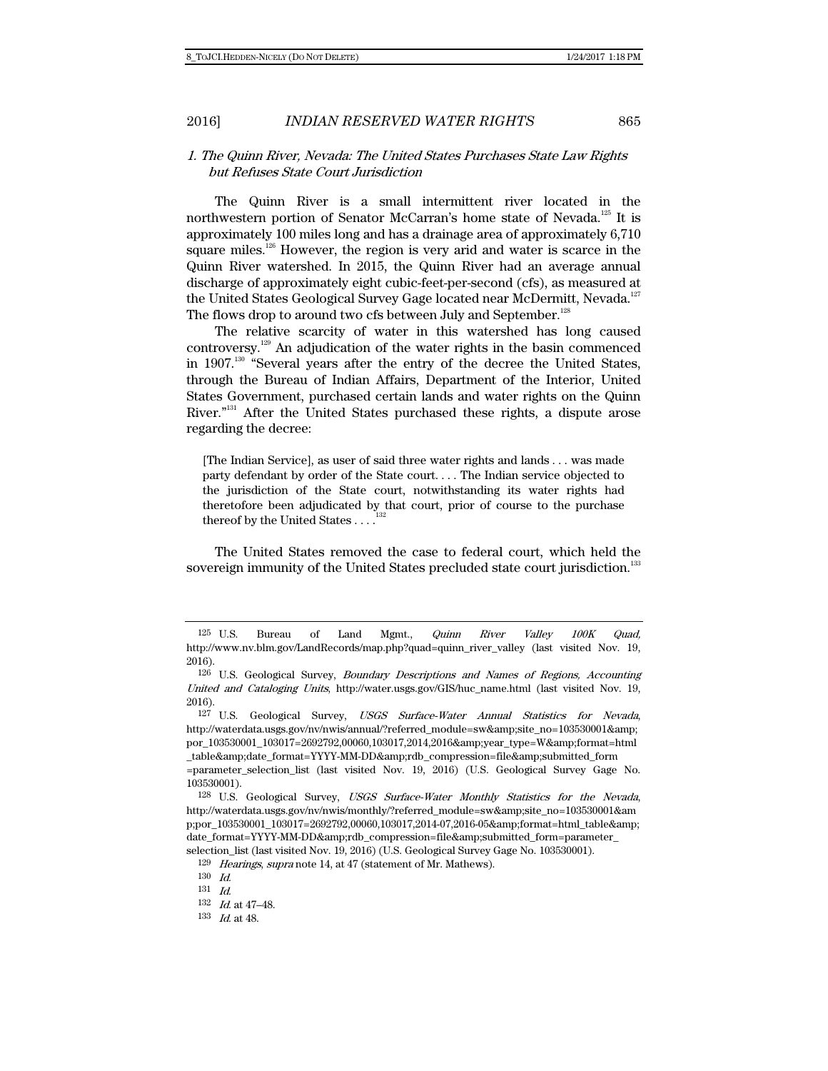### 1. *The Quinn River, Nevada: The United States Purchases State Law Rights but Refuses State Court Jurisdiction*

The Quinn River is a small intermittent river located in the northwestern portion of Senator McCarran's home state of Nevada.[125] It is approximately 100 miles long and has a drainage area of approximately 6,710 square miles.[126] However, the region is very arid and water is scarce in the Quinn River watershed. In 2015, the Quinn River had an average annual discharge of approximately eight cubic-feet-per-second (cfs), as measured at the United States Geological Survey Gage located near McDermitt, Nevada.[127] The flows drop to around two cfs between July and September.[128]

The relative scarcity of water in this watershed has long caused controversy.[129] An adjudication of the water rights in the basin commenced in 1907.[130] "Several years after the entry of the decree the United States, through the Bureau of Indian Affairs, Department of the Interior, United States Government, purchased certain lands and water rights on the Quinn River."[131] After the United States purchased these rights, a dispute arose regarding the decree:

> [The Indian Service], as user of said three water rights and lands . . . was made party defendant by order of the State court. . . . The Indian service objected to the jurisdiction of the State court, notwithstanding its water rights had theretofore been adjudicated by that court, prior of course to the purchase thereof by the United States . . . .[132]

The United States removed the case to federal court, which held the sovereign immunity of the United States precluded state court jurisdiction.[133]

---

125 U.S. Bureau of Land Mgmt., *Quinn River Valley 100K Quad*, http://www.nv.blm.gov/LandRecords/map.php?quad=quinn_river_valley (last visited Nov. 19, 2016).

126 U.S. Geological Survey, *Boundary Descriptions and Names of Regions, Accounting United and Cataloging Units*, http://water.usgs.gov/GIS/huc_name.html (last visited Nov. 19, 2016).

127 U.S. Geological Survey, *USGS Surface-Water Annual Statistics for Nevada*, http://waterdata.usgs.gov/nv/nwis/annual/?referred_module=sw&amp;site_no=103530001&amp;por_103530001_103017=2692792,00060,103017,2014,2016&amp;year_type=W&amp;format=html_table&amp;date_format=YYYY-MM-DD&amp;rdb_compression=file&amp;submitted_form=parameter_selection_list (last visited Nov. 19, 2016) (U.S. Geological Survey Gage No. 103530001).

128 U.S. Geological Survey, *USGS Surface-Water Monthly Statistics for the Nevada*, http://waterdata.usgs.gov/nv/nwis/monthly/?referred_module=sw&amp;site_no=103530001&amp;por_103530001_103017=2692792,00060,103017,2014-07,2016-05&amp;format=html_table&amp;date_format=YYYY-MM-DD&amp;rdb_compression=file&amp;submitted_form=parameter_selection_list (last visited Nov. 19, 2016) (U.S. Geological Survey Gage No. 103530001).

129 *Hearings*, *supra* note 14, at 47 (statement of Mr. Mathews).

130 *Id.*

131 *Id.*

132 *Id.* at 47–48.

133 *Id.* at 48.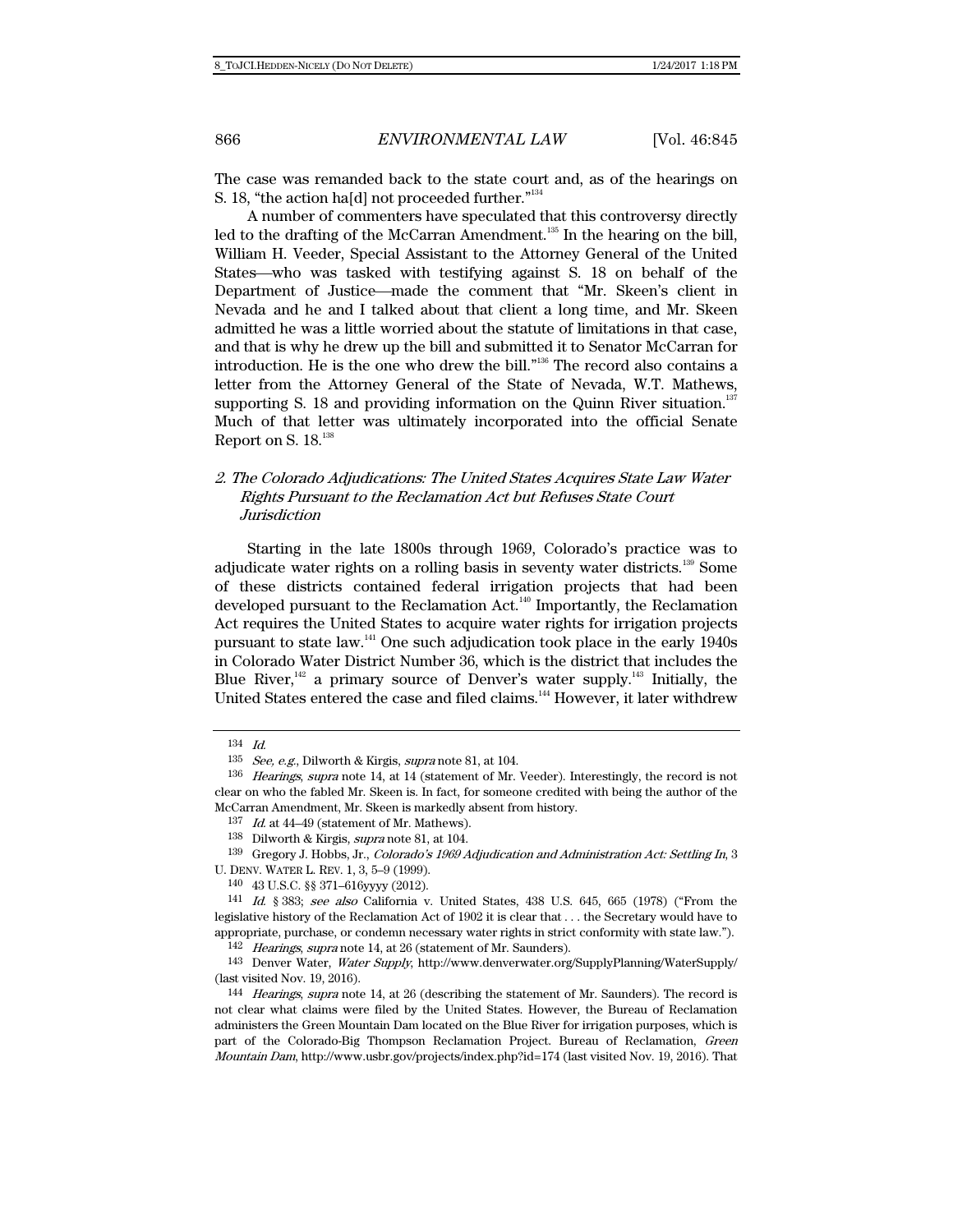The case was remanded back to the state court and, as of the hearings on S. 18, "the action ha[d] not proceeded further."[134]

A number of commenters have speculated that this controversy directly led to the drafting of the McCarran Amendment.[135] In the hearing on the bill, William H. Veeder, Special Assistant to the Attorney General of the United States—who was tasked with testifying against S. 18 on behalf of the Department of Justice—made the comment that "Mr. Skeen's client in Nevada and he and I talked about that client a long time, and Mr. Skeen admitted he was a little worried about the statute of limitations in that case, and that is why he drew up the bill and submitted it to Senator McCarran for introduction. He is the one who drew the bill."[136] The record also contains a letter from the Attorney General of the State of Nevada, W.T. Mathews, supporting S. 18 and providing information on the Quinn River situation.[137] Much of that letter was ultimately incorporated into the official Senate Report on S. 18.[138]

### *2. The Colorado Adjudications: The United States Acquires State Law Water Rights Pursuant to the Reclamation Act but Refuses State Court Jurisdiction*

Starting in the late 1800s through 1969, Colorado's practice was to adjudicate water rights on a rolling basis in seventy water districts.[139] Some of these districts contained federal irrigation projects that had been developed pursuant to the Reclamation Act.[140] Importantly, the Reclamation Act requires the United States to acquire water rights for irrigation projects pursuant to state law.[141] One such adjudication took place in the early 1940s in Colorado Water District Number 36, which is the district that includes the Blue River,[142] a primary source of Denver's water supply.[143] Initially, the United States entered the case and filed claims.[144] However, it later withdrew

---

[134] *Id.*

[135] *See, e.g.*, Dilworth & Kirgis, *supra* note 81, at 104.

[136] *Hearings*, *supra* note 14, at 14 (statement of Mr. Veeder). Interestingly, the record is not clear on who the fabled Mr. Skeen is. In fact, for someone credited with being the author of the McCarran Amendment, Mr. Skeen is markedly absent from history.

[137] *Id.* at 44–49 (statement of Mr. Mathews).

[138] Dilworth & Kirgis, *supra* note 81, at 104.

[139] Gregory J. Hobbs, Jr., *Colorado's 1969 Adjudication and Administration Act: Settling In*, 3 U. DENV. WATER L. REV. 1, 3, 5–9 (1999).

[140] 43 U.S.C. §§ 371–616yyyy (2012).

[141] *Id.* § 383; *see also* California v. United States, 438 U.S. 645, 665 (1978) ("From the legislative history of the Reclamation Act of 1902 it is clear that . . . the Secretary would have to appropriate, purchase, or condemn necessary water rights in strict conformity with state law.").

[142] *Hearings*, *supra* note 14, at 26 (statement of Mr. Saunders).

[143] Denver Water, *Water Supply*, http://www.denverwater.org/SupplyPlanning/WaterSupply/ (last visited Nov. 19, 2016).

[144] *Hearings*, *supra* note 14, at 26 (describing the statement of Mr. Saunders). The record is not clear what claims were filed by the United States. However, the Bureau of Reclamation administers the Green Mountain Dam located on the Blue River for irrigation purposes, which is part of the Colorado-Big Thompson Reclamation Project. Bureau of Reclamation, *Green Mountain Dam*, http://www.usbr.gov/projects/index.php?id=174 (last visited Nov. 19, 2016). That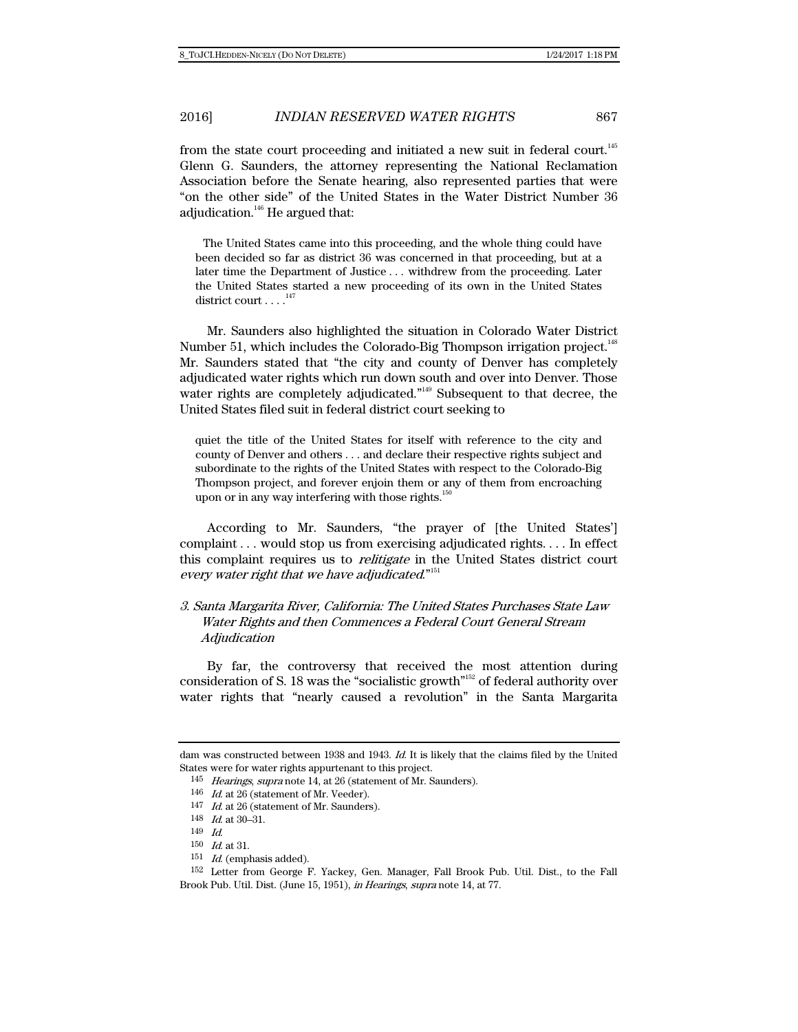from the state court proceeding and initiated a new suit in federal court.[145] Glenn G. Saunders, the attorney representing the National Reclamation Association before the Senate hearing, also represented parties that were "on the other side" of the United States in the Water District Number 36 adjudication.[146] He argued that:

> The United States came into this proceeding, and the whole thing could have been decided so far as district 36 was concerned in that proceeding, but at a later time the Department of Justice . . . withdrew from the proceeding. Later the United States started a new proceeding of its own in the United States district court . . . .[147]

Mr. Saunders also highlighted the situation in Colorado Water District Number 51, which includes the Colorado-Big Thompson irrigation project.[148] Mr. Saunders stated that "the city and county of Denver has completely adjudicated water rights which run down south and over into Denver. Those water rights are completely adjudicated."[149] Subsequent to that decree, the United States filed suit in federal district court seeking to

> quiet the title of the United States for itself with reference to the city and county of Denver and others . . . and declare their respective rights subject and subordinate to the rights of the United States with respect to the Colorado-Big Thompson project, and forever enjoin them or any of them from encroaching upon or in any way interfering with those rights.[150]

According to Mr. Saunders, "the prayer of [the United States'] complaint . . . would stop us from exercising adjudicated rights. . . . In effect this complaint requires us to *relitigate* in the United States district court *every water right that we have adjudicated*."[151]

### *3. Santa Margarita River, California: The United States Purchases State Law Water Rights and then Commences a Federal Court General Stream Adjudication*

By far, the controversy that received the most attention during consideration of S. 18 was the "socialistic growth"[152] of federal authority over water rights that "nearly caused a revolution" in the Santa Margarita

---

dam was constructed between 1938 and 1943. *Id.* It is likely that the claims filed by the United States were for water rights appurtenant to this project.

145 *Hearings*, *supra* note 14, at 26 (statement of Mr. Saunders).

146 *Id.* at 26 (statement of Mr. Veeder).

147 *Id.* at 26 (statement of Mr. Saunders).

148 *Id.* at 30–31.

149 *Id.*

150 *Id.* at 31.

151 *Id.* (emphasis added).

152 Letter from George F. Yackey, Gen. Manager, Fall Brook Pub. Util. Dist., to the Fall Brook Pub. Util. Dist. (June 15, 1951), *in Hearings*, *supra* note 14, at 77.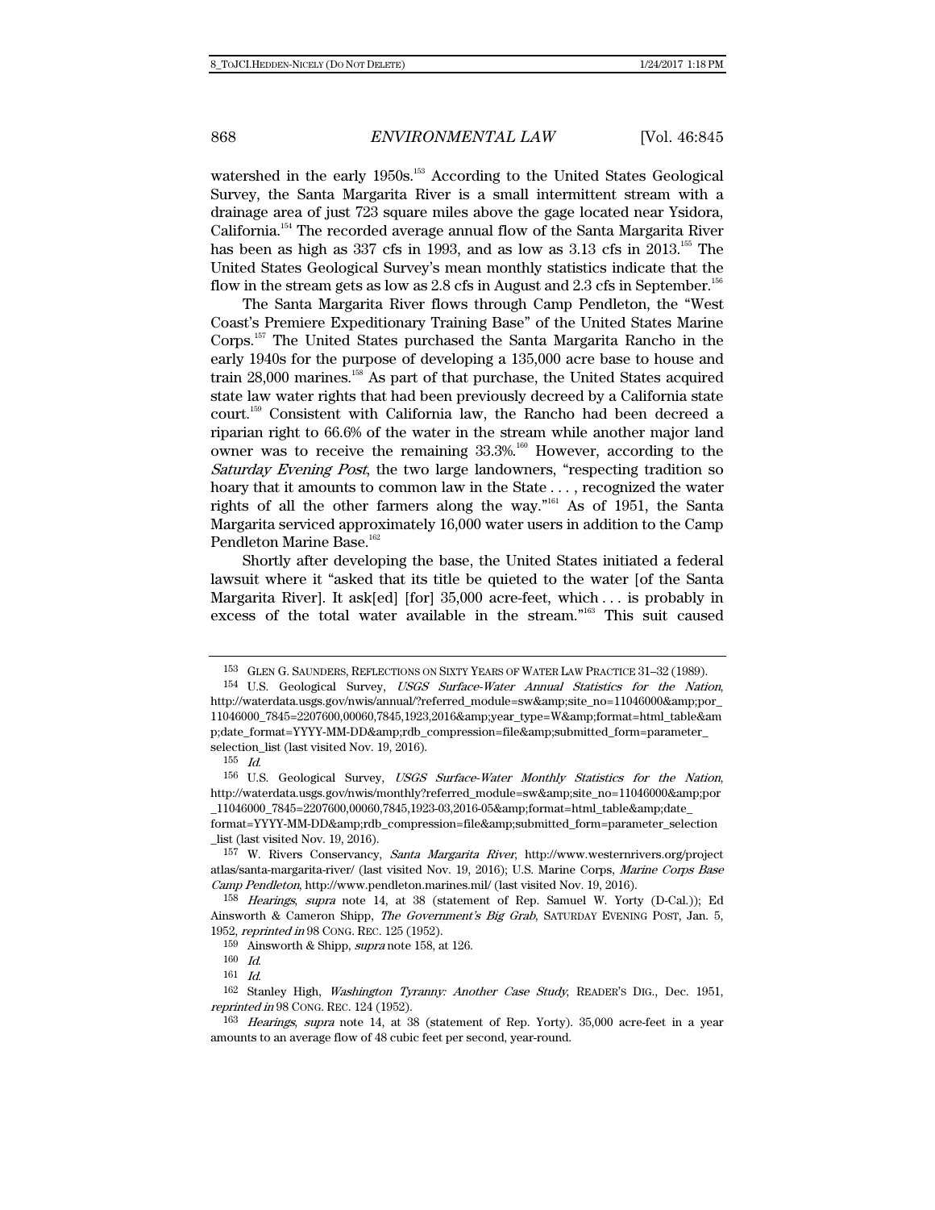watershed in the early 1950s.[153] According to the United States Geological Survey, the Santa Margarita River is a small intermittent stream with a drainage area of just 723 square miles above the gage located near Ysidora, California.[154] The recorded average annual flow of the Santa Margarita River has been as high as 337 cfs in 1993, and as low as 3.13 cfs in 2013.[155] The United States Geological Survey's mean monthly statistics indicate that the flow in the stream gets as low as 2.8 cfs in August and 2.3 cfs in September.[156]

The Santa Margarita River flows through Camp Pendleton, the "West Coast's Premiere Expeditionary Training Base" of the United States Marine Corps.[157] The United States purchased the Santa Margarita Rancho in the early 1940s for the purpose of developing a 135,000 acre base to house and train 28,000 marines.[158] As part of that purchase, the United States acquired state law water rights that had been previously decreed by a California state court.[159] Consistent with California law, the Rancho had been decreed a riparian right to 66.6% of the water in the stream while another major land owner was to receive the remaining 33.3%.[160] However, according to the *Saturday Evening Post*, the two large landowners, "respecting tradition so hoary that it amounts to common law in the State . . . , recognized the water rights of all the other farmers along the way."[161] As of 1951, the Santa Margarita serviced approximately 16,000 water users in addition to the Camp Pendleton Marine Base.[162]

Shortly after developing the base, the United States initiated a federal lawsuit where it "asked that its title be quieted to the water [of the Santa Margarita River]. It ask[ed] [for] 35,000 acre-feet, which . . . is probably in excess of the total water available in the stream."[163] This suit caused

---

153 GLEN G. SAUNDERS, REFLECTIONS ON SIXTY YEARS OF WATER LAW PRACTICE 31–32 (1989).

154 U.S. Geological Survey, *USGS Surface-Water Annual Statistics for the Nation*, http://waterdata.usgs.gov/nwis/annual/?referred_module=sw&amp;site_no=11046000&amp;por_11046000_7845=2207600,00060,7845,1923,2016&amp;year_type=W&amp;format=html_table&amp;date_format=YYYY-MM-DD&amp;rdb_compression=file&amp;submitted_form=parameter_selection_list (last visited Nov. 19, 2016).

155 *Id.*

156 U.S. Geological Survey, *USGS Surface-Water Monthly Statistics for the Nation*, http://waterdata.usgs.gov/nwis/monthly?referred_module=sw&amp;site_no=11046000&amp;por_11046000_7845=2207600,00060,7845,1923-03,2016-05&amp;format=html_table&amp;date_format=YYYY-MM-DD&amp;rdb_compression=file&amp;submitted_form=parameter_selection_list (last visited Nov. 19, 2016).

157 W. Rivers Conservancy, *Santa Margarita River*, http://www.westernrivers.org/projectatlas/santa-margarita-river/ (last visited Nov. 19, 2016); U.S. Marine Corps, *Marine Corps Base Camp Pendleton*, http://www.pendleton.marines.mil/ (last visited Nov. 19, 2016).

158 *Hearings*, *supra* note 14, at 38 (statement of Rep. Samuel W. Yorty (D-Cal.)); Ed Ainsworth & Cameron Shipp, *The Government's Big Grab*, SATURDAY EVENING POST, Jan. 5, 1952, *reprinted in* 98 CONG. REC. 125 (1952).

159 Ainsworth & Shipp, *supra* note 158, at 126.

160 *Id.*

161 *Id.*

162 Stanley High, *Washington Tyranny: Another Case Study*, READER'S DIG., Dec. 1951, *reprinted in* 98 CONG. REC. 124 (1952).

163 *Hearings*, *supra* note 14, at 38 (statement of Rep. Yorty). 35,000 acre-feet in a year amounts to an average flow of 48 cubic feet per second, year-round.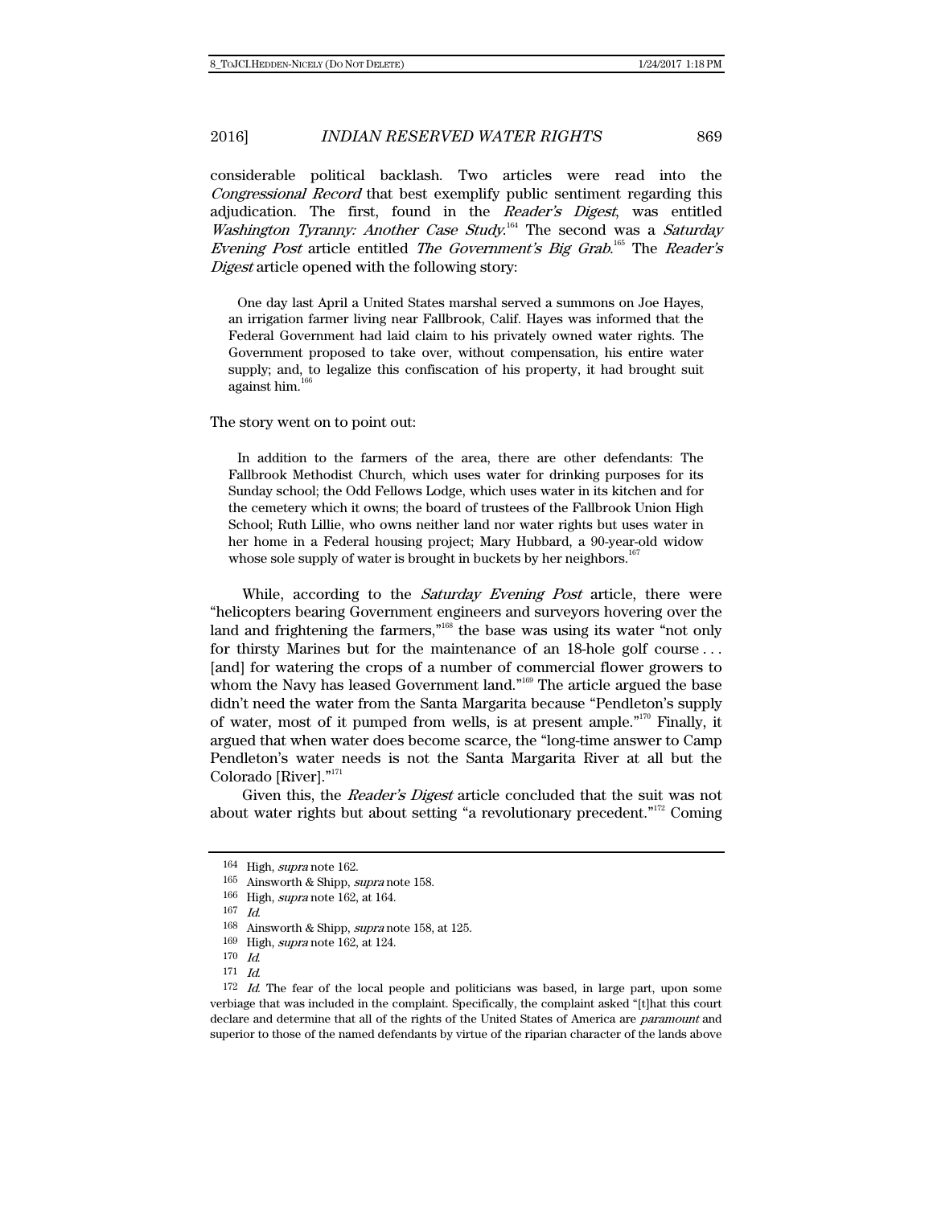considerable political backlash. Two articles were read into the *Congressional Record* that best exemplify public sentiment regarding this adjudication. The first, found in the *Reader's Digest*, was entitled *Washington Tyranny: Another Case Study*.[164] The second was a *Saturday Evening Post* article entitled *The Government's Big Grab*.[165] The *Reader's Digest* article opened with the following story:

> One day last April a United States marshal served a summons on Joe Hayes, an irrigation farmer living near Fallbrook, Calif. Hayes was informed that the Federal Government had laid claim to his privately owned water rights. The Government proposed to take over, without compensation, his entire water supply; and, to legalize this confiscation of his property, it had brought suit against him.[166]

The story went on to point out:

> In addition to the farmers of the area, there are other defendants: The Fallbrook Methodist Church, which uses water for drinking purposes for its Sunday school; the Odd Fellows Lodge, which uses water in its kitchen and for the cemetery which it owns; the board of trustees of the Fallbrook Union High School; Ruth Lillie, who owns neither land nor water rights but uses water in her home in a Federal housing project; Mary Hubbard, a 90-year-old widow whose sole supply of water is brought in buckets by her neighbors.[167]

While, according to the *Saturday Evening Post* article, there were "helicopters bearing Government engineers and surveyors hovering over the land and frightening the farmers,"[168] the base was using its water "not only for thirsty Marines but for the maintenance of an 18-hole golf course . . . [and] for watering the crops of a number of commercial flower growers to whom the Navy has leased Government land."[169] The article argued the base didn't need the water from the Santa Margarita because "Pendleton's supply of water, most of it pumped from wells, is at present ample."[170] Finally, it argued that when water does become scarce, the "long-time answer to Camp Pendleton's water needs is not the Santa Margarita River at all but the Colorado [River]."[171]

Given this, the *Reader's Digest* article concluded that the suit was not about water rights but about setting "a revolutionary precedent."[172] Coming

---

164 High, *supra* note 162.

165 Ainsworth & Shipp, *supra* note 158.

166 High, *supra* note 162, at 164.

167 *Id.*

168 Ainsworth & Shipp, *supra* note 158, at 125.

169 High, *supra* note 162, at 124.

170 *Id.*

171 *Id.*

172 *Id.* The fear of the local people and politicians was based, in large part, upon some verbiage that was included in the complaint. Specifically, the complaint asked "[t]hat this court declare and determine that all of the rights of the United States of America are *paramount* and superior to those of the named defendants by virtue of the riparian character of the lands above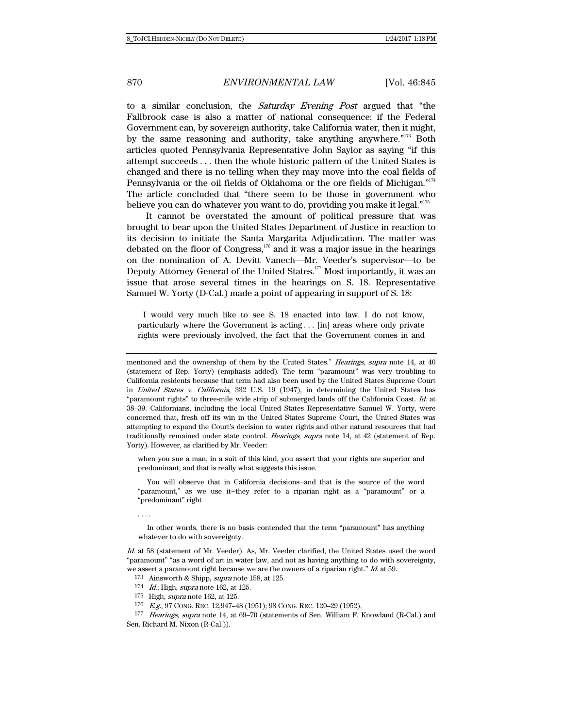to a similar conclusion, the *Saturday Evening Post* argued that "the Fallbrook case is also a matter of national consequence: if the Federal Government can, by sovereign authority, take California water, then it might, by the same reasoning and authority, take anything anywhere."[173] Both articles quoted Pennsylvania Representative John Saylor as saying "if this attempt succeeds . . . then the whole historic pattern of the United States is changed and there is no telling when they may move into the coal fields of Pennsylvania or the oil fields of Oklahoma or the ore fields of Michigan."[174] The article concluded that "there seem to be those in government who believe you can do whatever you want to do, providing you make it legal."[175]

It cannot be overstated the amount of political pressure that was brought to bear upon the United States Department of Justice in reaction to its decision to initiate the Santa Margarita Adjudication. The matter was debated on the floor of Congress,[176] and it was a major issue in the hearings on the nomination of A. Devitt Vanech—Mr. Veeder's supervisor—to be Deputy Attorney General of the United States.[177] Most importantly, it was an issue that arose several times in the hearings on S. 18. Representative Samuel W. Yorty (D-Cal.) made a point of appearing in support of S. 18:

> I would very much like to see S. 18 enacted into law. I do not know, particularly where the Government is acting . . . [in] areas where only private rights were previously involved, the fact that the Government comes in and

---

mentioned and the ownership of them by the United States." *Hearings*, *supra* note 14, at 40 (statement of Rep. Yorty) (emphasis added). The term "paramount" was very troubling to California residents because that term had also been used by the United States Supreme Court in *United States v. California*, 332 U.S. 19 (1947), in determining the United States has "paramount rights" to three-mile wide strip of submerged lands off the California Coast. *Id.* at 38–39. Californians, including the local United States Representative Samuel W. Yorty, were concerned that, fresh off its win in the United States Supreme Court, the United States was attempting to expand the Court's decision to water rights and other natural resources that had traditionally remained under state control. *Hearings*, *supra* note 14, at 42 (statement of Rep. Yorty). However, as clarified by Mr. Veeder:

> when you sue a man, in a suit of this kind, you assert that your rights are superior and predominant, and that is really what suggests this issue.
>
> You will observe that in California decisions–and that is the source of the word "paramount," as we use it–they refer to a riparian right as a "paramount" or a "predominant" right
>
> . . . .
>
> In other words, there is no basis contended that the term "paramount" has anything whatever to do with sovereignty.

*Id.* at 58 (statement of Mr. Veeder). As, Mr. Veeder clarified, the United States used the word "paramount" "as a word of art in water law, and not as having anything to do with sovereignty, we assert a paramount right because we are the owners of a riparian right." *Id.* at 59.

[173] Ainsworth & Shipp, *supra* note 158, at 125.

[174] *Id.*; High, *supra* note 162, at 125.

[175] High, *supra* note 162, at 125.

[176] *E.g.*, 97 CONG. REC. 12,947–48 (1951); 98 CONG. REC. 120–29 (1952).

[177] *Hearings*, *supra* note 14, at 69–70 (statements of Sen. William F. Knowland (R-Cal.) and Sen. Richard M. Nixon (R-Cal.)).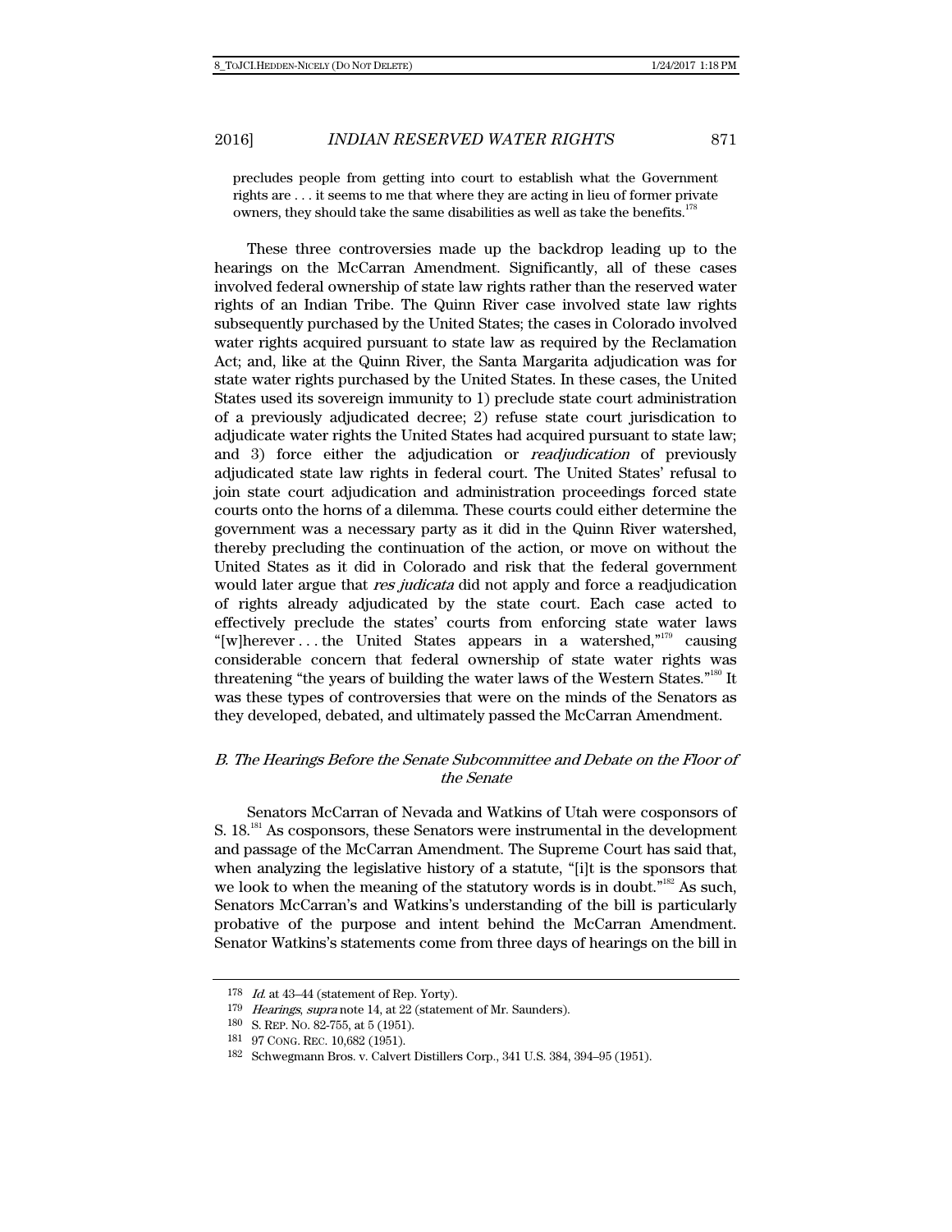precludes people from getting into court to establish what the Government rights are . . . it seems to me that where they are acting in lieu of former private owners, they should take the same disabilities as well as take the benefits.[178]

These three controversies made up the backdrop leading up to the hearings on the McCarran Amendment. Significantly, all of these cases involved federal ownership of state law rights rather than the reserved water rights of an Indian Tribe. The Quinn River case involved state law rights subsequently purchased by the United States; the cases in Colorado involved water rights acquired pursuant to state law as required by the Reclamation Act; and, like at the Quinn River, the Santa Margarita adjudication was for state water rights purchased by the United States. In these cases, the United States used its sovereign immunity to 1) preclude state court administration of a previously adjudicated decree; 2) refuse state court jurisdiction to adjudicate water rights the United States had acquired pursuant to state law; and 3) force either the adjudication or *readjudication* of previously adjudicated state law rights in federal court. The United States' refusal to join state court adjudication and administration proceedings forced state courts onto the horns of a dilemma. These courts could either determine the government was a necessary party as it did in the Quinn River watershed, thereby precluding the continuation of the action, or move on without the United States as it did in Colorado and risk that the federal government would later argue that *res judicata* did not apply and force a readjudication of rights already adjudicated by the state court. Each case acted to effectively preclude the states' courts from enforcing state water laws "[w]herever . . . the United States appears in a watershed,"[179] causing considerable concern that federal ownership of state water rights was threatening "the years of building the water laws of the Western States."[180] It was these types of controversies that were on the minds of the Senators as they developed, debated, and ultimately passed the McCarran Amendment.

### *B. The Hearings Before the Senate Subcommittee and Debate on the Floor of the Senate*

Senators McCarran of Nevada and Watkins of Utah were cosponsors of S. 18.[181] As cosponsors, these Senators were instrumental in the development and passage of the McCarran Amendment. The Supreme Court has said that, when analyzing the legislative history of a statute, "[i]t is the sponsors that we look to when the meaning of the statutory words is in doubt."[182] As such, Senators McCarran's and Watkins's understanding of the bill is particularly probative of the purpose and intent behind the McCarran Amendment. Senator Watkins's statements come from three days of hearings on the bill in

---

178 *Id.* at 43–44 (statement of Rep. Yorty).

179 *Hearings*, *supra* note 14, at 22 (statement of Mr. Saunders).

180 S. REP. NO. 82-755, at 5 (1951).

181 97 CONG. REC. 10,682 (1951).

182 Schwegmann Bros. v. Calvert Distillers Corp., 341 U.S. 384, 394–95 (1951).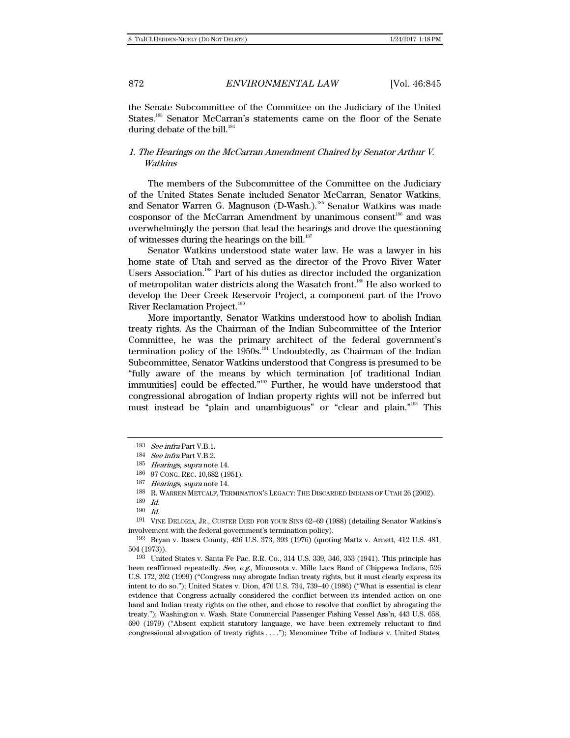the Senate Subcommittee of the Committee on the Judiciary of the United States.[183] Senator McCarran's statements came on the floor of the Senate during debate of the bill.[184]

### *1. The Hearings on the McCarran Amendment Chaired by Senator Arthur V. Watkins*

The members of the Subcommittee of the Committee on the Judiciary of the United States Senate included Senator McCarran, Senator Watkins, and Senator Warren G. Magnuson (D-Wash.).[185] Senator Watkins was made cosponsor of the McCarran Amendment by unanimous consent[186] and was overwhelmingly the person that lead the hearings and drove the questioning of witnesses during the hearings on the bill.[187]

Senator Watkins understood state water law. He was a lawyer in his home state of Utah and served as the director of the Provo River Water Users Association.[188] Part of his duties as director included the organization of metropolitan water districts along the Wasatch front.[189] He also worked to develop the Deer Creek Reservoir Project, a component part of the Provo River Reclamation Project.[190]

More importantly, Senator Watkins understood how to abolish Indian treaty rights. As the Chairman of the Indian Subcommittee of the Interior Committee, he was the primary architect of the federal government's termination policy of the 1950s.[191] Undoubtedly, as Chairman of the Indian Subcommittee, Senator Watkins understood that Congress is presumed to be "fully aware of the means by which termination [of traditional Indian immunities] could be effected."[192] Further, he would have understood that congressional abrogation of Indian property rights will not be inferred but must instead be "plain and unambiguous" or "clear and plain."[193] This

---

183 *See infra* Part V.B.1.

184 *See infra* Part V.B.2.

185 *Hearings*, *supra* note 14.

186 97 CONG. REC. 10,682 (1951).

187 *Hearings*, *supra* note 14.

188 R. WARREN METCALF, TERMINATION'S LEGACY: THE DISCARDED INDIANS OF UTAH 26 (2002).

189 *Id.*

190 *Id.*

191 VINE DELORIA, JR., CUSTER DIED FOR YOUR SINS 62–69 (1988) (detailing Senator Watkins's involvement with the federal government's termination policy).

192 Bryan v. Itasca County, 426 U.S. 373, 393 (1976) (quoting Mattz v. Arnett, 412 U.S. 481, 504 (1973)).

193 United States v. Santa Fe Pac. R.R. Co., 314 U.S. 339, 346, 353 (1941). This principle has been reaffirmed repeatedly. *See, e.g.*, Minnesota v. Mille Lacs Band of Chippewa Indians, 526 U.S. 172, 202 (1999) ("Congress may abrogate Indian treaty rights, but it must clearly express its intent to do so."); United States v. Dion, 476 U.S. 734, 739–40 (1986) ("What is essential is clear evidence that Congress actually considered the conflict between its intended action on one hand and Indian treaty rights on the other, and chose to resolve that conflict by abrogating the treaty."); Washington v. Wash. State Commercial Passenger Fishing Vessel Ass'n, 443 U.S. 658, 690 (1979) ("Absent explicit statutory language, we have been extremely reluctant to find congressional abrogation of treaty rights . . . ."); Menominee Tribe of Indians v. United States,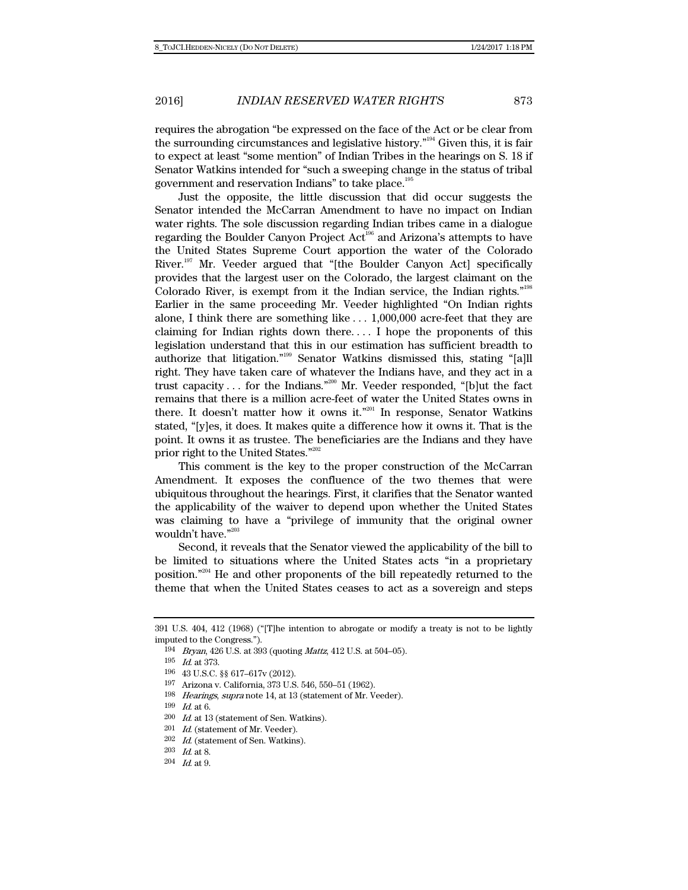requires the abrogation "be expressed on the face of the Act or be clear from the surrounding circumstances and legislative history."[194] Given this, it is fair to expect at least "some mention" of Indian Tribes in the hearings on S. 18 if Senator Watkins intended for "such a sweeping change in the status of tribal government and reservation Indians" to take place.[195]

Just the opposite, the little discussion that did occur suggests the Senator intended the McCarran Amendment to have no impact on Indian water rights. The sole discussion regarding Indian tribes came in a dialogue regarding the Boulder Canyon Project Act[196] and Arizona's attempts to have the United States Supreme Court apportion the water of the Colorado River.[197] Mr. Veeder argued that "[the Boulder Canyon Act] specifically provides that the largest user on the Colorado, the largest claimant on the Colorado River, is exempt from it the Indian service, the Indian rights."[198] Earlier in the same proceeding Mr. Veeder highlighted "On Indian rights alone, I think there are something like . . . 1,000,000 acre-feet that they are claiming for Indian rights down there. . . . I hope the proponents of this legislation understand that this in our estimation has sufficient breadth to authorize that litigation."[199] Senator Watkins dismissed this, stating "[a]ll right. They have taken care of whatever the Indians have, and they act in a trust capacity . . . for the Indians."[200] Mr. Veeder responded, "[b]ut the fact remains that there is a million acre-feet of water the United States owns in there. It doesn't matter how it owns it."[201] In response, Senator Watkins stated, "[y]es, it does. It makes quite a difference how it owns it. That is the point. It owns it as trustee. The beneficiaries are the Indians and they have prior right to the United States."[202]

This comment is the key to the proper construction of the McCarran Amendment. It exposes the confluence of the two themes that were ubiquitous throughout the hearings. First, it clarifies that the Senator wanted the applicability of the waiver to depend upon whether the United States was claiming to have a "privilege of immunity that the original owner wouldn't have."[203]

Second, it reveals that the Senator viewed the applicability of the bill to be limited to situations where the United States acts "in a proprietary position."[204] He and other proponents of the bill repeatedly returned to the theme that when the United States ceases to act as a sovereign and steps

---

391 U.S. 404, 412 (1968) ("[T]he intention to abrogate or modify a treaty is not to be lightly imputed to the Congress.").

194 *Bryan*, 426 U.S. at 393 (quoting *Mattz*, 412 U.S. at 504–05).

195 *Id.* at 373.

196 43 U.S.C. §§ 617–617v (2012).

197 Arizona v. California, 373 U.S. 546, 550–51 (1962).

198 *Hearings*, *supra* note 14, at 13 (statement of Mr. Veeder).

199 *Id.* at 6.

200 *Id.* at 13 (statement of Sen. Watkins).

201 *Id.* (statement of Mr. Veeder).

202 *Id.* (statement of Sen. Watkins).

203 *Id.* at 8.

204 *Id.* at 9.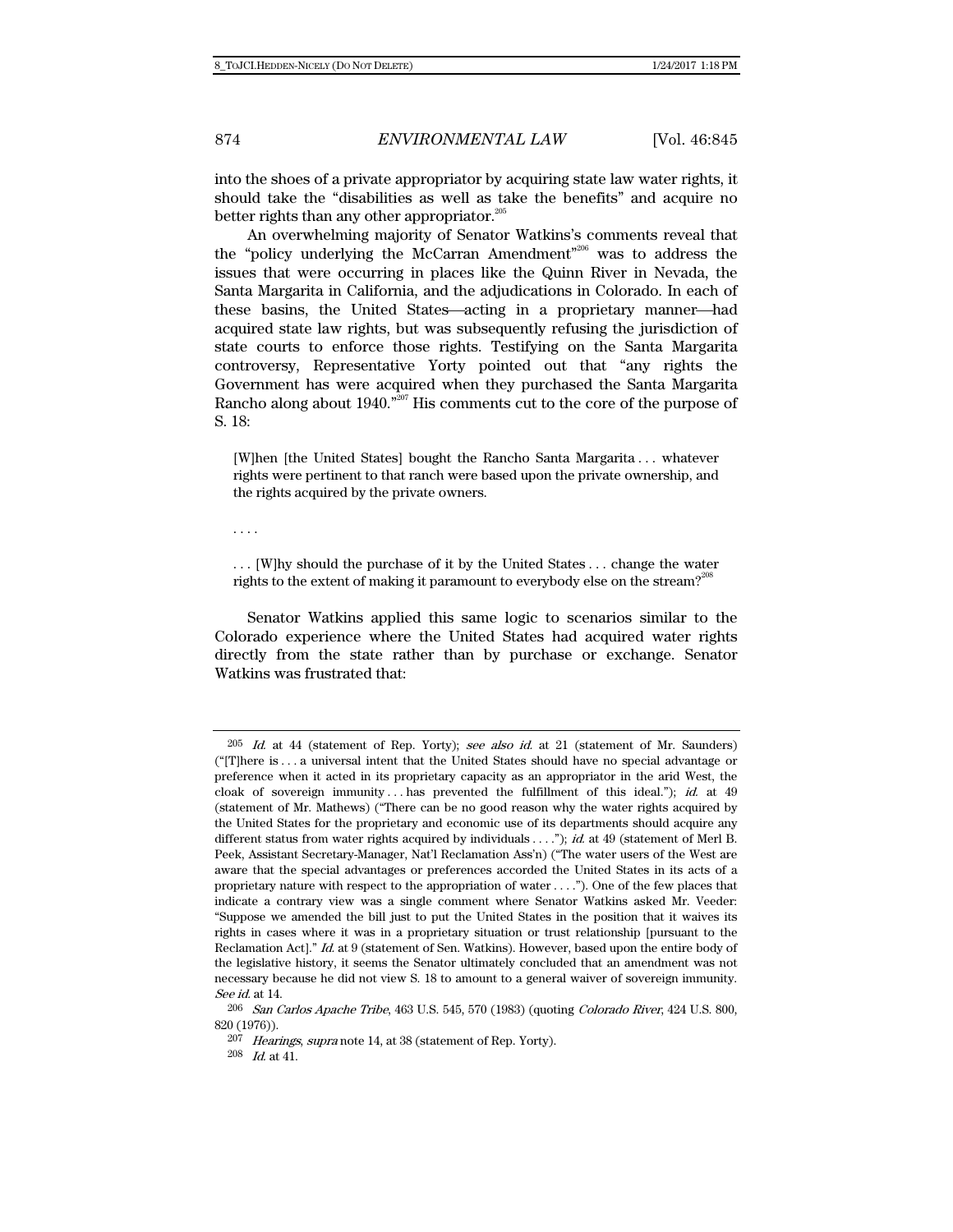into the shoes of a private appropriator by acquiring state law water rights, it should take the "disabilities as well as take the benefits" and acquire no better rights than any other appropriator.[205]

An overwhelming majority of Senator Watkins's comments reveal that the "policy underlying the McCarran Amendment"[206] was to address the issues that were occurring in places like the Quinn River in Nevada, the Santa Margarita in California, and the adjudications in Colorado. In each of these basins, the United States—acting in a proprietary manner—had acquired state law rights, but was subsequently refusing the jurisdiction of state courts to enforce those rights. Testifying on the Santa Margarita controversy, Representative Yorty pointed out that "any rights the Government has were acquired when they purchased the Santa Margarita Rancho along about 1940."[207] His comments cut to the core of the purpose of S. 18:

> [W]hen [the United States] bought the Rancho Santa Margarita . . . whatever rights were pertinent to that ranch were based upon the private ownership, and the rights acquired by the private owners.
>
> . . . .
>
> . . . [W]hy should the purchase of it by the United States . . . change the water rights to the extent of making it paramount to everybody else on the stream?[208]

Senator Watkins applied this same logic to scenarios similar to the Colorado experience where the United States had acquired water rights directly from the state rather than by purchase or exchange. Senator Watkins was frustrated that:

---

[205] *Id.* at 44 (statement of Rep. Yorty); *see also id.* at 21 (statement of Mr. Saunders) ("[T]here is . . . a universal intent that the United States should have no special advantage or preference when it acted in its proprietary capacity as an appropriator in the arid West, the cloak of sovereign immunity . . . has prevented the fulfillment of this ideal."); *id.* at 49 (statement of Mr. Mathews) ("There can be no good reason why the water rights acquired by the United States for the proprietary and economic use of its departments should acquire any different status from water rights acquired by individuals . . . ."); *id.* at 49 (statement of Merl B. Peek, Assistant Secretary-Manager, Nat'l Reclamation Ass'n) ("The water users of the West are aware that the special advantages or preferences accorded the United States in its acts of a proprietary nature with respect to the appropriation of water . . . ."). One of the few places that indicate a contrary view was a single comment where Senator Watkins asked Mr. Veeder: "Suppose we amended the bill just to put the United States in the position that it waives its rights in cases where it was in a proprietary situation or trust relationship [pursuant to the Reclamation Act]." *Id.* at 9 (statement of Sen. Watkins). However, based upon the entire body of the legislative history, it seems the Senator ultimately concluded that an amendment was not necessary because he did not view S. 18 to amount to a general waiver of sovereign immunity. *See id.* at 14.

[206] *San Carlos Apache Tribe*, 463 U.S. 545, 570 (1983) (quoting *Colorado River*, 424 U.S. 800, 820 (1976)).

[207] *Hearings*, *supra* note 14, at 38 (statement of Rep. Yorty).

[208] *Id.* at 41.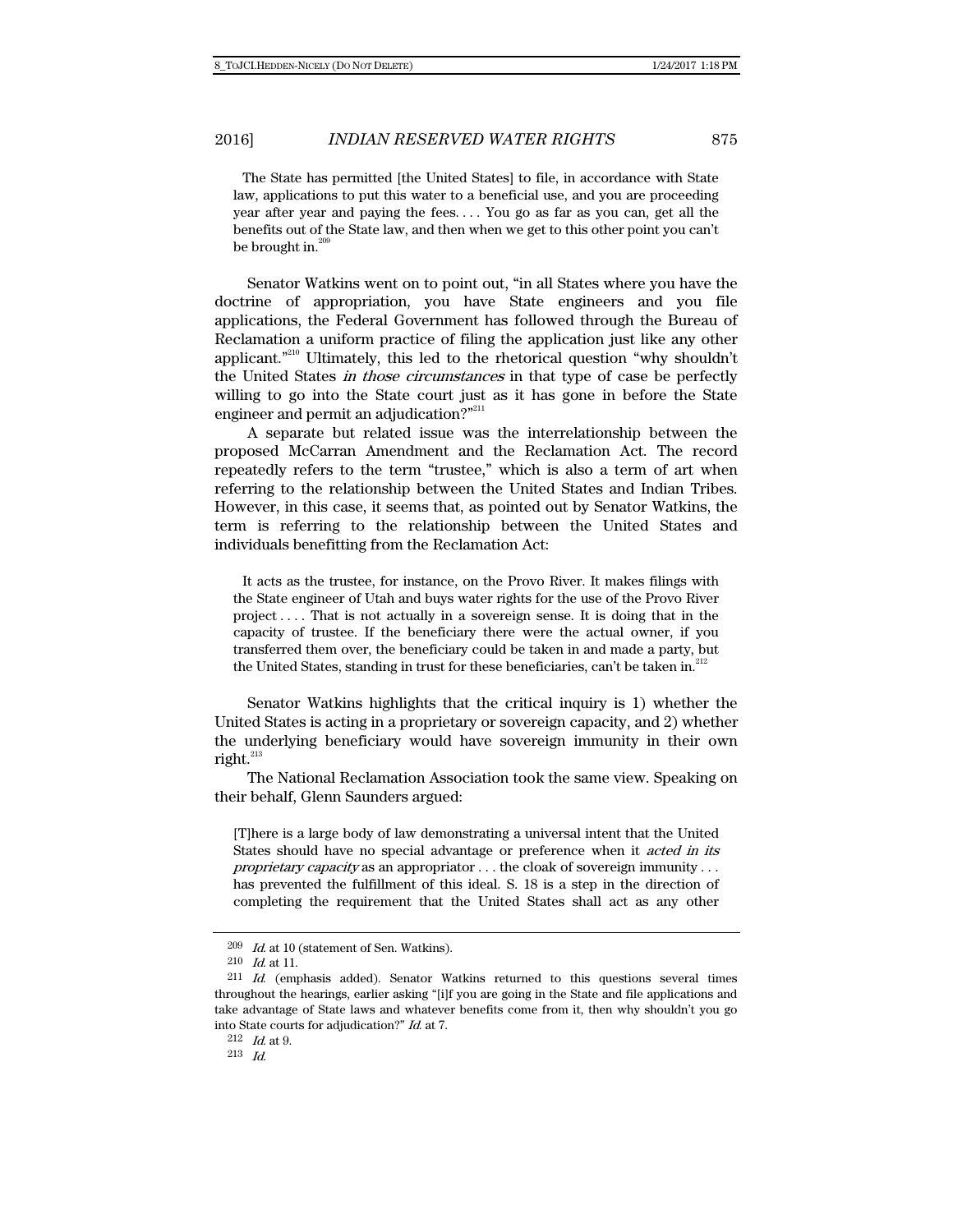> The State has permitted [the United States] to file, in accordance with State law, applications to put this water to a beneficial use, and you are proceeding year after year and paying the fees. . . . You go as far as you can, get all the benefits out of the State law, and then when we get to this other point you can't be brought in.[209]

Senator Watkins went on to point out, "in all States where you have the doctrine of appropriation, you have State engineers and you file applications, the Federal Government has followed through the Bureau of Reclamation a uniform practice of filing the application just like any other applicant."[210] Ultimately, this led to the rhetorical question "why shouldn't the United States *in those circumstances* in that type of case be perfectly willing to go into the State court just as it has gone in before the State engineer and permit an adjudication?"[211]

A separate but related issue was the interrelationship between the proposed McCarran Amendment and the Reclamation Act. The record repeatedly refers to the term "trustee," which is also a term of art when referring to the relationship between the United States and Indian Tribes. However, in this case, it seems that, as pointed out by Senator Watkins, the term is referring to the relationship between the United States and individuals benefitting from the Reclamation Act:

> It acts as the trustee, for instance, on the Provo River. It makes filings with the State engineer of Utah and buys water rights for the use of the Provo River project . . . . That is not actually in a sovereign sense. It is doing that in the capacity of trustee. If the beneficiary there were the actual owner, if you transferred them over, the beneficiary could be taken in and made a party, but the United States, standing in trust for these beneficiaries, can't be taken in.[212]

Senator Watkins highlights that the critical inquiry is 1) whether the United States is acting in a proprietary or sovereign capacity, and 2) whether the underlying beneficiary would have sovereign immunity in their own right.[213]

The National Reclamation Association took the same view. Speaking on their behalf, Glenn Saunders argued:

> [T]here is a large body of law demonstrating a universal intent that the United States should have no special advantage or preference when it *acted in its proprietary capacity* as an appropriator . . . the cloak of sovereign immunity . . . has prevented the fulfillment of this ideal. S. 18 is a step in the direction of completing the requirement that the United States shall act as any other

---

209 *Id.* at 10 (statement of Sen. Watkins).

210 *Id.* at 11.

211 *Id.* (emphasis added). Senator Watkins returned to this questions several times throughout the hearings, earlier asking "[i]f you are going in the State and file applications and take advantage of State laws and whatever benefits come from it, then why shouldn't you go into State courts for adjudication?" *Id.* at 7.

212 *Id.* at 9.

213 *Id.*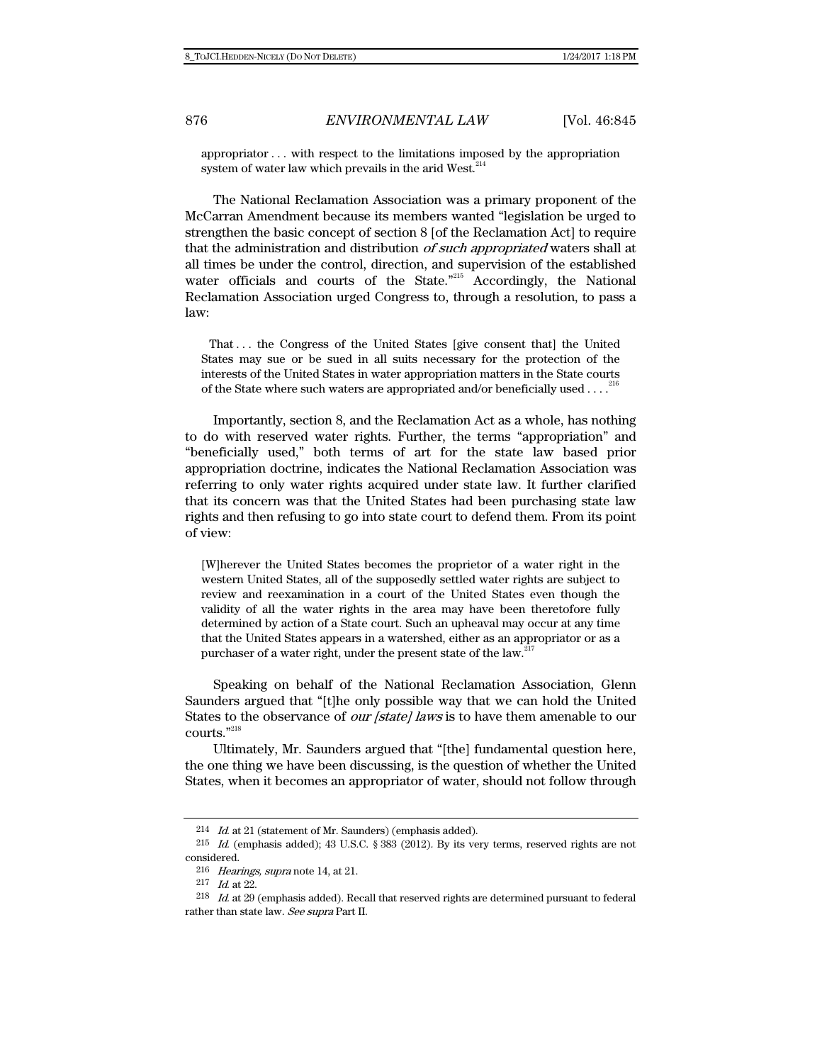appropriator . . . with respect to the limitations imposed by the appropriation system of water law which prevails in the arid West.[214]

The National Reclamation Association was a primary proponent of the McCarran Amendment because its members wanted "legislation be urged to strengthen the basic concept of section 8 [of the Reclamation Act] to require that the administration and distribution *of such appropriated* waters shall at all times be under the control, direction, and supervision of the established water officials and courts of the State."[215] Accordingly, the National Reclamation Association urged Congress to, through a resolution, to pass a law:

> That . . . the Congress of the United States [give consent that] the United States may sue or be sued in all suits necessary for the protection of the interests of the United States in water appropriation matters in the State courts of the State where such waters are appropriated and/or beneficially used . . . .[216]

Importantly, section 8, and the Reclamation Act as a whole, has nothing to do with reserved water rights. Further, the terms "appropriation" and "beneficially used," both terms of art for the state law based prior appropriation doctrine, indicates the National Reclamation Association was referring to only water rights acquired under state law. It further clarified that its concern was that the United States had been purchasing state law rights and then refusing to go into state court to defend them. From its point of view:

> [W]herever the United States becomes the proprietor of a water right in the western United States, all of the supposedly settled water rights are subject to review and reexamination in a court of the United States even though the validity of all the water rights in the area may have been theretofore fully determined by action of a State court. Such an upheaval may occur at any time that the United States appears in a watershed, either as an appropriator or as a purchaser of a water right, under the present state of the law.[217]

Speaking on behalf of the National Reclamation Association, Glenn Saunders argued that "[t]he only possible way that we can hold the United States to the observance of *our [state] laws* is to have them amenable to our courts."[218]

Ultimately, Mr. Saunders argued that "[the] fundamental question here, the one thing we have been discussing, is the question of whether the United States, when it becomes an appropriator of water, should not follow through

---

214 *Id.* at 21 (statement of Mr. Saunders) (emphasis added).

215 *Id.* (emphasis added); 43 U.S.C. § 383 (2012). By its very terms, reserved rights are not considered.

216 *Hearings*, *supra* note 14, at 21.

217 *Id.* at 22.

218 *Id.* at 29 (emphasis added). Recall that reserved rights are determined pursuant to federal rather than state law. *See supra* Part II.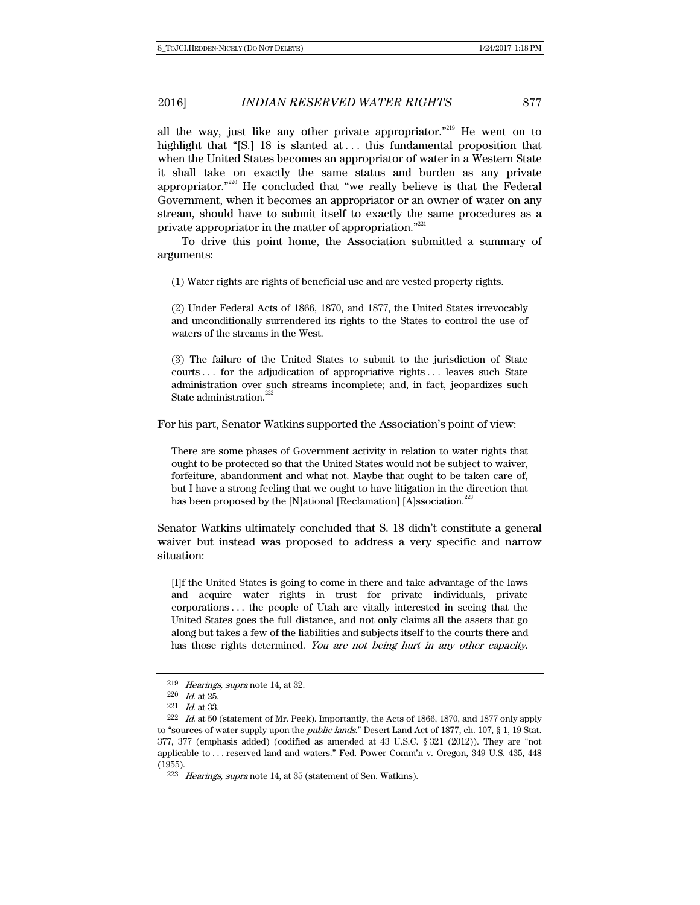all the way, just like any other private appropriator."[219] He went on to highlight that "[S.] 18 is slanted at . . . this fundamental proposition that when the United States becomes an appropriator of water in a Western State it shall take on exactly the same status and burden as any private appropriator."[220] He concluded that "we really believe is that the Federal Government, when it becomes an appropriator or an owner of water on any stream, should have to submit itself to exactly the same procedures as a private appropriator in the matter of appropriation."[221]

To drive this point home, the Association submitted a summary of arguments:

> (1) Water rights are rights of beneficial use and are vested property rights.
>
> (2) Under Federal Acts of 1866, 1870, and 1877, the United States irrevocably and unconditionally surrendered its rights to the States to control the use of waters of the streams in the West.
>
> (3) The failure of the United States to submit to the jurisdiction of State courts . . . for the adjudication of appropriative rights . . . leaves such State administration over such streams incomplete; and, in fact, jeopardizes such State administration.[222]

For his part, Senator Watkins supported the Association's point of view:

> There are some phases of Government activity in relation to water rights that ought to be protected so that the United States would not be subject to waiver, forfeiture, abandonment and what not. Maybe that ought to be taken care of, but I have a strong feeling that we ought to have litigation in the direction that has been proposed by the [N]ational [Reclamation] [A]ssociation.[223]

Senator Watkins ultimately concluded that S. 18 didn't constitute a general waiver but instead was proposed to address a very specific and narrow situation:

> [I]f the United States is going to come in there and take advantage of the laws and acquire water rights in trust for private individuals, private corporations . . . the people of Utah are vitally interested in seeing that the United States goes the full distance, and not only claims all the assets that go along but takes a few of the liabilities and subjects itself to the courts there and has those rights determined. *You are not being hurt in any other capacity.*

---

219 *Hearings, supra* note 14, at 32.

220 *Id.* at 25.

221 *Id.* at 33.

222 *Id.* at 50 (statement of Mr. Peek). Importantly, the Acts of 1866, 1870, and 1877 only apply to "sources of water supply upon the *public lands*." Desert Land Act of 1877, ch. 107, § 1, 19 Stat. 377, 377 (emphasis added) (codified as amended at 43 U.S.C. § 321 (2012)). They are "not applicable to . . . reserved land and waters." Fed. Power Comm'n v. Oregon, 349 U.S. 435, 448 (1955).

223 *Hearings, supra* note 14, at 35 (statement of Sen. Watkins).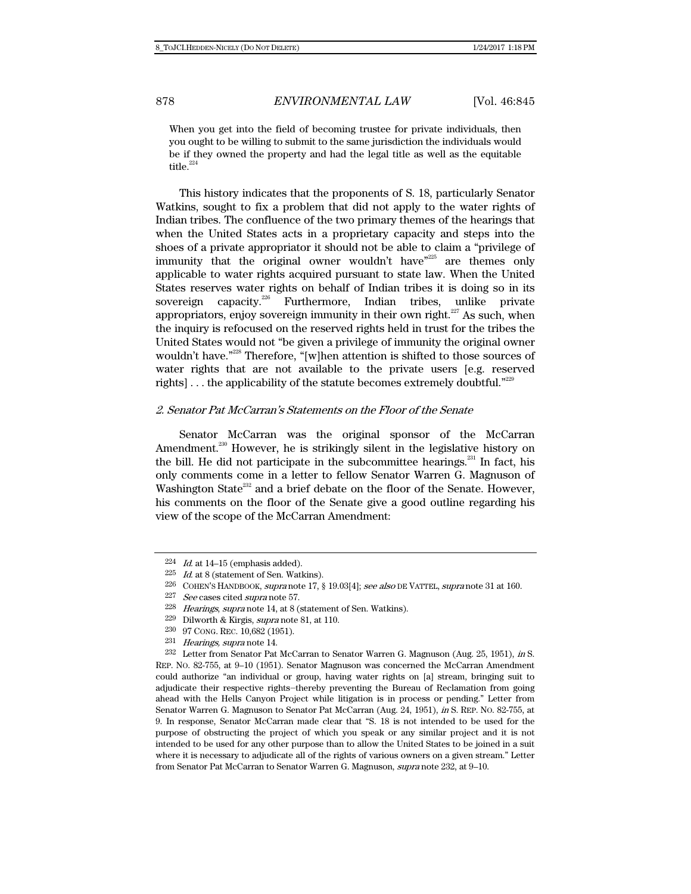> When you get into the field of becoming trustee for private individuals, then you ought to be willing to submit to the same jurisdiction the individuals would be if they owned the property and had the legal title as well as the equitable title.[224]

This history indicates that the proponents of S. 18, particularly Senator Watkins, sought to fix a problem that did not apply to the water rights of Indian tribes. The confluence of the two primary themes of the hearings that when the United States acts in a proprietary capacity and steps into the shoes of a private appropriator it should not be able to claim a "privilege of immunity that the original owner wouldn't have"[225] are themes only applicable to water rights acquired pursuant to state law. When the United States reserves water rights on behalf of Indian tribes it is doing so in its sovereign capacity.[226] Furthermore, Indian tribes, unlike private appropriators, enjoy sovereign immunity in their own right.[227] As such, when the inquiry is refocused on the reserved rights held in trust for the tribes the United States would not "be given a privilege of immunity the original owner wouldn't have."[228] Therefore, "[w]hen attention is shifted to those sources of water rights that are not available to the private users [e.g. reserved rights] . . . the applicability of the statute becomes extremely doubtful."[229]

### *2. Senator Pat McCarran's Statements on the Floor of the Senate*

Senator McCarran was the original sponsor of the McCarran Amendment.[230] However, he is strikingly silent in the legislative history on the bill. He did not participate in the subcommittee hearings.[231] In fact, his only comments come in a letter to fellow Senator Warren G. Magnuson of Washington State[232] and a brief debate on the floor of the Senate. However, his comments on the floor of the Senate give a good outline regarding his view of the scope of the McCarran Amendment:

---

[224] *Id.* at 14–15 (emphasis added).

[225] *Id.* at 8 (statement of Sen. Watkins).

[226] COHEN'S HANDBOOK, *supra* note 17, § 19.03[4]; *see also* DE VATTEL, *supra* note 31 at 160.

[227] *See* cases cited *supra* note 57.

[228] *Hearings*, *supra* note 14, at 8 (statement of Sen. Watkins).

[229] Dilworth & Kirgis, *supra* note 81, at 110.

[230] 97 CONG. REC. 10,682 (1951).

[231] *Hearings, supra* note 14.

[232] Letter from Senator Pat McCarran to Senator Warren G. Magnuson (Aug. 25, 1951), *in* S. REP. NO. 82-755, at 9–10 (1951). Senator Magnuson was concerned the McCarran Amendment could authorize "an individual or group, having water rights on [a] stream, bringing suit to adjudicate their respective rights–thereby preventing the Bureau of Reclamation from going ahead with the Hells Canyon Project while litigation is in process or pending." Letter from Senator Warren G. Magnuson to Senator Pat McCarran (Aug. 24, 1951), *in* S. REP. NO. 82-755, at 9. In response, Senator McCarran made clear that "S. 18 is not intended to be used for the purpose of obstructing the project of which you speak or any similar project and it is not intended to be used for any other purpose than to allow the United States to be joined in a suit where it is necessary to adjudicate all of the rights of various owners on a given stream." Letter from Senator Pat McCarran to Senator Warren G. Magnuson, *supra* note 232, at 9–10.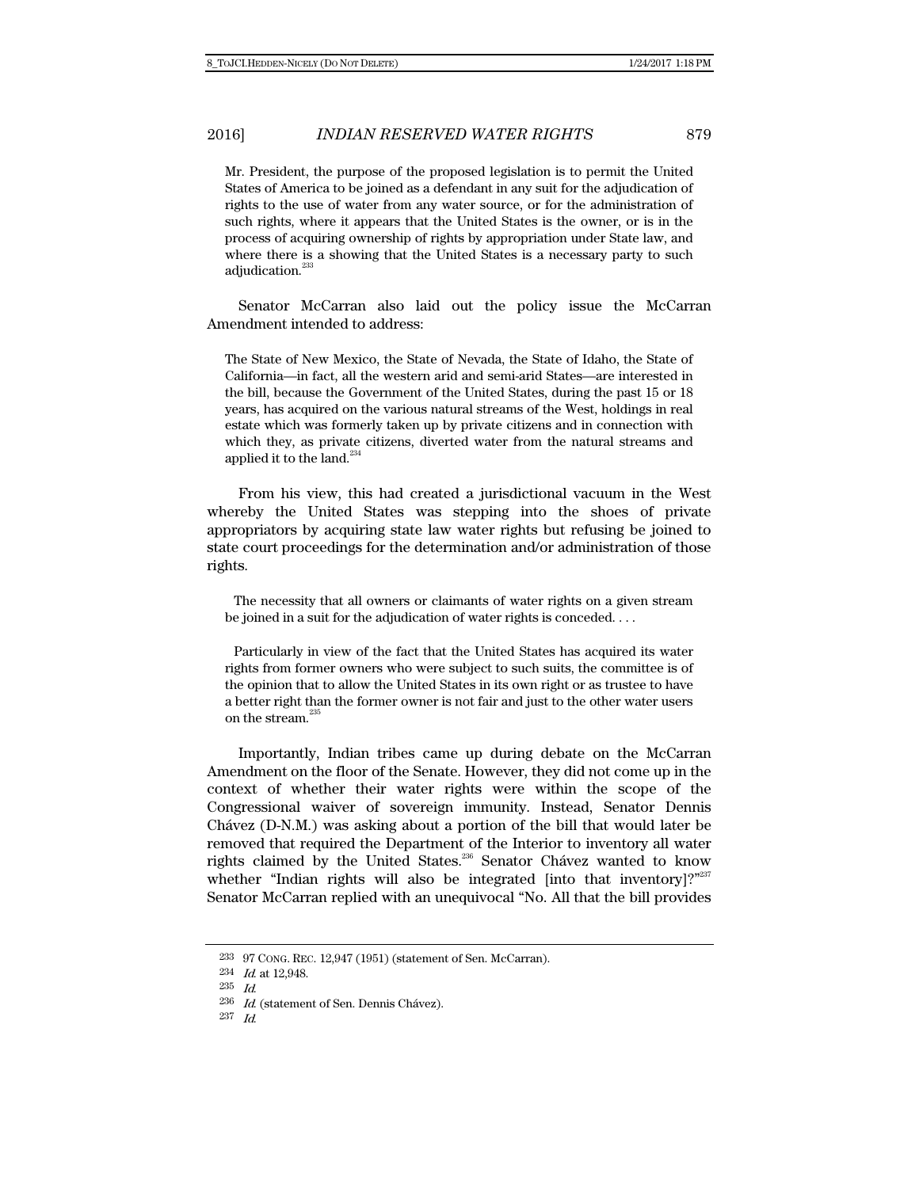> Mr. President, the purpose of the proposed legislation is to permit the United States of America to be joined as a defendant in any suit for the adjudication of rights to the use of water from any water source, or for the administration of such rights, where it appears that the United States is the owner, or is in the process of acquiring ownership of rights by appropriation under State law, and where there is a showing that the United States is a necessary party to such adjudication.[233]

Senator McCarran also laid out the policy issue the McCarran Amendment intended to address:

> The State of New Mexico, the State of Nevada, the State of Idaho, the State of California—in fact, all the western arid and semi-arid States—are interested in the bill, because the Government of the United States, during the past 15 or 18 years, has acquired on the various natural streams of the West, holdings in real estate which was formerly taken up by private citizens and in connection with which they, as private citizens, diverted water from the natural streams and applied it to the land.[234]

From his view, this had created a jurisdictional vacuum in the West whereby the United States was stepping into the shoes of private appropriators by acquiring state law water rights but refusing be joined to state court proceedings for the determination and/or administration of those rights.

> The necessity that all owners or claimants of water rights on a given stream be joined in a suit for the adjudication of water rights is conceded. . . .
>
> Particularly in view of the fact that the United States has acquired its water rights from former owners who were subject to such suits, the committee is of the opinion that to allow the United States in its own right or as trustee to have a better right than the former owner is not fair and just to the other water users on the stream.[235]

Importantly, Indian tribes came up during debate on the McCarran Amendment on the floor of the Senate. However, they did not come up in the context of whether their water rights were within the scope of the Congressional waiver of sovereign immunity. Instead, Senator Dennis Chávez (D-N.M.) was asking about a portion of the bill that would later be removed that required the Department of the Interior to inventory all water rights claimed by the United States.[236] Senator Chávez wanted to know whether "Indian rights will also be integrated [into that inventory]?"[237] Senator McCarran replied with an unequivocal "No. All that the bill provides

---

233 97 CONG. REC. 12,947 (1951) (statement of Sen. McCarran).

234 *Id.* at 12,948.

235 *Id.*

236 *Id.* (statement of Sen. Dennis Chávez).

237 *Id.*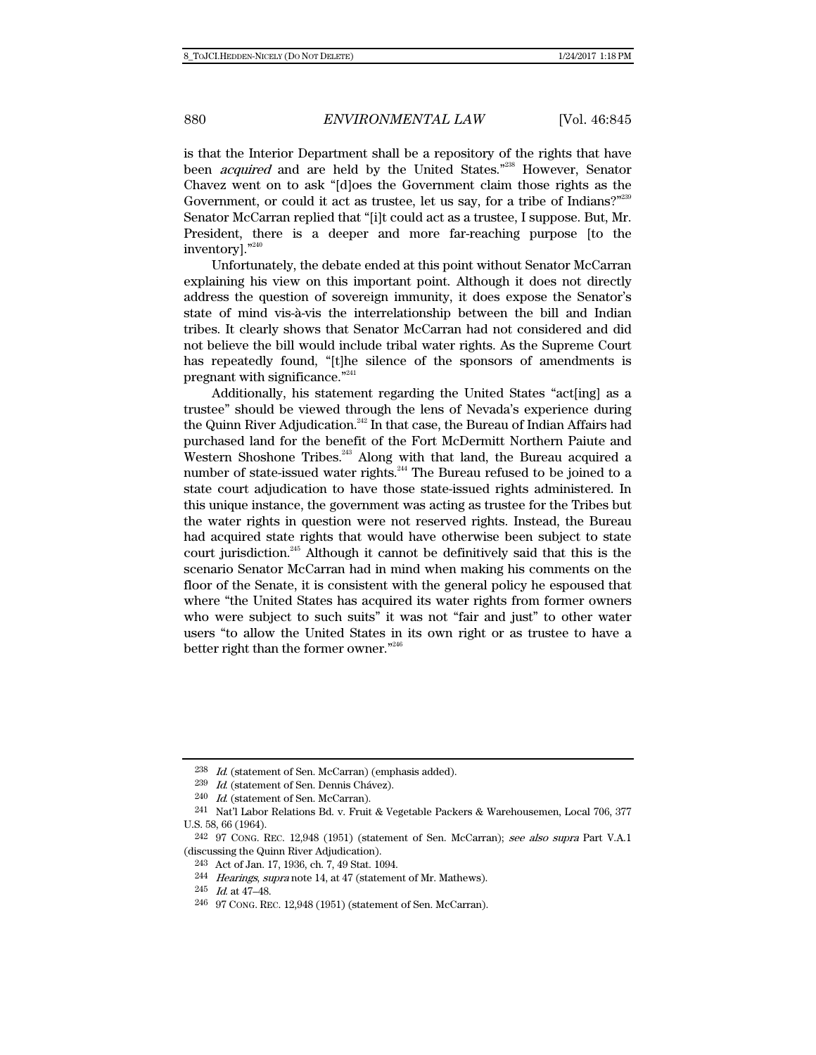is that the Interior Department shall be a repository of the rights that have been *acquired* and are held by the United States."[238] However, Senator Chavez went on to ask "[d]oes the Government claim those rights as the Government, or could it act as trustee, let us say, for a tribe of Indians?"[239] Senator McCarran replied that "[i]t could act as a trustee, I suppose. But, Mr. President, there is a deeper and more far-reaching purpose [to the inventory]."[240]

Unfortunately, the debate ended at this point without Senator McCarran explaining his view on this important point. Although it does not directly address the question of sovereign immunity, it does expose the Senator's state of mind vis-à-vis the interrelationship between the bill and Indian tribes. It clearly shows that Senator McCarran had not considered and did not believe the bill would include tribal water rights. As the Supreme Court has repeatedly found, "[t]he silence of the sponsors of amendments is pregnant with significance."[241]

Additionally, his statement regarding the United States "act[ing] as a trustee" should be viewed through the lens of Nevada's experience during the Quinn River Adjudication.[242] In that case, the Bureau of Indian Affairs had purchased land for the benefit of the Fort McDermitt Northern Paiute and Western Shoshone Tribes.[243] Along with that land, the Bureau acquired a number of state-issued water rights.[244] The Bureau refused to be joined to a state court adjudication to have those state-issued rights administered. In this unique instance, the government was acting as trustee for the Tribes but the water rights in question were not reserved rights. Instead, the Bureau had acquired state rights that would have otherwise been subject to state court jurisdiction.[245] Although it cannot be definitively said that this is the scenario Senator McCarran had in mind when making his comments on the floor of the Senate, it is consistent with the general policy he espoused that where "the United States has acquired its water rights from former owners who were subject to such suits" it was not "fair and just" to other water users "to allow the United States in its own right or as trustee to have a better right than the former owner."[246]

---

238 *Id.* (statement of Sen. McCarran) (emphasis added).

239 *Id.* (statement of Sen. Dennis Chávez).

240 *Id.* (statement of Sen. McCarran).

241 Nat'l Labor Relations Bd. v. Fruit & Vegetable Packers & Warehousemen, Local 706, 377 U.S. 58, 66 (1964).

242 97 CONG. REC. 12,948 (1951) (statement of Sen. McCarran); *see also supra* Part V.A.1 (discussing the Quinn River Adjudication).

243 Act of Jan. 17, 1936, ch. 7, 49 Stat. 1094.

244 *Hearings*, *supra* note 14, at 47 (statement of Mr. Mathews).

245 *Id.* at 47–48.

246 97 CONG. REC. 12,948 (1951) (statement of Sen. McCarran).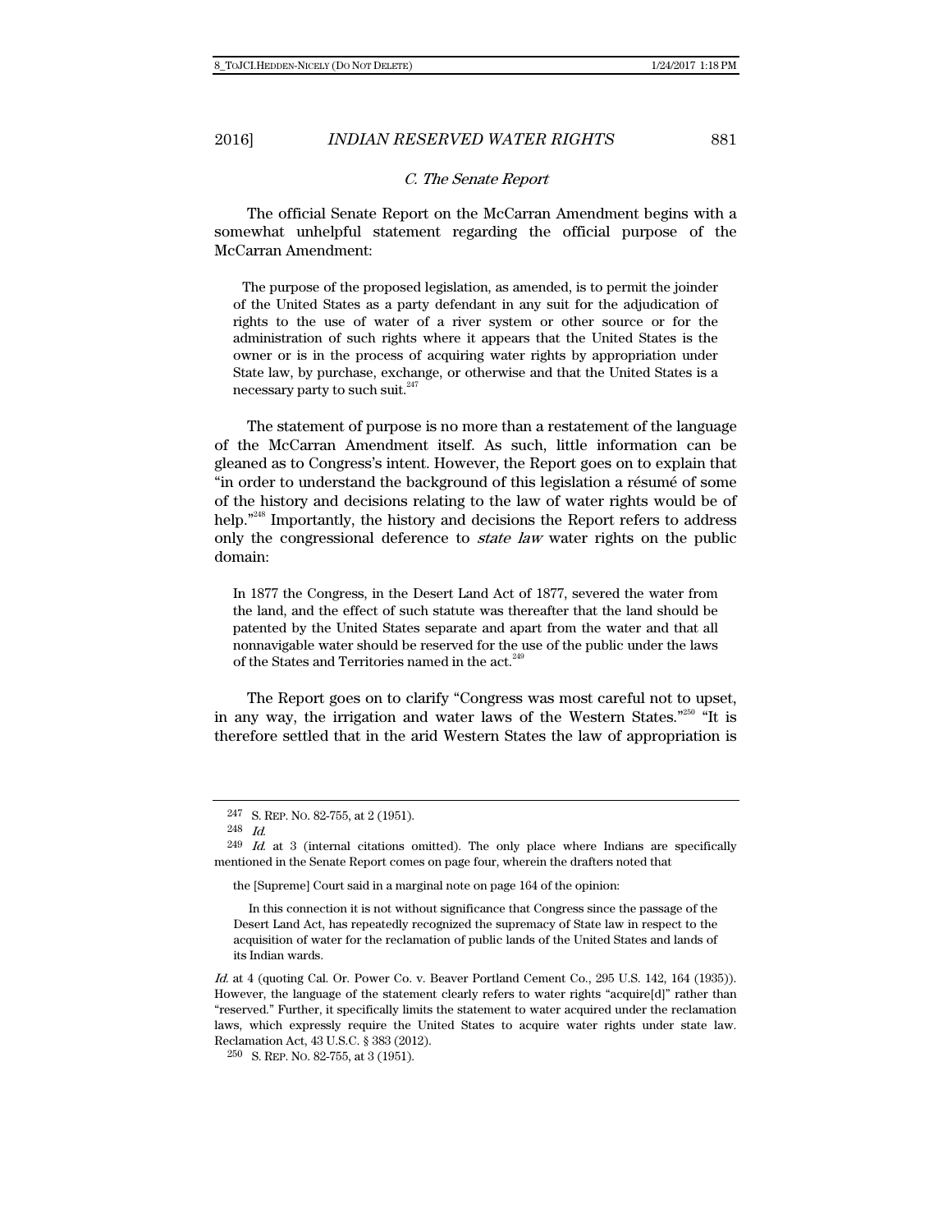### *C. The Senate Report*

The official Senate Report on the McCarran Amendment begins with a somewhat unhelpful statement regarding the official purpose of the McCarran Amendment:

> The purpose of the proposed legislation, as amended, is to permit the joinder of the United States as a party defendant in any suit for the adjudication of rights to the use of water of a river system or other source or for the administration of such rights where it appears that the United States is the owner or is in the process of acquiring water rights by appropriation under State law, by purchase, exchange, or otherwise and that the United States is a necessary party to such suit.[247]

The statement of purpose is no more than a restatement of the language of the McCarran Amendment itself. As such, little information can be gleaned as to Congress's intent. However, the Report goes on to explain that "in order to understand the background of this legislation a résumé of some of the history and decisions relating to the law of water rights would be of help."[248] Importantly, the history and decisions the Report refers to address only the congressional deference to *state law* water rights on the public domain:

> In 1877 the Congress, in the Desert Land Act of 1877, severed the water from the land, and the effect of such statute was thereafter that the land should be patented by the United States separate and apart from the water and that all nonnavigable water should be reserved for the use of the public under the laws of the States and Territories named in the act.[249]

The Report goes on to clarify "Congress was most careful not to upset, in any way, the irrigation and water laws of the Western States."[250] "It is therefore settled that in the arid Western States the law of appropriation is

---

247 S. REP. NO. 82-755, at 2 (1951).

248 *Id.*

249 *Id.* at 3 (internal citations omitted). The only place where Indians are specifically mentioned in the Senate Report comes on page four, wherein the drafters noted that

> the [Supreme] Court said in a marginal note on page 164 of the opinion:
>
> In this connection it is not without significance that Congress since the passage of the Desert Land Act, has repeatedly recognized the supremacy of State law in respect to the acquisition of water for the reclamation of public lands of the United States and lands of its Indian wards.

*Id.* at 4 (quoting Cal. Or. Power Co. v. Beaver Portland Cement Co., 295 U.S. 142, 164 (1935)). However, the language of the statement clearly refers to water rights "acquire[d]" rather than "reserved." Further, it specifically limits the statement to water acquired under the reclamation laws, which expressly require the United States to acquire water rights under state law. Reclamation Act, 43 U.S.C. § 383 (2012).

250 S. REP. NO. 82-755, at 3 (1951).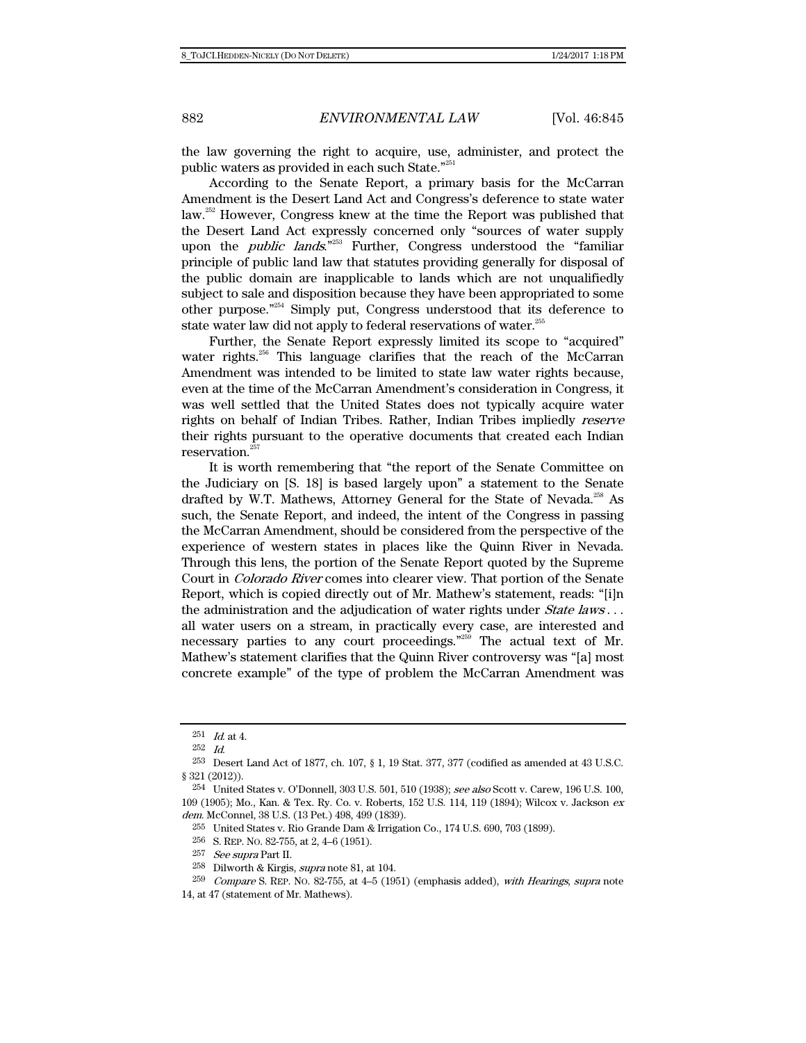the law governing the right to acquire, use, administer, and protect the public waters as provided in each such State."[251]

According to the Senate Report, a primary basis for the McCarran Amendment is the Desert Land Act and Congress's deference to state water law.[252] However, Congress knew at the time the Report was published that the Desert Land Act expressly concerned only "sources of water supply upon the *public lands*."[253] Further, Congress understood the "familiar principle of public land law that statutes providing generally for disposal of the public domain are inapplicable to lands which are not unqualifiedly subject to sale and disposition because they have been appropriated to some other purpose."[254] Simply put, Congress understood that its deference to state water law did not apply to federal reservations of water.[255]

Further, the Senate Report expressly limited its scope to "acquired" water rights.[256] This language clarifies that the reach of the McCarran Amendment was intended to be limited to state law water rights because, even at the time of the McCarran Amendment's consideration in Congress, it was well settled that the United States does not typically acquire water rights on behalf of Indian Tribes. Rather, Indian Tribes impliedly *reserve* their rights pursuant to the operative documents that created each Indian reservation.[257]

It is worth remembering that "the report of the Senate Committee on the Judiciary on [S. 18] is based largely upon" a statement to the Senate drafted by W.T. Mathews, Attorney General for the State of Nevada.[258] As such, the Senate Report, and indeed, the intent of the Congress in passing the McCarran Amendment, should be considered from the perspective of the experience of western states in places like the Quinn River in Nevada. Through this lens, the portion of the Senate Report quoted by the Supreme Court in *Colorado River* comes into clearer view. That portion of the Senate Report, which is copied directly out of Mr. Mathew's statement, reads: "[i]n the administration and the adjudication of water rights under *State laws* . . . all water users on a stream, in practically every case, are interested and necessary parties to any court proceedings."[259] The actual text of Mr. Mathew's statement clarifies that the Quinn River controversy was "[a] most concrete example" of the type of problem the McCarran Amendment was

---

251 *Id.* at 4.

252 *Id.*

253 Desert Land Act of 1877, ch. 107, § 1, 19 Stat. 377, 377 (codified as amended at 43 U.S.C. § 321 (2012)).

254 United States v. O'Donnell, 303 U.S. 501, 510 (1938); *see also* Scott v. Carew, 196 U.S. 100, 109 (1905); Mo., Kan. & Tex. Ry. Co. v. Roberts, 152 U.S. 114, 119 (1894); Wilcox v. Jackson *ex dem.* McConnel, 38 U.S. (13 Pet.) 498, 499 (1839).

255 United States v. Rio Grande Dam & Irrigation Co., 174 U.S. 690, 703 (1899).

256 S. REP. NO. 82-755, at 2, 4–6 (1951).

257 *See supra* Part II.

258 Dilworth & Kirgis, *supra* note 81, at 104.

259 *Compare* S. REP. NO. 82-755, at 4–5 (1951) (emphasis added), *with Hearings*, *supra* note 14, at 47 (statement of Mr. Mathews).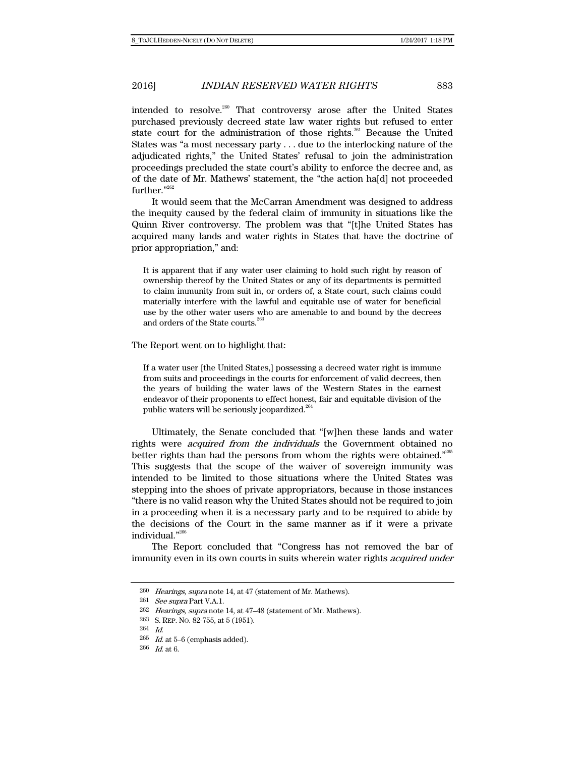intended to resolve.[260] That controversy arose after the United States purchased previously decreed state law water rights but refused to enter state court for the administration of those rights.[261] Because the United States was "a most necessary party . . . due to the interlocking nature of the adjudicated rights," the United States' refusal to join the administration proceedings precluded the state court's ability to enforce the decree and, as of the date of Mr. Mathews' statement, the "the action ha[d] not proceeded further."[262]

It would seem that the McCarran Amendment was designed to address the inequity caused by the federal claim of immunity in situations like the Quinn River controversy. The problem was that "[t]he United States has acquired many lands and water rights in States that have the doctrine of prior appropriation," and:

> It is apparent that if any water user claiming to hold such right by reason of ownership thereof by the United States or any of its departments is permitted to claim immunity from suit in, or orders of, a State court, such claims could materially interfere with the lawful and equitable use of water for beneficial use by the other water users who are amenable to and bound by the decrees and orders of the State courts.[263]

The Report went on to highlight that:

> If a water user [the United States,] possessing a decreed water right is immune from suits and proceedings in the courts for enforcement of valid decrees, then the years of building the water laws of the Western States in the earnest endeavor of their proponents to effect honest, fair and equitable division of the public waters will be seriously jeopardized.[264]

Ultimately, the Senate concluded that "[w]hen these lands and water rights were *acquired from the individuals* the Government obtained no better rights than had the persons from whom the rights were obtained."[265] This suggests that the scope of the waiver of sovereign immunity was intended to be limited to those situations where the United States was stepping into the shoes of private appropriators, because in those instances "there is no valid reason why the United States should not be required to join in a proceeding when it is a necessary party and to be required to abide by the decisions of the Court in the same manner as if it were a private individual."[266]

The Report concluded that "Congress has not removed the bar of immunity even in its own courts in suits wherein water rights *acquired under*

---

260 *Hearings*, *supra* note 14, at 47 (statement of Mr. Mathews).

261 *See supra* Part V.A.1.

262 *Hearings*, *supra* note 14, at 47–48 (statement of Mr. Mathews).

263 S. REP. NO. 82-755, at 5 (1951).

264 *Id.*

265 *Id.* at 5–6 (emphasis added).

266 *Id.* at 6.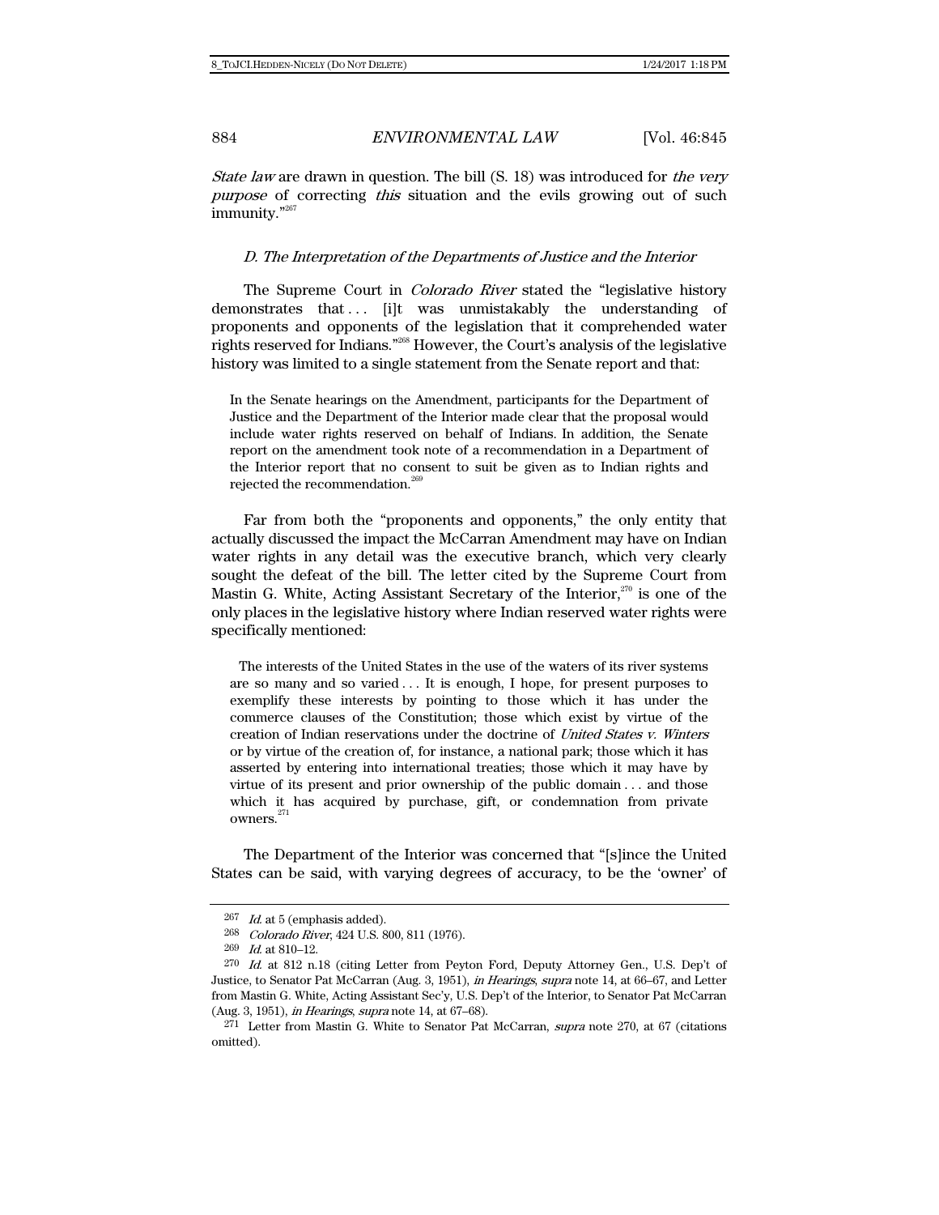*State law* are drawn in question. The bill (S. 18) was introduced for *the very purpose* of correcting *this* situation and the evils growing out of such immunity."[267]

### *D. The Interpretation of the Departments of Justice and the Interior*

The Supreme Court in *Colorado River* stated the "legislative history demonstrates that . . . [i]t was unmistakably the understanding of proponents and opponents of the legislation that it comprehended water rights reserved for Indians."[268] However, the Court's analysis of the legislative history was limited to a single statement from the Senate report and that:

> In the Senate hearings on the Amendment, participants for the Department of Justice and the Department of the Interior made clear that the proposal would include water rights reserved on behalf of Indians. In addition, the Senate report on the amendment took note of a recommendation in a Department of the Interior report that no consent to suit be given as to Indian rights and rejected the recommendation.[269]

Far from both the "proponents and opponents," the only entity that actually discussed the impact the McCarran Amendment may have on Indian water rights in any detail was the executive branch, which very clearly sought the defeat of the bill. The letter cited by the Supreme Court from Mastin G. White, Acting Assistant Secretary of the Interior,[270] is one of the only places in the legislative history where Indian reserved water rights were specifically mentioned:

> The interests of the United States in the use of the waters of its river systems are so many and so varied . . . It is enough, I hope, for present purposes to exemplify these interests by pointing to those which it has under the commerce clauses of the Constitution; those which exist by virtue of the creation of Indian reservations under the doctrine of *United States v. Winters* or by virtue of the creation of, for instance, a national park; those which it has asserted by entering into international treaties; those which it may have by virtue of its present and prior ownership of the public domain . . . and those which it has acquired by purchase, gift, or condemnation from private owners.[271]

The Department of the Interior was concerned that "[s]ince the United States can be said, with varying degrees of accuracy, to be the 'owner' of

---

[267] *Id.* at 5 (emphasis added).

[268] *Colorado River*, 424 U.S. 800, 811 (1976).

[269] *Id.* at 810–12.

[270] *Id.* at 812 n.18 (citing Letter from Peyton Ford, Deputy Attorney Gen., U.S. Dep't of Justice, to Senator Pat McCarran (Aug. 3, 1951), *in Hearings*, *supra* note 14, at 66–67, and Letter from Mastin G. White, Acting Assistant Sec'y, U.S. Dep't of the Interior, to Senator Pat McCarran (Aug. 3, 1951), *in Hearings*, *supra* note 14, at 67–68).

[271] Letter from Mastin G. White to Senator Pat McCarran, *supra* note 270, at 67 (citations omitted).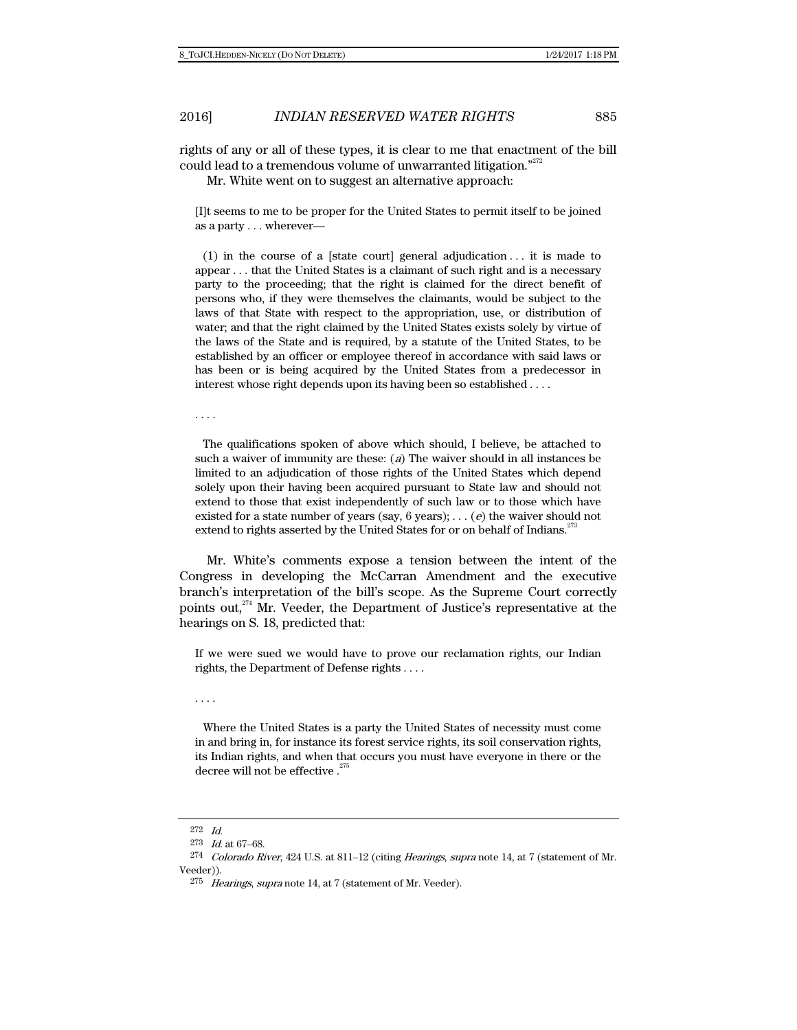rights of any or all of these types, it is clear to me that enactment of the bill could lead to a tremendous volume of unwarranted litigation."[272]

Mr. White went on to suggest an alternative approach:

> [I]t seems to me to be proper for the United States to permit itself to be joined as a party . . . wherever—
>
> (1) in the course of a [state court] general adjudication . . . it is made to appear . . . that the United States is a claimant of such right and is a necessary party to the proceeding; that the right is claimed for the direct benefit of persons who, if they were themselves the claimants, would be subject to the laws of that State with respect to the appropriation, use, or distribution of water; and that the right claimed by the United States exists solely by virtue of the laws of the State and is required, by a statute of the United States, to be established by an officer or employee thereof in accordance with said laws or has been or is being acquired by the United States from a predecessor in interest whose right depends upon its having been so established . . . .
>
> . . . .
>
> The qualifications spoken of above which should, I believe, be attached to such a waiver of immunity are these: (*a*) The waiver should in all instances be limited to an adjudication of those rights of the United States which depend solely upon their having been acquired pursuant to State law and should not extend to those that exist independently of such law or to those which have existed for a state number of years (say, 6 years); . . . (*e*) the waiver should not extend to rights asserted by the United States for or on behalf of Indians.[273]

Mr. White's comments expose a tension between the intent of the Congress in developing the McCarran Amendment and the executive branch's interpretation of the bill's scope. As the Supreme Court correctly points out,[274] Mr. Veeder, the Department of Justice's representative at the hearings on S. 18, predicted that:

> If we were sued we would have to prove our reclamation rights, our Indian rights, the Department of Defense rights . . . .
>
> . . . .
>
> Where the United States is a party the United States of necessity must come in and bring in, for instance its forest service rights, its soil conservation rights, its Indian rights, and when that occurs you must have everyone in there or the decree will not be effective .[275]

---

[272] *Id.*

[273] *Id.* at 67–68.

[274] *Colorado River*, 424 U.S. at 811–12 (citing *Hearings*, *supra* note 14, at 7 (statement of Mr. Veeder)).

[275] *Hearings*, *supra* note 14, at 7 (statement of Mr. Veeder).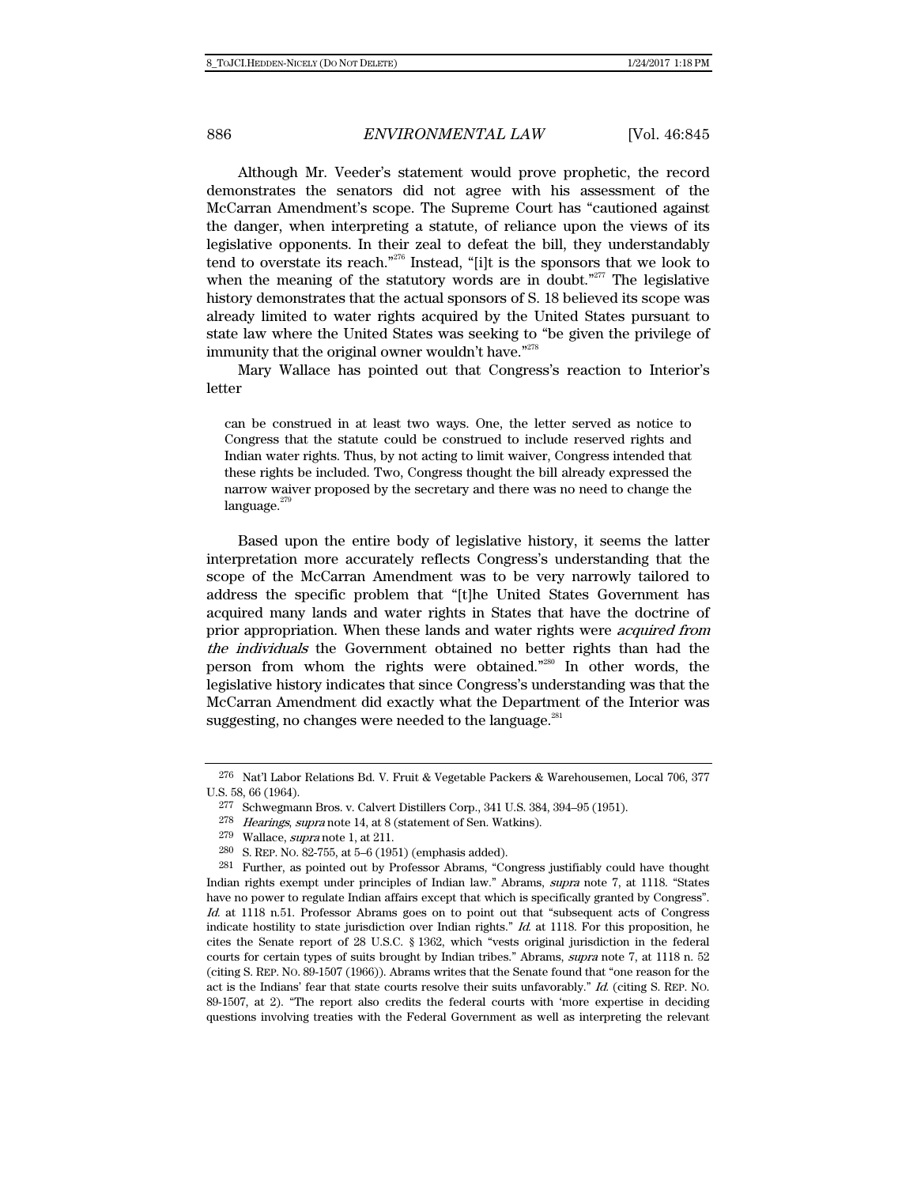Although Mr. Veeder's statement would prove prophetic, the record demonstrates the senators did not agree with his assessment of the McCarran Amendment's scope. The Supreme Court has "cautioned against the danger, when interpreting a statute, of reliance upon the views of its legislative opponents. In their zeal to defeat the bill, they understandably tend to overstate its reach."[276] Instead, "[i]t is the sponsors that we look to when the meaning of the statutory words are in doubt."[277] The legislative history demonstrates that the actual sponsors of S. 18 believed its scope was already limited to water rights acquired by the United States pursuant to state law where the United States was seeking to "be given the privilege of immunity that the original owner wouldn't have."[278]

Mary Wallace has pointed out that Congress's reaction to Interior's letter

> can be construed in at least two ways. One, the letter served as notice to Congress that the statute could be construed to include reserved rights and Indian water rights. Thus, by not acting to limit waiver, Congress intended that these rights be included. Two, Congress thought the bill already expressed the narrow waiver proposed by the secretary and there was no need to change the language.[279]

Based upon the entire body of legislative history, it seems the latter interpretation more accurately reflects Congress's understanding that the scope of the McCarran Amendment was to be very narrowly tailored to address the specific problem that "[t]he United States Government has acquired many lands and water rights in States that have the doctrine of prior appropriation. When these lands and water rights were *acquired from the individuals* the Government obtained no better rights than had the person from whom the rights were obtained."[280] In other words, the legislative history indicates that since Congress's understanding was that the McCarran Amendment did exactly what the Department of the Interior was suggesting, no changes were needed to the language.[281]

---

276 Nat'l Labor Relations Bd. V. Fruit & Vegetable Packers & Warehousemen, Local 706, 377 U.S. 58, 66 (1964).

277 Schwegmann Bros. v. Calvert Distillers Corp., 341 U.S. 384, 394–95 (1951).

278 *Hearings*, *supra* note 14, at 8 (statement of Sen. Watkins).

279 Wallace, *supra* note 1, at 211.

280 S. REP. NO. 82-755, at 5–6 (1951) (emphasis added).

281 Further, as pointed out by Professor Abrams, "Congress justifiably could have thought Indian rights exempt under principles of Indian law." Abrams, *supra* note 7, at 1118. "States have no power to regulate Indian affairs except that which is specifically granted by Congress". *Id.* at 1118 n.51. Professor Abrams goes on to point out that "subsequent acts of Congress indicate hostility to state jurisdiction over Indian rights." *Id.* at 1118. For this proposition, he cites the Senate report of 28 U.S.C. § 1362, which "vests original jurisdiction in the federal courts for certain types of suits brought by Indian tribes." Abrams, *supra* note 7, at 1118 n. 52 (citing S. REP. NO. 89-1507 (1966)). Abrams writes that the Senate found that "one reason for the act is the Indians' fear that state courts resolve their suits unfavorably." *Id.* (citing S. REP. NO. 89-1507, at 2). "The report also credits the federal courts with 'more expertise in deciding questions involving treaties with the Federal Government as well as interpreting the relevant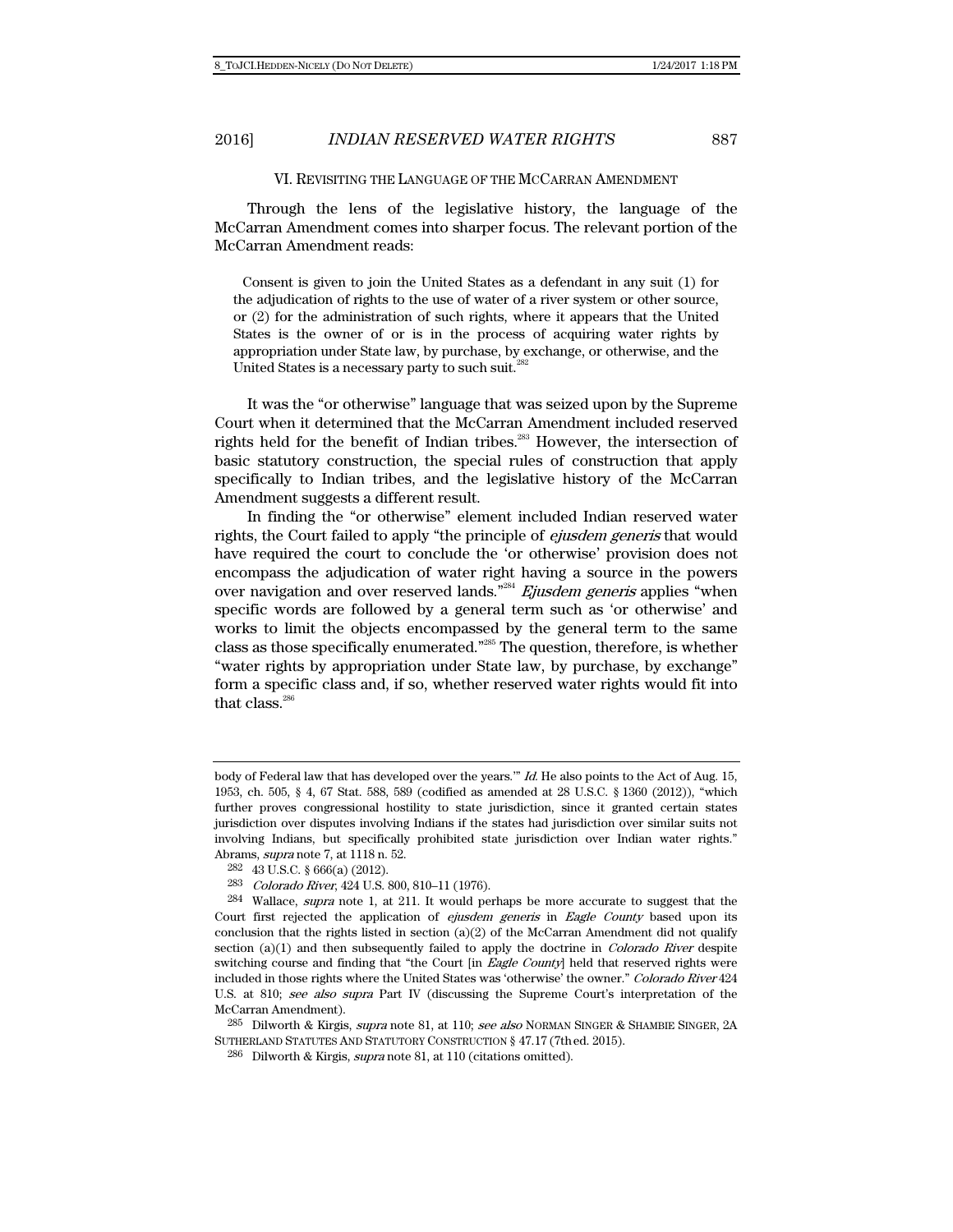## VI. REVISITING THE LANGUAGE OF THE MCCARRAN AMENDMENT

Through the lens of the legislative history, the language of the McCarran Amendment comes into sharper focus. The relevant portion of the McCarran Amendment reads:

> Consent is given to join the United States as a defendant in any suit (1) for the adjudication of rights to the use of water of a river system or other source, or (2) for the administration of such rights, where it appears that the United States is the owner of or is in the process of acquiring water rights by appropriation under State law, by purchase, by exchange, or otherwise, and the United States is a necessary party to such suit.[282]

It was the "or otherwise" language that was seized upon by the Supreme Court when it determined that the McCarran Amendment included reserved rights held for the benefit of Indian tribes.[283] However, the intersection of basic statutory construction, the special rules of construction that apply specifically to Indian tribes, and the legislative history of the McCarran Amendment suggests a different result.

In finding the "or otherwise" element included Indian reserved water rights, the Court failed to apply "the principle of *ejusdem generis* that would have required the court to conclude the 'or otherwise' provision does not encompass the adjudication of water right having a source in the powers over navigation and over reserved lands."[284] *Ejusdem generis* applies "when specific words are followed by a general term such as 'or otherwise' and works to limit the objects encompassed by the general term to the same class as those specifically enumerated."[285] The question, therefore, is whether "water rights by appropriation under State law, by purchase, by exchange" form a specific class and, if so, whether reserved water rights would fit into that class.[286]

---

body of Federal law that has developed over the years.'" *Id.* He also points to the Act of Aug. 15, 1953, ch. 505, § 4, 67 Stat. 588, 589 (codified as amended at 28 U.S.C. § 1360 (2012)), "which further proves congressional hostility to state jurisdiction, since it granted certain states jurisdiction over disputes involving Indians if the states had jurisdiction over similar suits not involving Indians, but specifically prohibited state jurisdiction over Indian water rights." Abrams, *supra* note 7, at 1118 n. 52.

282 43 U.S.C. § 666(a) (2012).

283 *Colorado River*, 424 U.S. 800, 810–11 (1976).

284 Wallace, *supra* note 1, at 211. It would perhaps be more accurate to suggest that the Court first rejected the application of *ejusdem generis* in *Eagle County* based upon its conclusion that the rights listed in section (a)(2) of the McCarran Amendment did not qualify section (a)(1) and then subsequently failed to apply the doctrine in *Colorado River* despite switching course and finding that "the Court [in *Eagle County*] held that reserved rights were included in those rights where the United States was 'otherwise' the owner." *Colorado River* 424 U.S. at 810; *see also supra* Part IV (discussing the Supreme Court's interpretation of the McCarran Amendment).

285 Dilworth & Kirgis, *supra* note 81, at 110; *see also* NORMAN SINGER & SHAMBIE SINGER, 2A SUTHERLAND STATUTES AND STATUTORY CONSTRUCTION § 47.17 (7th ed. 2015).

286 Dilworth & Kirgis, *supra* note 81, at 110 (citations omitted).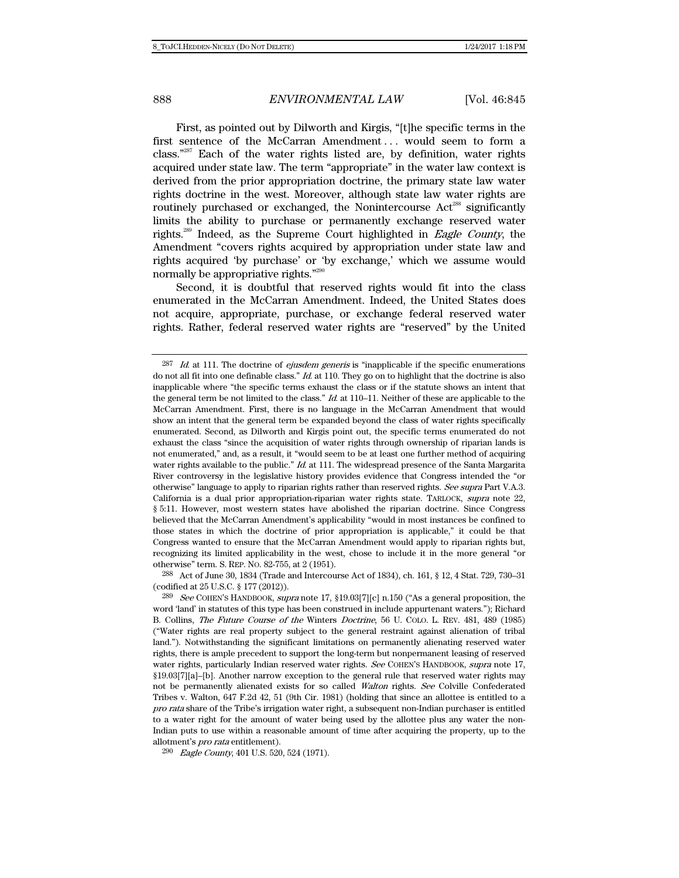First, as pointed out by Dilworth and Kirgis, "[t]he specific terms in the first sentence of the McCarran Amendment . . . would seem to form a class."[287] Each of the water rights listed are, by definition, water rights acquired under state law. The term "appropriate" in the water law context is derived from the prior appropriation doctrine, the primary state law water rights doctrine in the west. Moreover, although state law water rights are routinely purchased or exchanged, the Nonintercourse Act[288] significantly limits the ability to purchase or permanently exchange reserved water rights.[289] Indeed, as the Supreme Court highlighted in *Eagle County*, the Amendment "covers rights acquired by appropriation under state law and rights acquired 'by purchase' or 'by exchange,' which we assume would normally be appropriative rights."[290]

Second, it is doubtful that reserved rights would fit into the class enumerated in the McCarran Amendment. Indeed, the United States does not acquire, appropriate, purchase, or exchange federal reserved water rights. Rather, federal reserved water rights are "reserved" by the United

---

[287] *Id.* at 111. The doctrine of *ejusdem generis* is "inapplicable if the specific enumerations do not all fit into one definable class." *Id.* at 110. They go on to highlight that the doctrine is also inapplicable where "the specific terms exhaust the class or if the statute shows an intent that the general term be not limited to the class." *Id.* at 110–11. Neither of these are applicable to the McCarran Amendment. First, there is no language in the McCarran Amendment that would show an intent that the general term be expanded beyond the class of water rights specifically enumerated. Second, as Dilworth and Kirgis point out, the specific terms enumerated do not exhaust the class "since the acquisition of water rights through ownership of riparian lands is not enumerated," and, as a result, it "would seem to be at least one further method of acquiring water rights available to the public." *Id.* at 111. The widespread presence of the Santa Margarita River controversy in the legislative history provides evidence that Congress intended the "or otherwise" language to apply to riparian rights rather than reserved rights. *See supra* Part V.A.3. California is a dual prior appropriation-riparian water rights state. TARLOCK, *supra* note 22, § 5:11. However, most western states have abolished the riparian doctrine. Since Congress believed that the McCarran Amendment's applicability "would in most instances be confined to those states in which the doctrine of prior appropriation is applicable," it could be that Congress wanted to ensure that the McCarran Amendment would apply to riparian rights but, recognizing its limited applicability in the west, chose to include it in the more general "or otherwise" term. S. REP. NO. 82-755, at 2 (1951).

[288] Act of June 30, 1834 (Trade and Intercourse Act of 1834), ch. 161, § 12, 4 Stat. 729, 730–31 (codified at 25 U.S.C. § 177 (2012)).

[289] *See* COHEN'S HANDBOOK, *supra* note 17, §19.03[7][c] n.150 ("As a general proposition, the word 'land' in statutes of this type has been construed in include appurtenant waters."); Richard B. Collins, *The Future Course of the* Winters *Doctrine*, 56 U. COLO. L. REV. 481, 489 (1985) ("Water rights are real property subject to the general restraint against alienation of tribal land."). Notwithstanding the significant limitations on permanently alienating reserved water rights, there is ample precedent to support the long-term but nonpermanent leasing of reserved water rights, particularly Indian reserved water rights. *See* COHEN'S HANDBOOK, *supra* note 17, §19.03[7][a]–[b]. Another narrow exception to the general rule that reserved water rights may not be permanently alienated exists for so called *Walton* rights. *See* Colville Confederated Tribes v. Walton, 647 F.2d 42, 51 (9th Cir. 1981) (holding that since an allottee is entitled to a *pro rata* share of the Tribe's irrigation water right, a subsequent non-Indian purchaser is entitled to a water right for the amount of water being used by the allottee plus any water the non-Indian puts to use within a reasonable amount of time after acquiring the property, up to the allotment's *pro rata* entitlement).

[290] *Eagle County*, 401 U.S. 520, 524 (1971).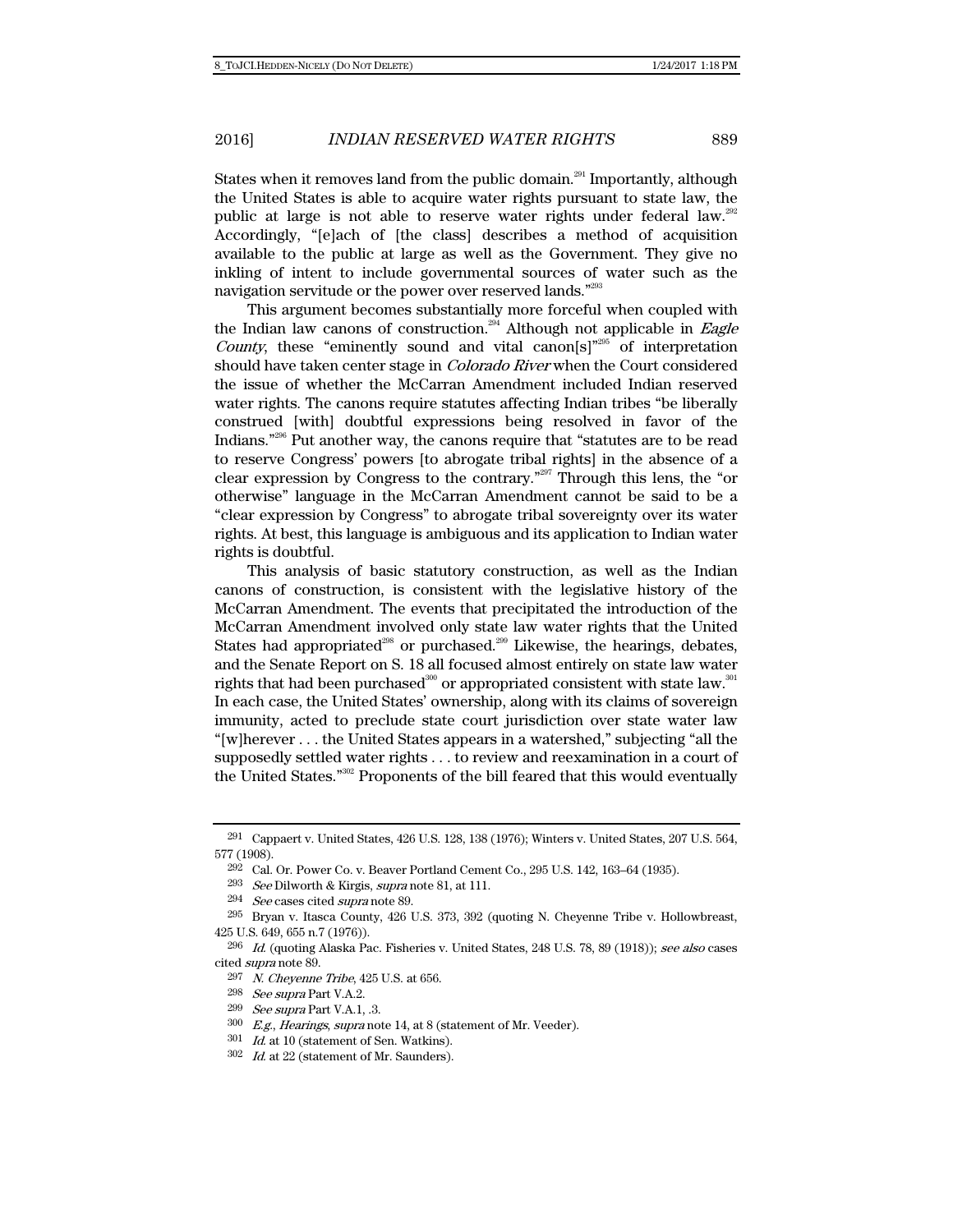States when it removes land from the public domain.[291] Importantly, although the United States is able to acquire water rights pursuant to state law, the public at large is not able to reserve water rights under federal law.[292] Accordingly, "[e]ach of [the class] describes a method of acquisition available to the public at large as well as the Government. They give no inkling of intent to include governmental sources of water such as the navigation servitude or the power over reserved lands."[293]

This argument becomes substantially more forceful when coupled with the Indian law canons of construction.[294] Although not applicable in *Eagle County*, these "eminently sound and vital canon[s]"[295] of interpretation should have taken center stage in *Colorado River* when the Court considered the issue of whether the McCarran Amendment included Indian reserved water rights. The canons require statutes affecting Indian tribes "be liberally construed [with] doubtful expressions being resolved in favor of the Indians."[296] Put another way, the canons require that "statutes are to be read to reserve Congress' powers [to abrogate tribal rights] in the absence of a clear expression by Congress to the contrary."[297] Through this lens, the "or otherwise" language in the McCarran Amendment cannot be said to be a "clear expression by Congress" to abrogate tribal sovereignty over its water rights. At best, this language is ambiguous and its application to Indian water rights is doubtful.

This analysis of basic statutory construction, as well as the Indian canons of construction, is consistent with the legislative history of the McCarran Amendment. The events that precipitated the introduction of the McCarran Amendment involved only state law water rights that the United States had appropriated[298] or purchased.[299] Likewise, the hearings, debates, and the Senate Report on S. 18 all focused almost entirely on state law water rights that had been purchased[300] or appropriated consistent with state law.[301] In each case, the United States' ownership, along with its claims of sovereign immunity, acted to preclude state court jurisdiction over state water law "[w]herever . . . the United States appears in a watershed," subjecting "all the supposedly settled water rights . . . to review and reexamination in a court of the United States."[302] Proponents of the bill feared that this would eventually

---

291 Cappaert v. United States, 426 U.S. 128, 138 (1976); Winters v. United States, 207 U.S. 564, 577 (1908).

292 Cal. Or. Power Co. v. Beaver Portland Cement Co., 295 U.S. 142, 163–64 (1935).

293 *See* Dilworth & Kirgis, *supra* note 81, at 111.

294 *See* cases cited *supra* note 89.

295 Bryan v. Itasca County, 426 U.S. 373, 392 (quoting N. Cheyenne Tribe v. Hollowbreast, 425 U.S. 649, 655 n.7 (1976)).

296 *Id.* (quoting Alaska Pac. Fisheries v. United States, 248 U.S. 78, 89 (1918)); *see also* cases cited *supra* note 89.

297 *N. Cheyenne Tribe*, 425 U.S. at 656.

298 *See supra* Part V.A.2.

299 *See supra* Part V.A.1, .3.

300 *E.g.*, *Hearings*, *supra* note 14, at 8 (statement of Mr. Veeder).

301 *Id.* at 10 (statement of Sen. Watkins).

302 *Id.* at 22 (statement of Mr. Saunders).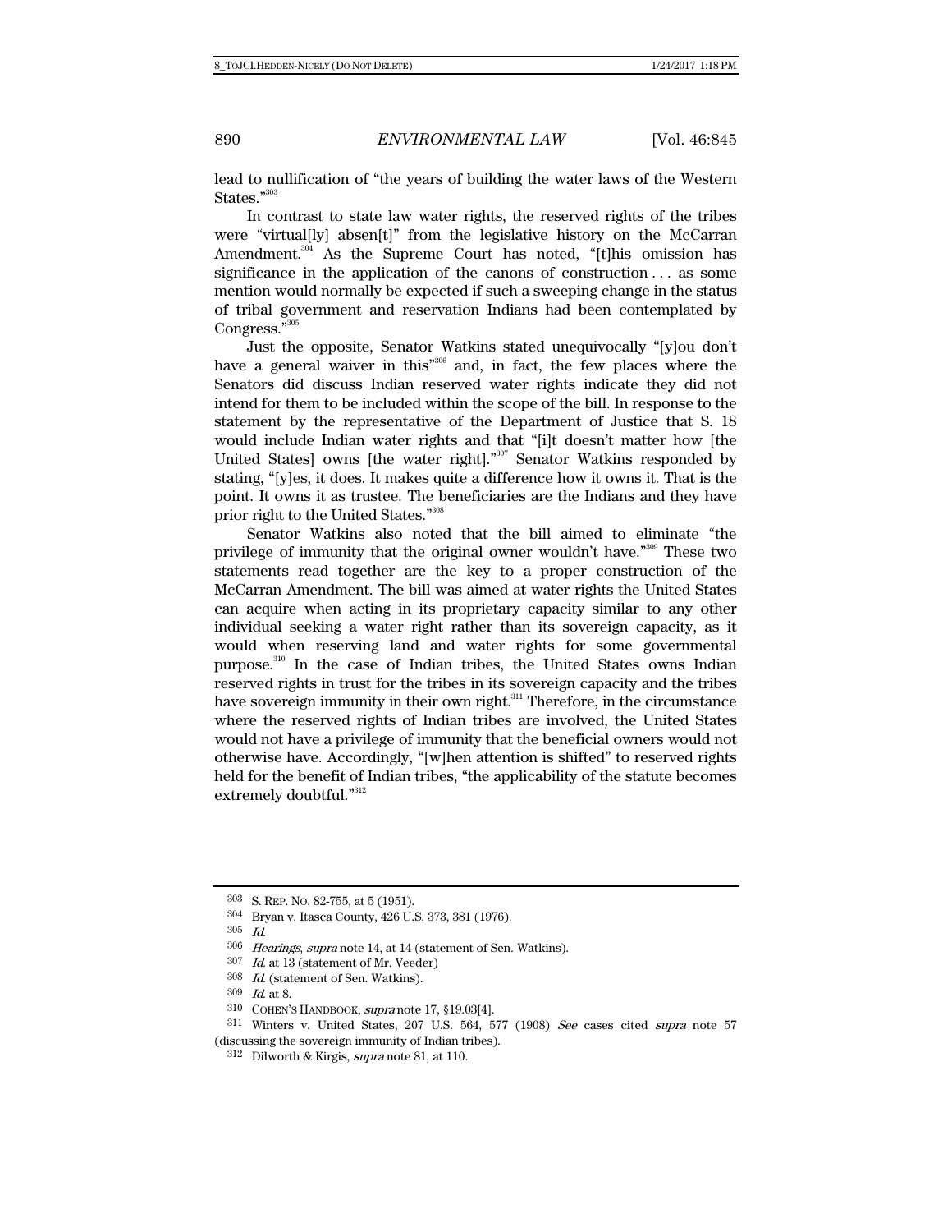lead to nullification of "the years of building the water laws of the Western States."[303]

In contrast to state law water rights, the reserved rights of the tribes were "virtual[ly] absen[t]" from the legislative history on the McCarran Amendment.[304] As the Supreme Court has noted, "[t]his omission has significance in the application of the canons of construction . . . as some mention would normally be expected if such a sweeping change in the status of tribal government and reservation Indians had been contemplated by Congress."[305]

Just the opposite, Senator Watkins stated unequivocally "[y]ou don't have a general waiver in this"[306] and, in fact, the few places where the Senators did discuss Indian reserved water rights indicate they did not intend for them to be included within the scope of the bill. In response to the statement by the representative of the Department of Justice that S. 18 would include Indian water rights and that "[i]t doesn't matter how [the United States] owns [the water right]."[307] Senator Watkins responded by stating, "[y]es, it does. It makes quite a difference how it owns it. That is the point. It owns it as trustee. The beneficiaries are the Indians and they have prior right to the United States."[308]

Senator Watkins also noted that the bill aimed to eliminate "the privilege of immunity that the original owner wouldn't have."[309] These two statements read together are the key to a proper construction of the McCarran Amendment. The bill was aimed at water rights the United States can acquire when acting in its proprietary capacity similar to any other individual seeking a water right rather than its sovereign capacity, as it would when reserving land and water rights for some governmental purpose.[310] In the case of Indian tribes, the United States owns Indian reserved rights in trust for the tribes in its sovereign capacity and the tribes have sovereign immunity in their own right.[311] Therefore, in the circumstance where the reserved rights of Indian tribes are involved, the United States would not have a privilege of immunity that the beneficial owners would not otherwise have. Accordingly, "[w]hen attention is shifted" to reserved rights held for the benefit of Indian tribes, "the applicability of the statute becomes extremely doubtful."[312]

---

303 S. REP. NO. 82-755, at 5 (1951).

304 Bryan v. Itasca County, 426 U.S. 373, 381 (1976).

305 *Id.*

306 *Hearings*, *supra* note 14, at 14 (statement of Sen. Watkins).

307 *Id.* at 13 (statement of Mr. Veeder)

308 *Id.* (statement of Sen. Watkins).

309 *Id.* at 8.

310 COHEN'S HANDBOOK, *supra* note 17, §19.03[4].

311 Winters v. United States, 207 U.S. 564, 577 (1908) *See* cases cited *supra* note 57 (discussing the sovereign immunity of Indian tribes).

312 Dilworth & Kirgis, *supra* note 81, at 110.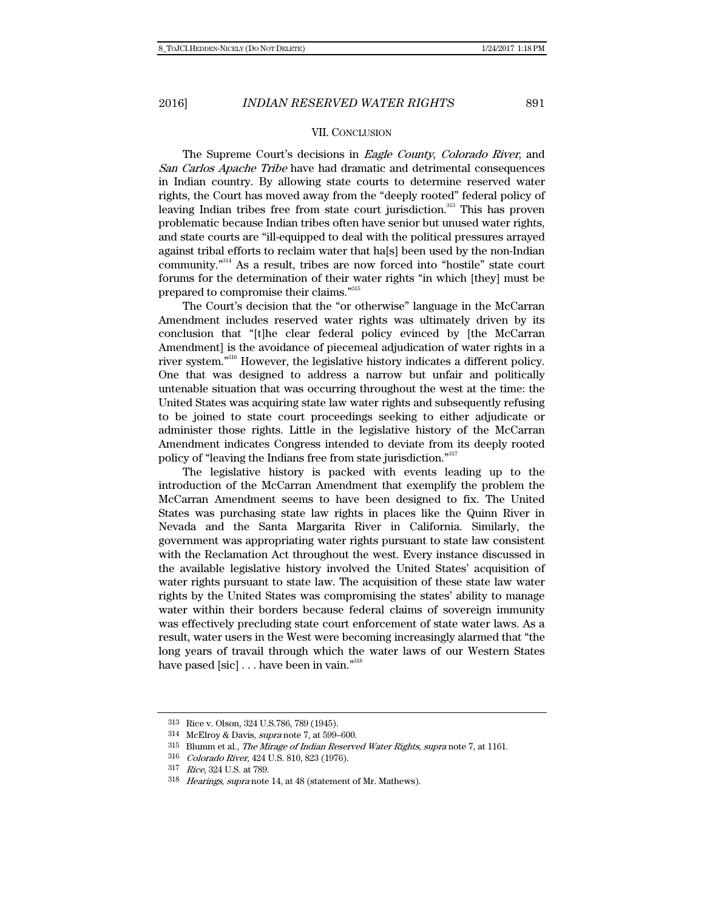## VII. Conclusion

The Supreme Court's decisions in *Eagle County*, *Colorado River*, and *San Carlos Apache Tribe* have had dramatic and detrimental consequences in Indian country. By allowing state courts to determine reserved water rights, the Court has moved away from the "deeply rooted" federal policy of leaving Indian tribes free from state court jurisdiction.[313] This has proven problematic because Indian tribes often have senior but unused water rights, and state courts are "ill-equipped to deal with the political pressures arrayed against tribal efforts to reclaim water that ha[s] been used by the non-Indian community."[314] As a result, tribes are now forced into "hostile" state court forums for the determination of their water rights "in which [they] must be prepared to compromise their claims."[315]

The Court's decision that the "or otherwise" language in the McCarran Amendment includes reserved water rights was ultimately driven by its conclusion that "[t]he clear federal policy evinced by [the McCarran Amendment] is the avoidance of piecemeal adjudication of water rights in a river system."[316] However, the legislative history indicates a different policy. One that was designed to address a narrow but unfair and politically untenable situation that was occurring throughout the west at the time: the United States was acquiring state law water rights and subsequently refusing to be joined to state court proceedings seeking to either adjudicate or administer those rights. Little in the legislative history of the McCarran Amendment indicates Congress intended to deviate from its deeply rooted policy of "leaving the Indians free from state jurisdiction."[317]

The legislative history is packed with events leading up to the introduction of the McCarran Amendment that exemplify the problem the McCarran Amendment seems to have been designed to fix. The United States was purchasing state law rights in places like the Quinn River in Nevada and the Santa Margarita River in California. Similarly, the government was appropriating water rights pursuant to state law consistent with the Reclamation Act throughout the west. Every instance discussed in the available legislative history involved the United States' acquisition of water rights pursuant to state law. The acquisition of these state law water rights by the United States was compromising the states' ability to manage water within their borders because federal claims of sovereign immunity was effectively precluding state court enforcement of state water laws. As a result, water users in the West were becoming increasingly alarmed that "the long years of travail through which the water laws of our Western States have pased [sic] . . . have been in vain."[318]

---

313 Rice v. Olson, 324 U.S.786, 789 (1945).

314 McElroy & Davis, *supra* note 7, at 599–600.

315 Blumm et al., *The Mirage of Indian Reserved Water Rights*, *supra* note 7, at 1161.

316 *Colorado River*, 424 U.S. 810, 823 (1976).

317 *Rice*, 324 U.S. at 789.

318 *Hearings*, *supra* note 14, at 48 (statement of Mr. Mathews).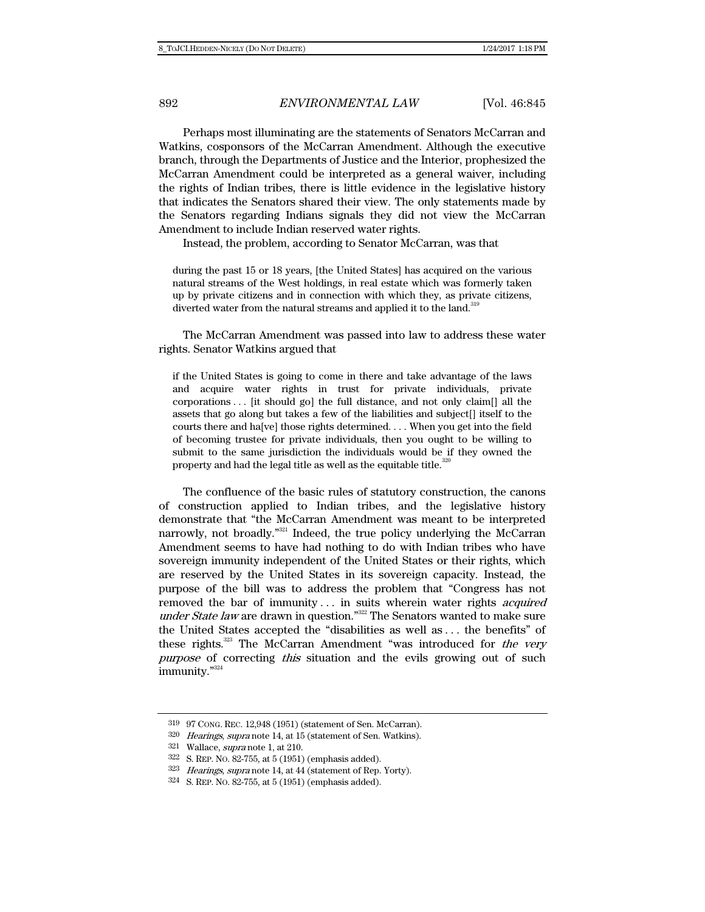Perhaps most illuminating are the statements of Senators McCarran and Watkins, cosponsors of the McCarran Amendment. Although the executive branch, through the Departments of Justice and the Interior, prophesized the McCarran Amendment could be interpreted as a general waiver, including the rights of Indian tribes, there is little evidence in the legislative history that indicates the Senators shared their view. The only statements made by the Senators regarding Indians signals they did not view the McCarran Amendment to include Indian reserved water rights.

Instead, the problem, according to Senator McCarran, was that

> during the past 15 or 18 years, [the United States] has acquired on the various natural streams of the West holdings, in real estate which was formerly taken up by private citizens and in connection with which they, as private citizens, diverted water from the natural streams and applied it to the land.[319]

The McCarran Amendment was passed into law to address these water rights. Senator Watkins argued that

> if the United States is going to come in there and take advantage of the laws and acquire water rights in trust for private individuals, private corporations . . . [it should go] the full distance, and not only claim[] all the assets that go along but takes a few of the liabilities and subject[] itself to the courts there and ha[ve] those rights determined. . . . When you get into the field of becoming trustee for private individuals, then you ought to be willing to submit to the same jurisdiction the individuals would be if they owned the property and had the legal title as well as the equitable title.[320]

The confluence of the basic rules of statutory construction, the canons of construction applied to Indian tribes, and the legislative history demonstrate that "the McCarran Amendment was meant to be interpreted narrowly, not broadly."[321] Indeed, the true policy underlying the McCarran Amendment seems to have had nothing to do with Indian tribes who have sovereign immunity independent of the United States or their rights, which are reserved by the United States in its sovereign capacity. Instead, the purpose of the bill was to address the problem that "Congress has not removed the bar of immunity . . . in suits wherein water rights *acquired under State law* are drawn in question."[322] The Senators wanted to make sure the United States accepted the "disabilities as well as . . . the benefits" of these rights.[323] The McCarran Amendment "was introduced for *the very purpose* of correcting *this* situation and the evils growing out of such immunity."[324]

---

319 97 CONG. REC. 12,948 (1951) (statement of Sen. McCarran).

320 *Hearings*, *supra* note 14, at 15 (statement of Sen. Watkins).

321 Wallace, *supra* note 1, at 210.

322 S. REP. NO. 82-755, at 5 (1951) (emphasis added).

323 *Hearings*, *supra* note 14, at 44 (statement of Rep. Yorty).

324 S. REP. NO. 82-755, at 5 (1951) (emphasis added).